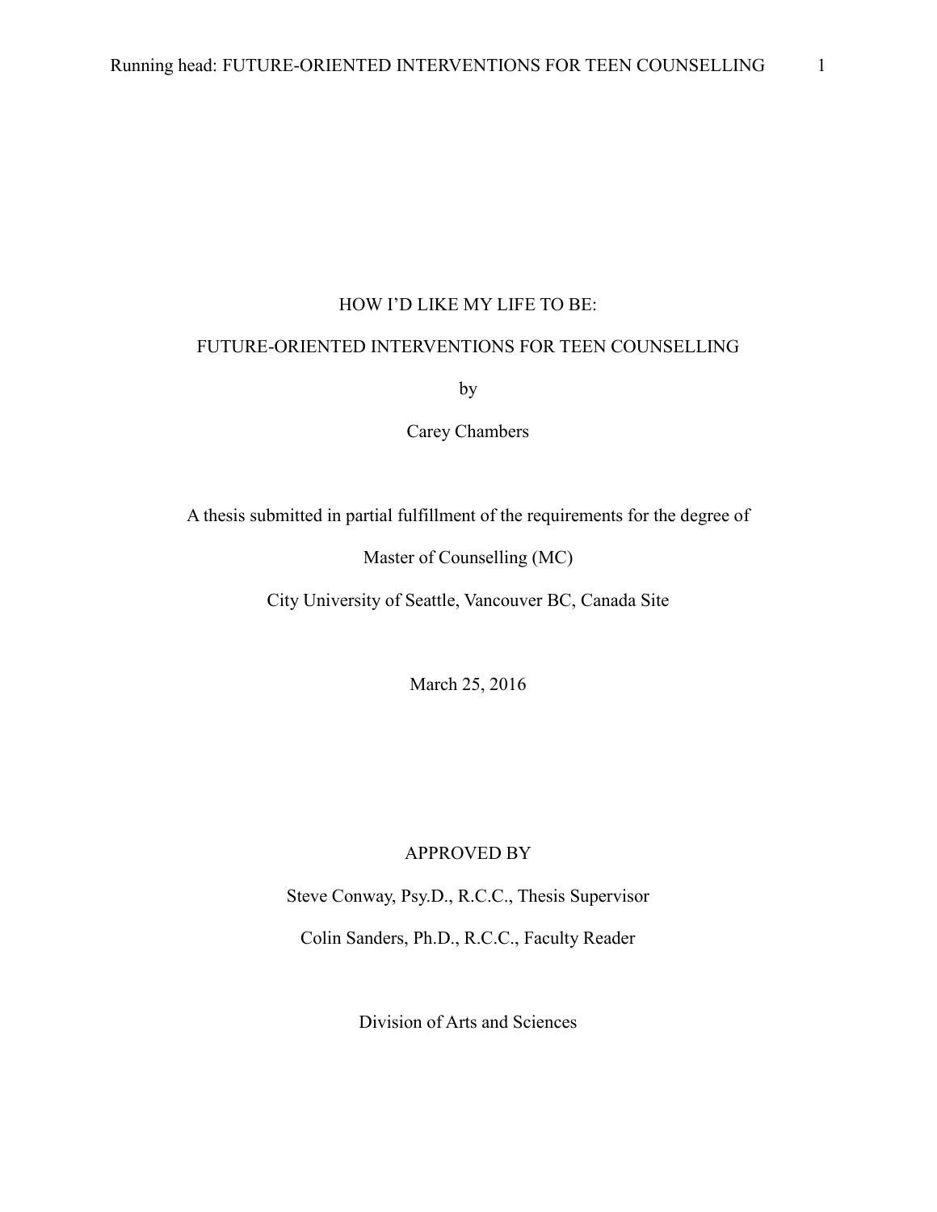# HOW I'D LIKE MY LIFE TO BE:

## FUTURE-ORIENTED INTERVENTIONS FOR TEEN COUNSELLING

by

Carey Chambers

A thesis submitted in partial fulfillment of the requirements for the degree of

Master of Counselling (MC)

City University of Seattle, Vancouver BC, Canada Site

March 25, 2016

APPROVED BY

Steve Conway, Psy.D., R.C.C., Thesis Supervisor

Colin Sanders, Ph.D., R.C.C., Faculty Reader

Division of Arts and Sciences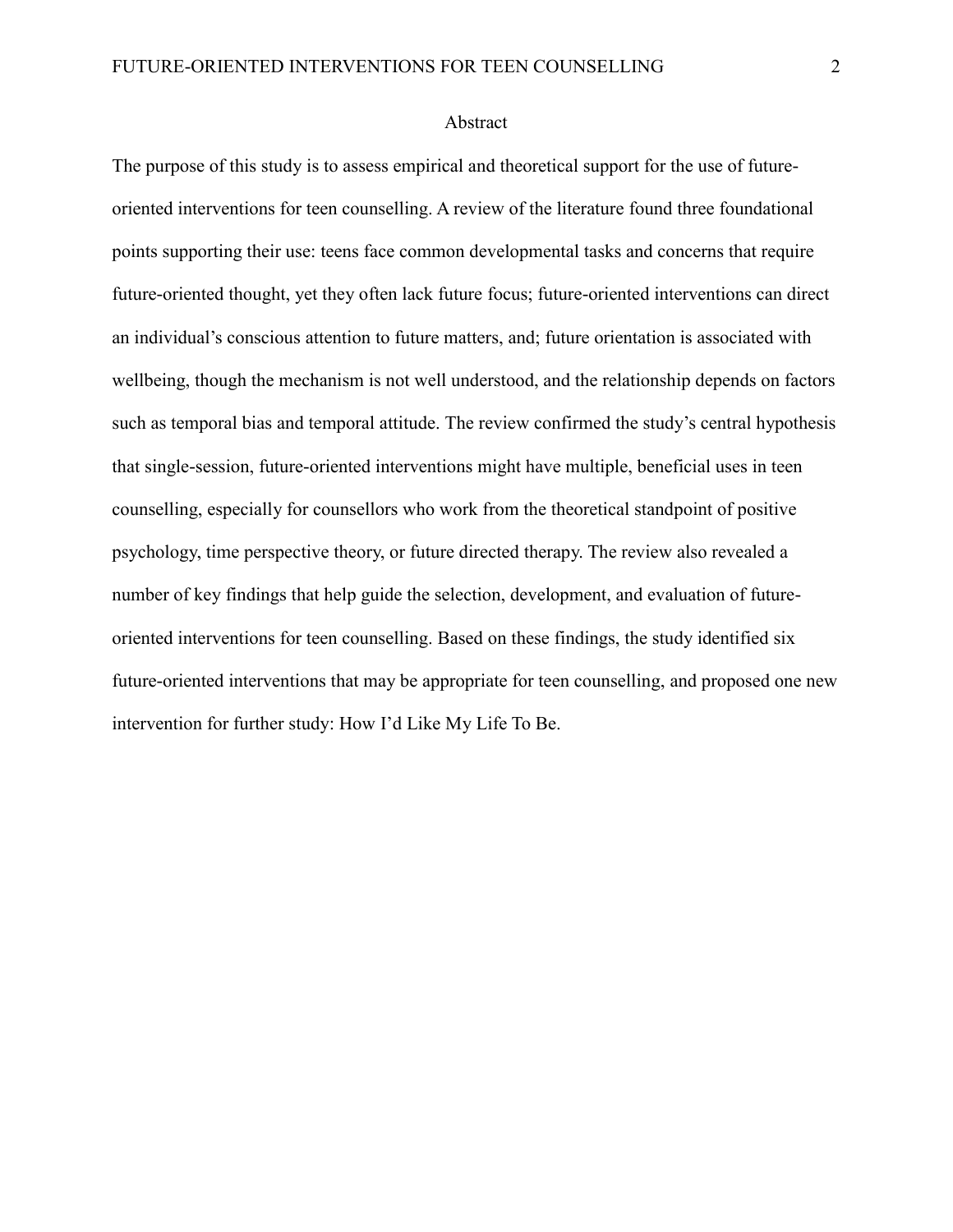# Abstract

The purpose of this study is to assess empirical and theoretical support for the use of future-oriented interventions for teen counselling. A review of the literature found three foundational points supporting their use: teens face common developmental tasks and concerns that require future-oriented thought, yet they often lack future focus; future-oriented interventions can direct an individual's conscious attention to future matters, and; future orientation is associated with wellbeing, though the mechanism is not well understood, and the relationship depends on factors such as temporal bias and temporal attitude. The review confirmed the study's central hypothesis that single-session, future-oriented interventions might have multiple, beneficial uses in teen counselling, especially for counsellors who work from the theoretical standpoint of positive psychology, time perspective theory, or future directed therapy. The review also revealed a number of key findings that help guide the selection, development, and evaluation of future-oriented interventions for teen counselling. Based on these findings, the study identified six future-oriented interventions that may be appropriate for teen counselling, and proposed one new intervention for further study: How I'd Like My Life To Be.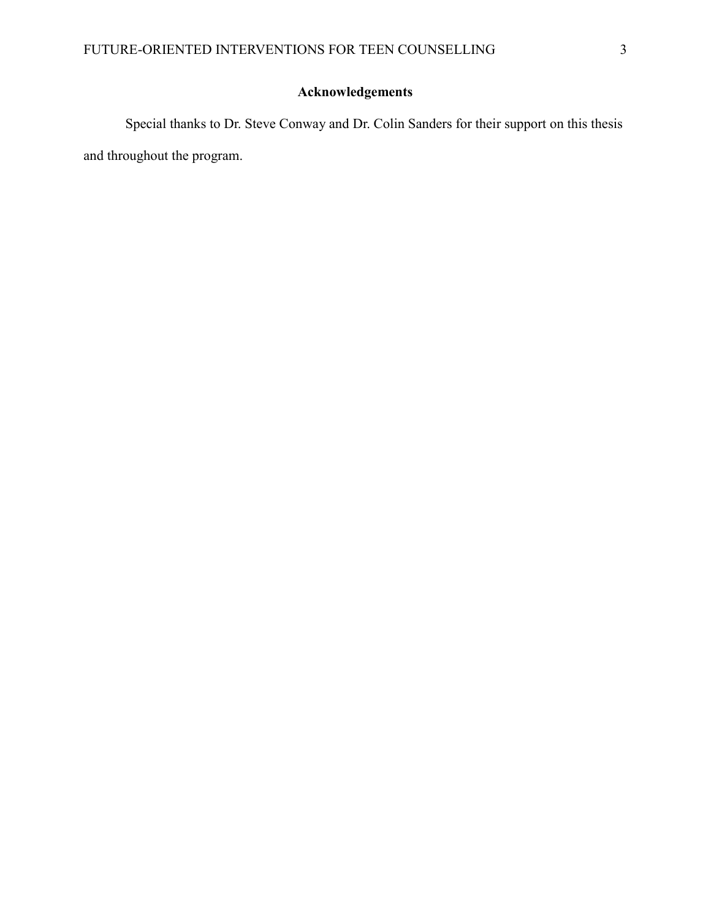## Acknowledgements

Special thanks to Dr. Steve Conway and Dr. Colin Sanders for their support on this thesis and throughout the program.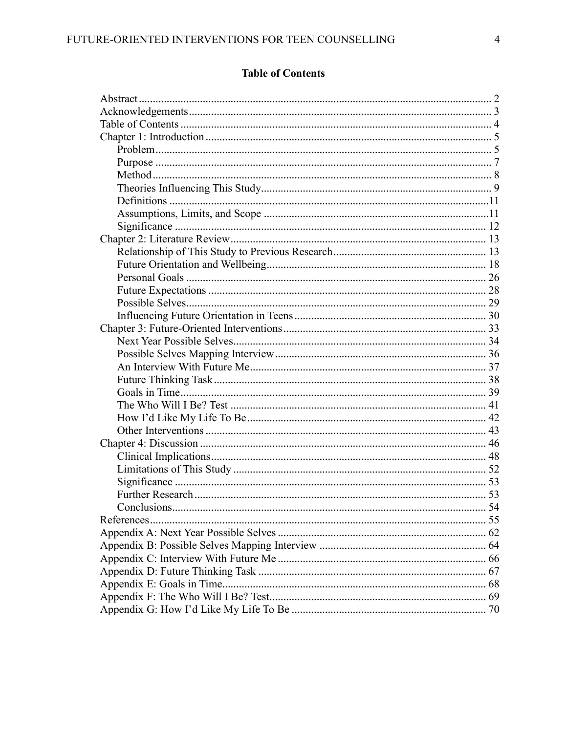# Table of Contents

Abstract ..... 2
Acknowledgements ..... 3
Table of Contents ..... 4
Chapter 1: Introduction ..... 5
- Problem ..... 5
- Purpose ..... 7
- Method ..... 8
- Theories Influencing This Study ..... 9
- Definitions ..... 11
- Assumptions, Limits, and Scope ..... 11
- Significance ..... 12

Chapter 2: Literature Review ..... 13
- Relationship of This Study to Previous Research ..... 13
- Future Orientation and Wellbeing ..... 18
- Personal Goals ..... 26
- Future Expectations ..... 28
- Possible Selves ..... 29
- Influencing Future Orientation in Teens ..... 30

Chapter 3: Future-Oriented Interventions ..... 33
- Next Year Possible Selves ..... 34
- Possible Selves Mapping Interview ..... 36
- An Interview With Future Me ..... 37
- Future Thinking Task ..... 38
- Goals in Time ..... 39
- The Who Will I Be? Test ..... 41
- How I'd Like My Life To Be ..... 42
- Other Interventions ..... 43

Chapter 4: Discussion ..... 46
- Clinical Implications ..... 48
- Limitations of This Study ..... 52
- Significance ..... 53
- Further Research ..... 53
- Conclusions ..... 54

References ..... 55
Appendix A: Next Year Possible Selves ..... 62
Appendix B: Possible Selves Mapping Interview ..... 64
Appendix C: Interview With Future Me ..... 66
Appendix D: Future Thinking Task ..... 67
Appendix E: Goals in Time ..... 68
Appendix F: The Who Will I Be? Test ..... 69
Appendix G: How I'd Like My Life To Be ..... 70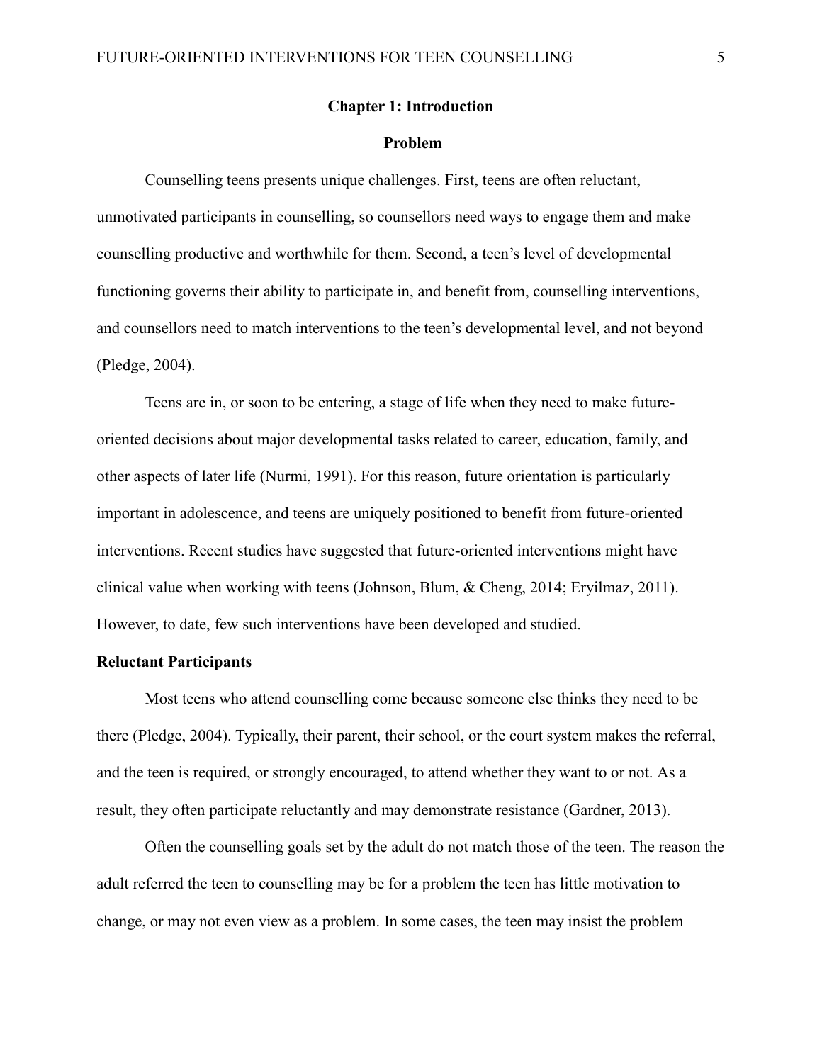# Chapter 1: Introduction

## Problem

Counselling teens presents unique challenges. First, teens are often reluctant, unmotivated participants in counselling, so counsellors need ways to engage them and make counselling productive and worthwhile for them. Second, a teen's level of developmental functioning governs their ability to participate in, and benefit from, counselling interventions, and counsellors need to match interventions to the teen's developmental level, and not beyond (Pledge, 2004).

Teens are in, or soon to be entering, a stage of life when they need to make future-oriented decisions about major developmental tasks related to career, education, family, and other aspects of later life (Nurmi, 1991). For this reason, future orientation is particularly important in adolescence, and teens are uniquely positioned to benefit from future-oriented interventions. Recent studies have suggested that future-oriented interventions might have clinical value when working with teens (Johnson, Blum, & Cheng, 2014; Eryilmaz, 2011). However, to date, few such interventions have been developed and studied.

### Reluctant Participants

Most teens who attend counselling come because someone else thinks they need to be there (Pledge, 2004). Typically, their parent, their school, or the court system makes the referral, and the teen is required, or strongly encouraged, to attend whether they want to or not. As a result, they often participate reluctantly and may demonstrate resistance (Gardner, 2013).

Often the counselling goals set by the adult do not match those of the teen. The reason the adult referred the teen to counselling may be for a problem the teen has little motivation to change, or may not even view as a problem. In some cases, the teen may insist the problem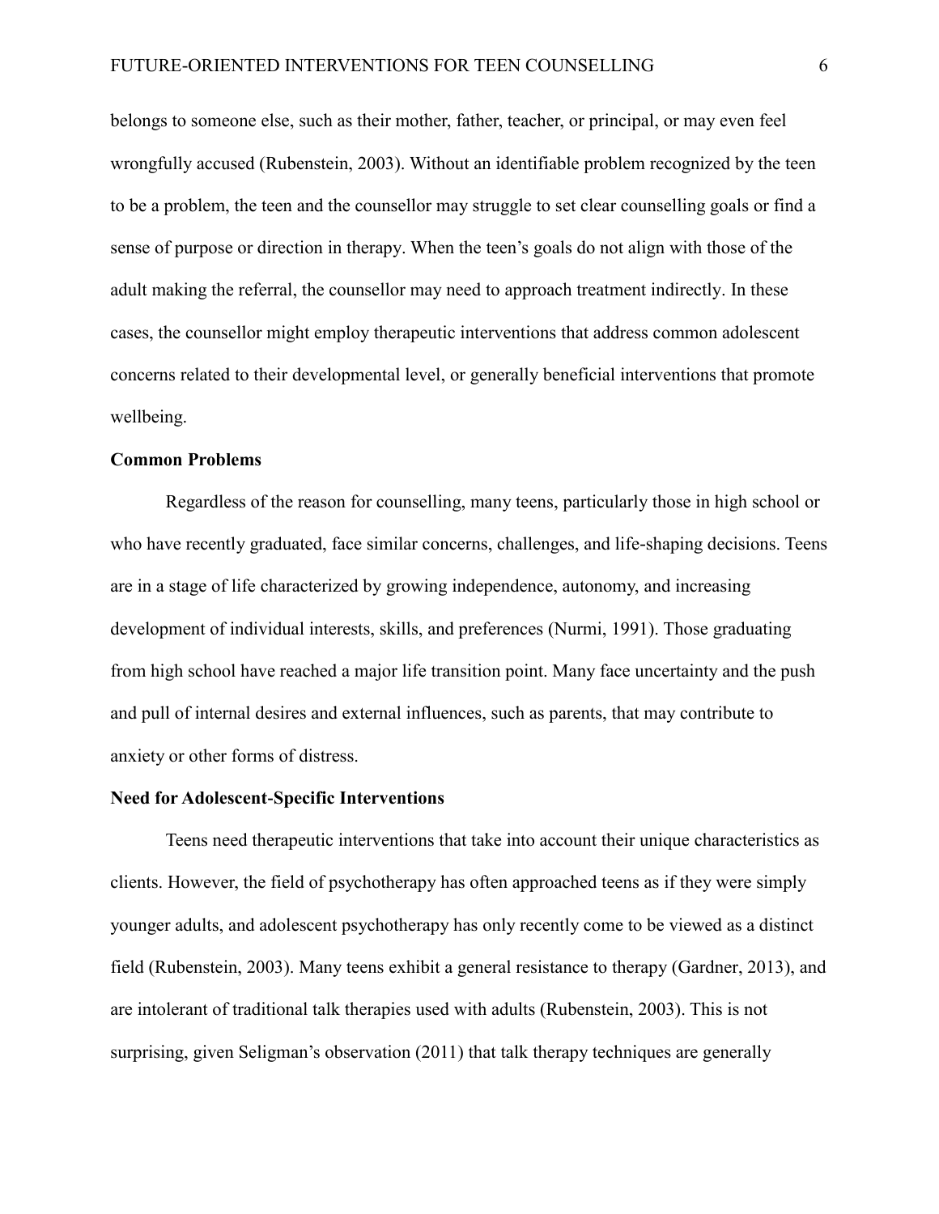belongs to someone else, such as their mother, father, teacher, or principal, or may even feel wrongfully accused (Rubenstein, 2003). Without an identifiable problem recognized by the teen to be a problem, the teen and the counsellor may struggle to set clear counselling goals or find a sense of purpose or direction in therapy. When the teen's goals do not align with those of the adult making the referral, the counsellor may need to approach treatment indirectly. In these cases, the counsellor might employ therapeutic interventions that address common adolescent concerns related to their developmental level, or generally beneficial interventions that promote wellbeing.

## Common Problems

Regardless of the reason for counselling, many teens, particularly those in high school or who have recently graduated, face similar concerns, challenges, and life-shaping decisions. Teens are in a stage of life characterized by growing independence, autonomy, and increasing development of individual interests, skills, and preferences (Nurmi, 1991). Those graduating from high school have reached a major life transition point. Many face uncertainty and the push and pull of internal desires and external influences, such as parents, that may contribute to anxiety or other forms of distress.

## Need for Adolescent-Specific Interventions

Teens need therapeutic interventions that take into account their unique characteristics as clients. However, the field of psychotherapy has often approached teens as if they were simply younger adults, and adolescent psychotherapy has only recently come to be viewed as a distinct field (Rubenstein, 2003). Many teens exhibit a general resistance to therapy (Gardner, 2013), and are intolerant of traditional talk therapies used with adults (Rubenstein, 2003). This is not surprising, given Seligman's observation (2011) that talk therapy techniques are generally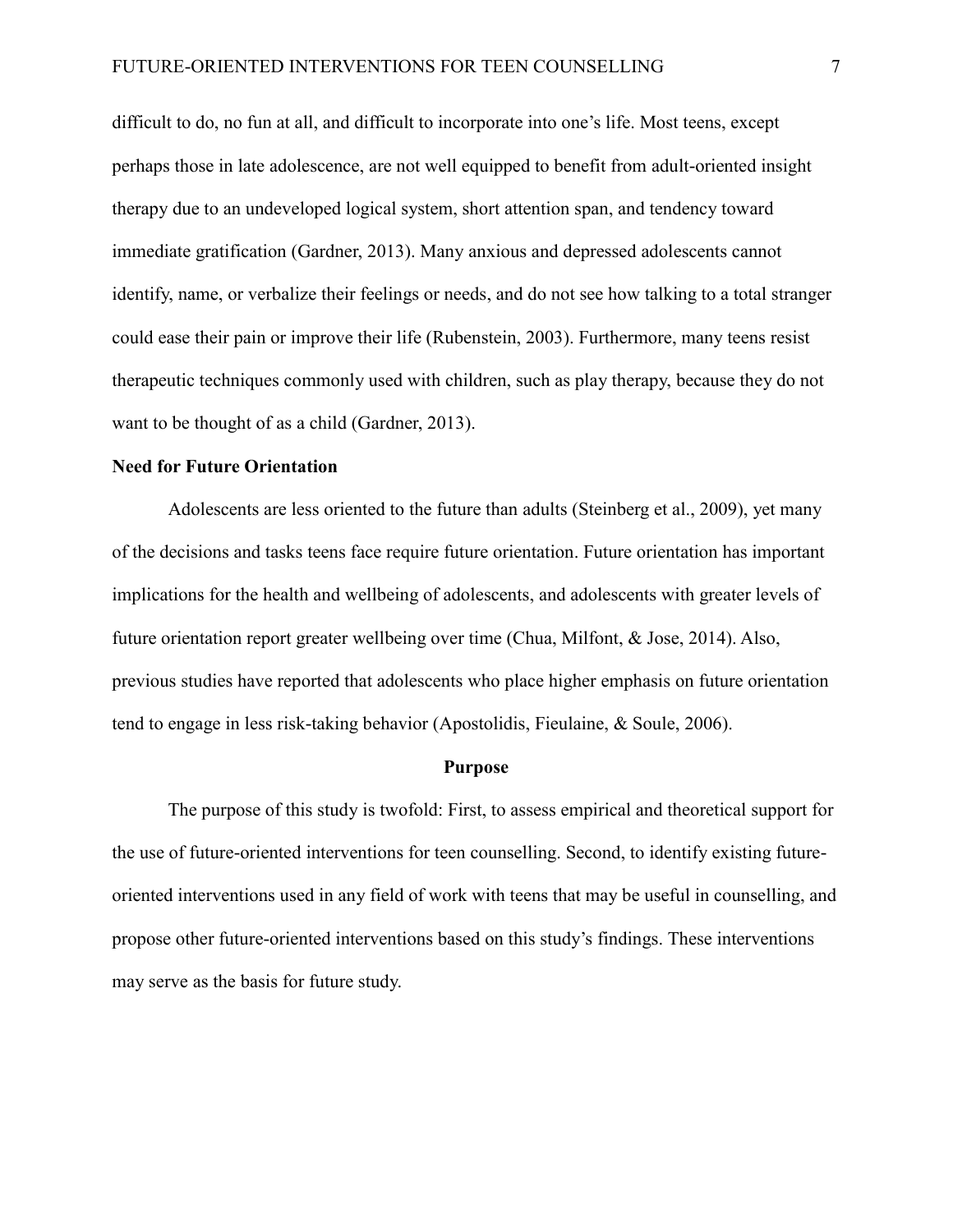difficult to do, no fun at all, and difficult to incorporate into one's life. Most teens, except perhaps those in late adolescence, are not well equipped to benefit from adult-oriented insight therapy due to an undeveloped logical system, short attention span, and tendency toward immediate gratification (Gardner, 2013). Many anxious and depressed adolescents cannot identify, name, or verbalize their feelings or needs, and do not see how talking to a total stranger could ease their pain or improve their life (Rubenstein, 2003). Furthermore, many teens resist therapeutic techniques commonly used with children, such as play therapy, because they do not want to be thought of as a child (Gardner, 2013).

### Need for Future Orientation

Adolescents are less oriented to the future than adults (Steinberg et al., 2009), yet many of the decisions and tasks teens face require future orientation. Future orientation has important implications for the health and wellbeing of adolescents, and adolescents with greater levels of future orientation report greater wellbeing over time (Chua, Milfont, & Jose, 2014). Also, previous studies have reported that adolescents who place higher emphasis on future orientation tend to engage in less risk-taking behavior (Apostolidis, Fieulaine, & Soule, 2006).

## Purpose

The purpose of this study is twofold: First, to assess empirical and theoretical support for the use of future-oriented interventions for teen counselling. Second, to identify existing future-oriented interventions used in any field of work with teens that may be useful in counselling, and propose other future-oriented interventions based on this study's findings. These interventions may serve as the basis for future study.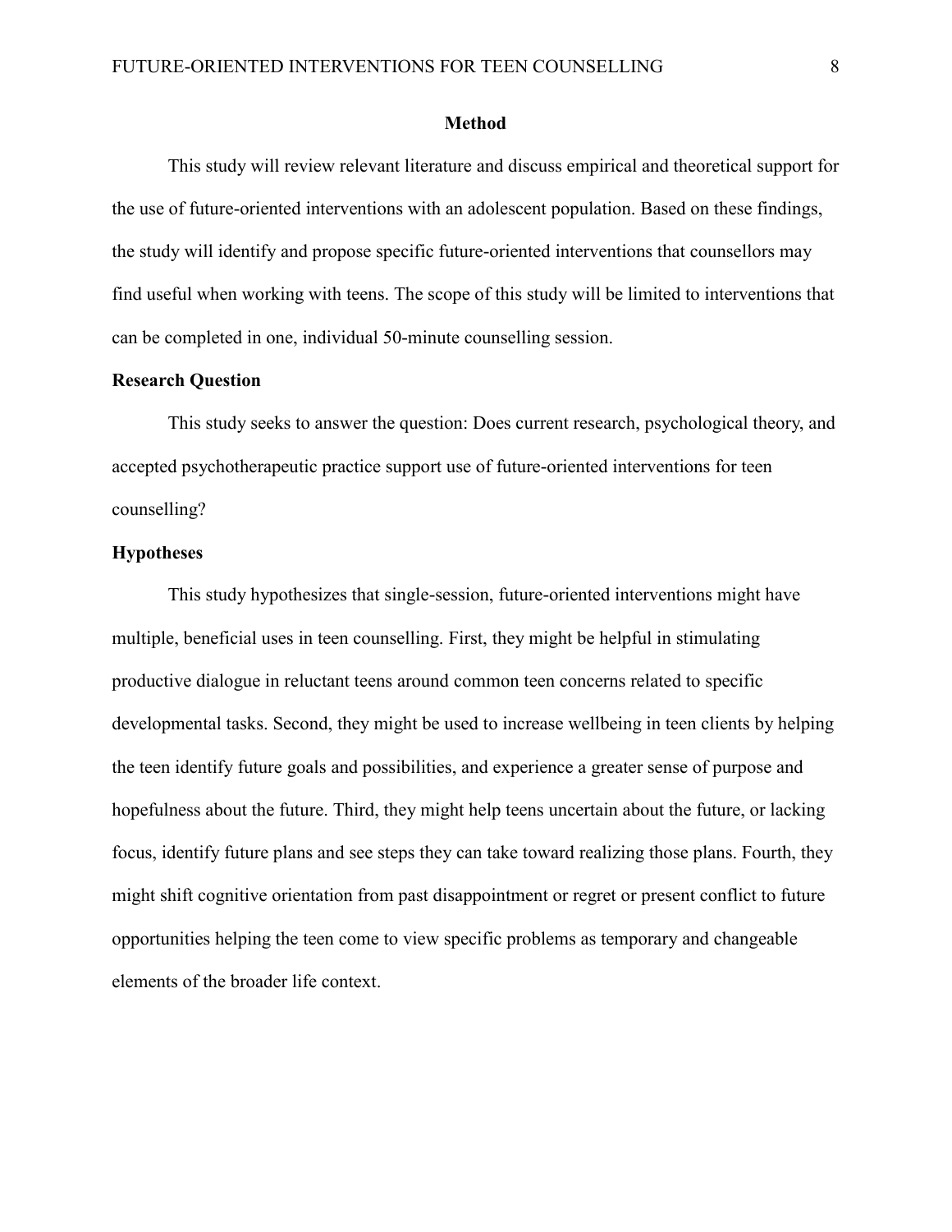## Method

This study will review relevant literature and discuss empirical and theoretical support for the use of future-oriented interventions with an adolescent population. Based on these findings, the study will identify and propose specific future-oriented interventions that counsellors may find useful when working with teens. The scope of this study will be limited to interventions that can be completed in one, individual 50-minute counselling session.

### Research Question

This study seeks to answer the question: Does current research, psychological theory, and accepted psychotherapeutic practice support use of future-oriented interventions for teen counselling?

### Hypotheses

This study hypothesizes that single-session, future-oriented interventions might have multiple, beneficial uses in teen counselling. First, they might be helpful in stimulating productive dialogue in reluctant teens around common teen concerns related to specific developmental tasks. Second, they might be used to increase wellbeing in teen clients by helping the teen identify future goals and possibilities, and experience a greater sense of purpose and hopefulness about the future. Third, they might help teens uncertain about the future, or lacking focus, identify future plans and see steps they can take toward realizing those plans. Fourth, they might shift cognitive orientation from past disappointment or regret or present conflict to future opportunities helping the teen come to view specific problems as temporary and changeable elements of the broader life context.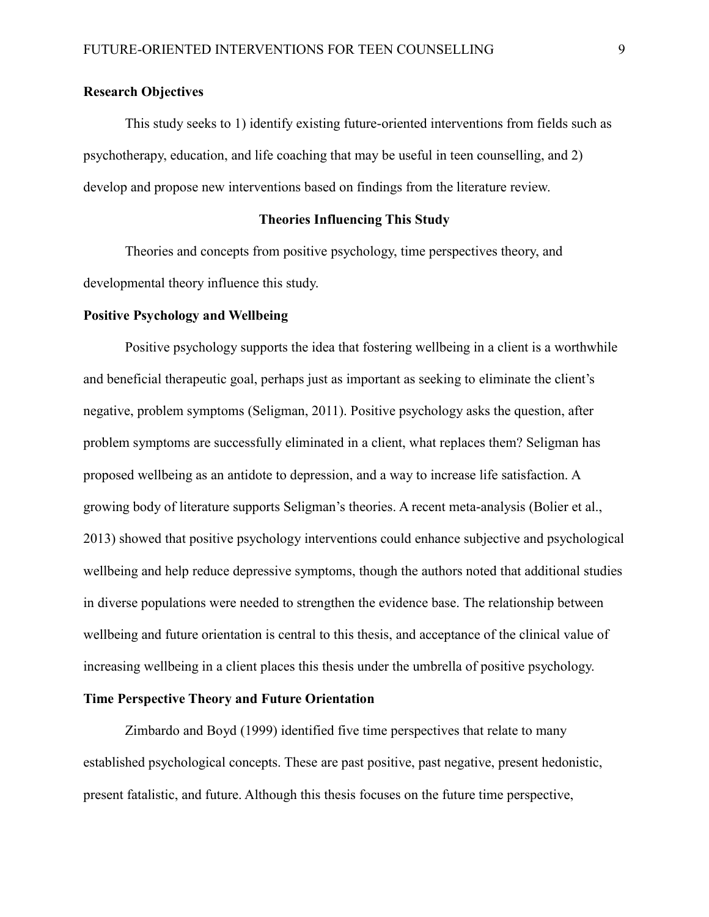### Research Objectives

This study seeks to 1) identify existing future-oriented interventions from fields such as psychotherapy, education, and life coaching that may be useful in teen counselling, and 2) develop and propose new interventions based on findings from the literature review.

## Theories Influencing This Study

Theories and concepts from positive psychology, time perspectives theory, and developmental theory influence this study.

### Positive Psychology and Wellbeing

Positive psychology supports the idea that fostering wellbeing in a client is a worthwhile and beneficial therapeutic goal, perhaps just as important as seeking to eliminate the client's negative, problem symptoms (Seligman, 2011). Positive psychology asks the question, after problem symptoms are successfully eliminated in a client, what replaces them? Seligman has proposed wellbeing as an antidote to depression, and a way to increase life satisfaction. A growing body of literature supports Seligman's theories. A recent meta-analysis (Bolier et al., 2013) showed that positive psychology interventions could enhance subjective and psychological wellbeing and help reduce depressive symptoms, though the authors noted that additional studies in diverse populations were needed to strengthen the evidence base. The relationship between wellbeing and future orientation is central to this thesis, and acceptance of the clinical value of increasing wellbeing in a client places this thesis under the umbrella of positive psychology.

### Time Perspective Theory and Future Orientation

Zimbardo and Boyd (1999) identified five time perspectives that relate to many established psychological concepts. These are past positive, past negative, present hedonistic, present fatalistic, and future. Although this thesis focuses on the future time perspective,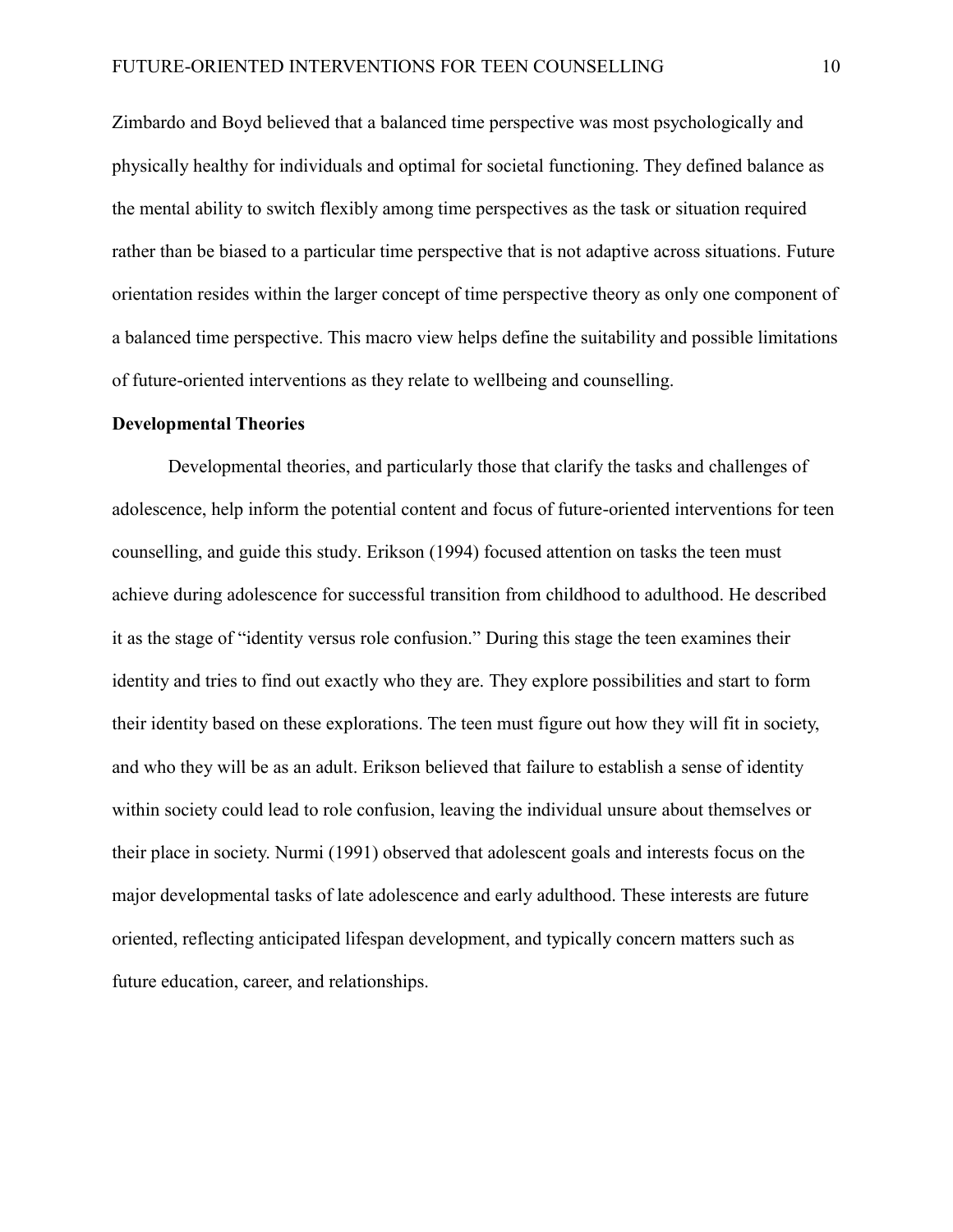Zimbardo and Boyd believed that a balanced time perspective was most psychologically and physically healthy for individuals and optimal for societal functioning. They defined balance as the mental ability to switch flexibly among time perspectives as the task or situation required rather than be biased to a particular time perspective that is not adaptive across situations. Future orientation resides within the larger concept of time perspective theory as only one component of a balanced time perspective. This macro view helps define the suitability and possible limitations of future-oriented interventions as they relate to wellbeing and counselling.

### Developmental Theories

Developmental theories, and particularly those that clarify the tasks and challenges of adolescence, help inform the potential content and focus of future-oriented interventions for teen counselling, and guide this study. Erikson (1994) focused attention on tasks the teen must achieve during adolescence for successful transition from childhood to adulthood. He described it as the stage of "identity versus role confusion." During this stage the teen examines their identity and tries to find out exactly who they are. They explore possibilities and start to form their identity based on these explorations. The teen must figure out how they will fit in society, and who they will be as an adult. Erikson believed that failure to establish a sense of identity within society could lead to role confusion, leaving the individual unsure about themselves or their place in society. Nurmi (1991) observed that adolescent goals and interests focus on the major developmental tasks of late adolescence and early adulthood. These interests are future oriented, reflecting anticipated lifespan development, and typically concern matters such as future education, career, and relationships.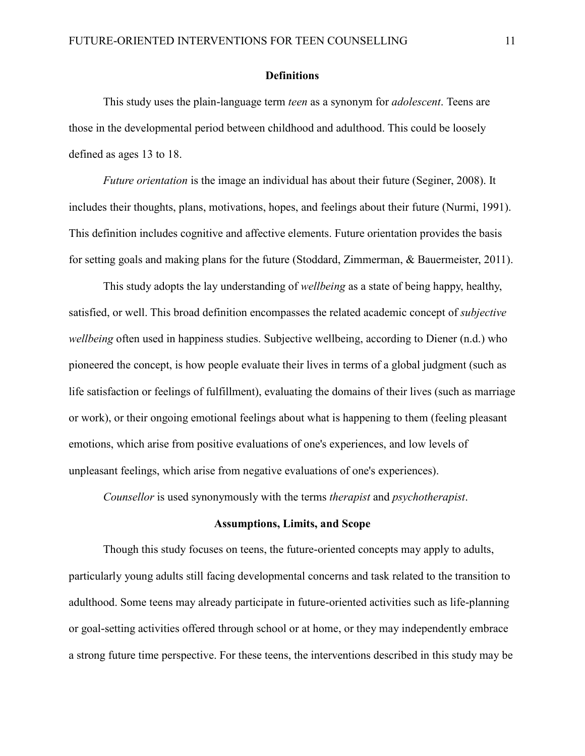## Definitions

This study uses the plain-language term *teen* as a synonym for *adolescent*. Teens are those in the developmental period between childhood and adulthood. This could be loosely defined as ages 13 to 18.

*Future orientation* is the image an individual has about their future (Seginer, 2008). It includes their thoughts, plans, motivations, hopes, and feelings about their future (Nurmi, 1991). This definition includes cognitive and affective elements. Future orientation provides the basis for setting goals and making plans for the future (Stoddard, Zimmerman, & Bauermeister, 2011).

This study adopts the lay understanding of *wellbeing* as a state of being happy, healthy, satisfied, or well. This broad definition encompasses the related academic concept of *subjective wellbeing* often used in happiness studies. Subjective wellbeing, according to Diener (n.d.) who pioneered the concept, is how people evaluate their lives in terms of a global judgment (such as life satisfaction or feelings of fulfillment), evaluating the domains of their lives (such as marriage or work), or their ongoing emotional feelings about what is happening to them (feeling pleasant emotions, which arise from positive evaluations of one's experiences, and low levels of unpleasant feelings, which arise from negative evaluations of one's experiences).

*Counsellor* is used synonymously with the terms *therapist* and *psychotherapist*.

## Assumptions, Limits, and Scope

Though this study focuses on teens, the future-oriented concepts may apply to adults, particularly young adults still facing developmental concerns and task related to the transition to adulthood. Some teens may already participate in future-oriented activities such as life-planning or goal-setting activities offered through school or at home, or they may independently embrace a strong future time perspective. For these teens, the interventions described in this study may be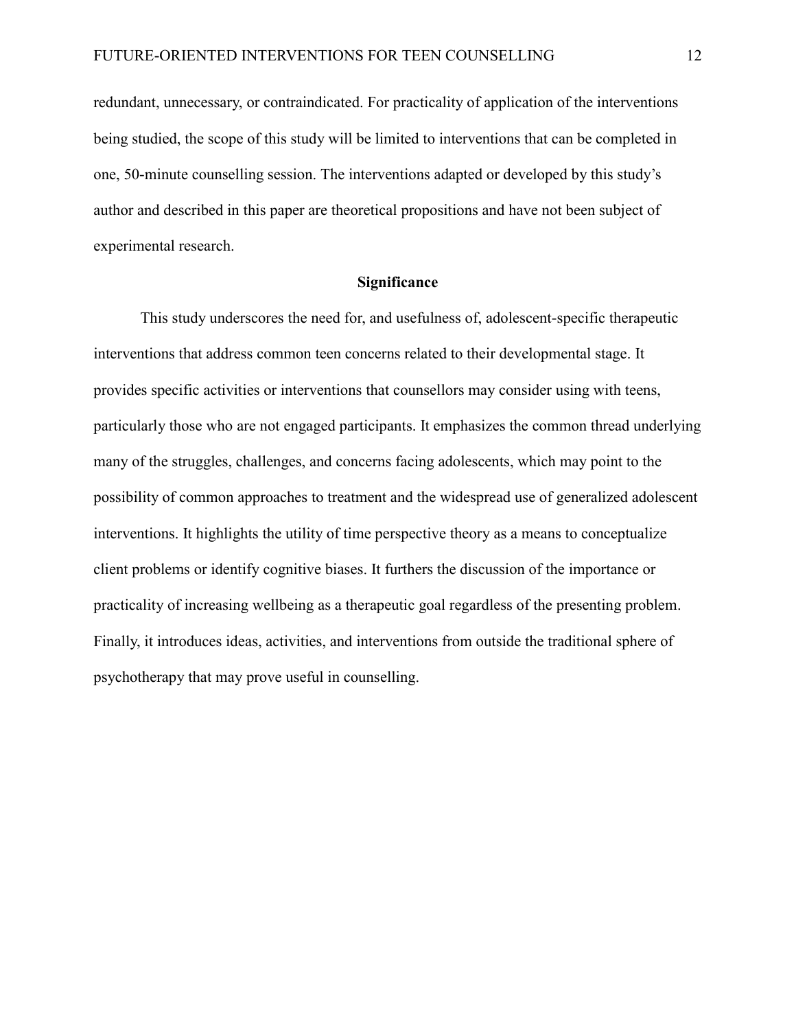redundant, unnecessary, or contraindicated. For practicality of application of the interventions being studied, the scope of this study will be limited to interventions that can be completed in one, 50-minute counselling session. The interventions adapted or developed by this study's author and described in this paper are theoretical propositions and have not been subject of experimental research.

## Significance

This study underscores the need for, and usefulness of, adolescent-specific therapeutic interventions that address common teen concerns related to their developmental stage. It provides specific activities or interventions that counsellors may consider using with teens, particularly those who are not engaged participants. It emphasizes the common thread underlying many of the struggles, challenges, and concerns facing adolescents, which may point to the possibility of common approaches to treatment and the widespread use of generalized adolescent interventions. It highlights the utility of time perspective theory as a means to conceptualize client problems or identify cognitive biases. It furthers the discussion of the importance or practicality of increasing wellbeing as a therapeutic goal regardless of the presenting problem. Finally, it introduces ideas, activities, and interventions from outside the traditional sphere of psychotherapy that may prove useful in counselling.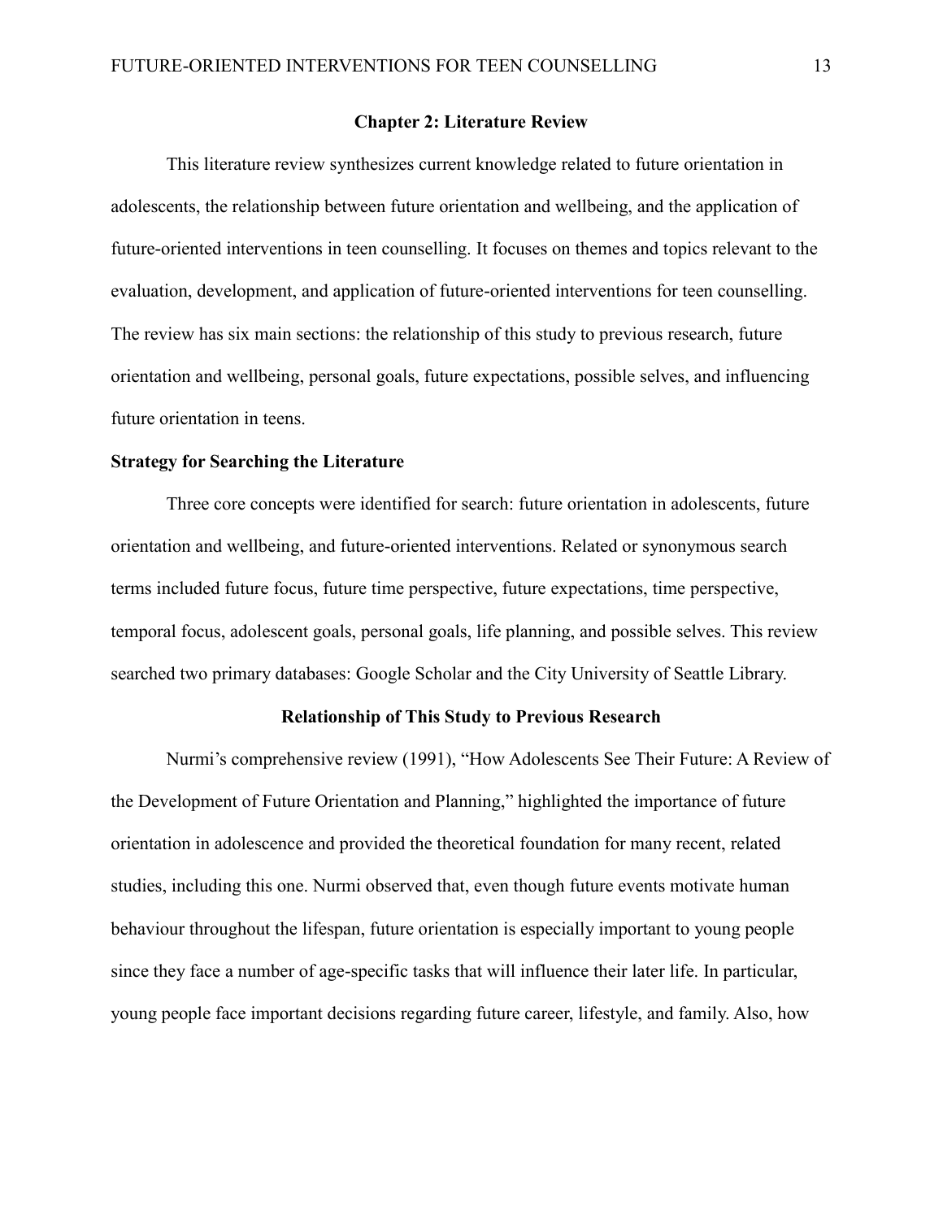# Chapter 2: Literature Review

This literature review synthesizes current knowledge related to future orientation in adolescents, the relationship between future orientation and wellbeing, and the application of future-oriented interventions in teen counselling. It focuses on themes and topics relevant to the evaluation, development, and application of future-oriented interventions for teen counselling. The review has six main sections: the relationship of this study to previous research, future orientation and wellbeing, personal goals, future expectations, possible selves, and influencing future orientation in teens.

## Strategy for Searching the Literature

Three core concepts were identified for search: future orientation in adolescents, future orientation and wellbeing, and future-oriented interventions. Related or synonymous search terms included future focus, future time perspective, future expectations, time perspective, temporal focus, adolescent goals, personal goals, life planning, and possible selves. This review searched two primary databases: Google Scholar and the City University of Seattle Library.

## Relationship of This Study to Previous Research

Nurmi's comprehensive review (1991), "How Adolescents See Their Future: A Review of the Development of Future Orientation and Planning," highlighted the importance of future orientation in adolescence and provided the theoretical foundation for many recent, related studies, including this one. Nurmi observed that, even though future events motivate human behaviour throughout the lifespan, future orientation is especially important to young people since they face a number of age-specific tasks that will influence their later life. In particular, young people face important decisions regarding future career, lifestyle, and family. Also, how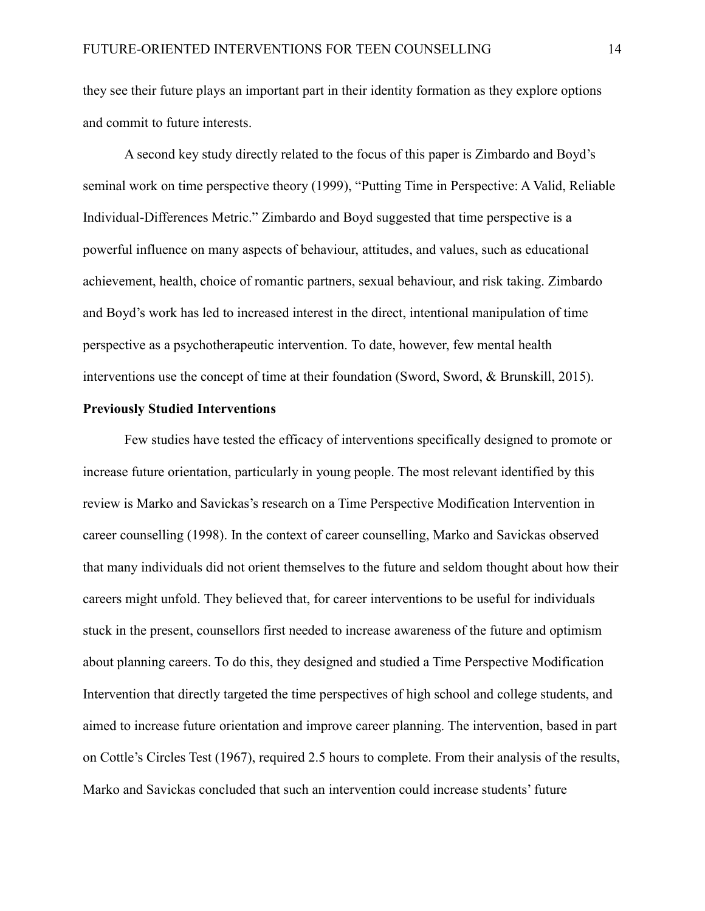they see their future plays an important part in their identity formation as they explore options and commit to future interests.

A second key study directly related to the focus of this paper is Zimbardo and Boyd's seminal work on time perspective theory (1999), "Putting Time in Perspective: A Valid, Reliable Individual-Differences Metric." Zimbardo and Boyd suggested that time perspective is a powerful influence on many aspects of behaviour, attitudes, and values, such as educational achievement, health, choice of romantic partners, sexual behaviour, and risk taking. Zimbardo and Boyd's work has led to increased interest in the direct, intentional manipulation of time perspective as a psychotherapeutic intervention. To date, however, few mental health interventions use the concept of time at their foundation (Sword, Sword, & Brunskill, 2015).

**Previously Studied Interventions**

Few studies have tested the efficacy of interventions specifically designed to promote or increase future orientation, particularly in young people. The most relevant identified by this review is Marko and Savickas's research on a Time Perspective Modification Intervention in career counselling (1998). In the context of career counselling, Marko and Savickas observed that many individuals did not orient themselves to the future and seldom thought about how their careers might unfold. They believed that, for career interventions to be useful for individuals stuck in the present, counsellors first needed to increase awareness of the future and optimism about planning careers. To do this, they designed and studied a Time Perspective Modification Intervention that directly targeted the time perspectives of high school and college students, and aimed to increase future orientation and improve career planning. The intervention, based in part on Cottle's Circles Test (1967), required 2.5 hours to complete. From their analysis of the results, Marko and Savickas concluded that such an intervention could increase students' future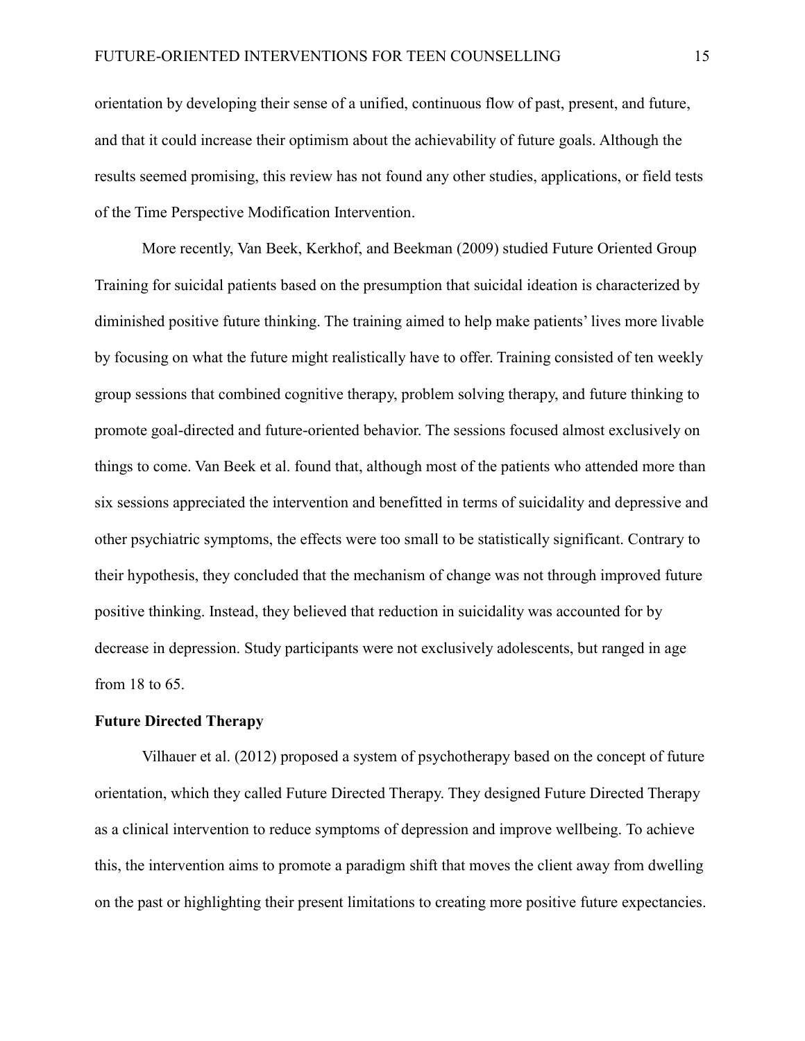orientation by developing their sense of a unified, continuous flow of past, present, and future, and that it could increase their optimism about the achievability of future goals. Although the results seemed promising, this review has not found any other studies, applications, or field tests of the Time Perspective Modification Intervention.

More recently, Van Beek, Kerkhof, and Beekman (2009) studied Future Oriented Group Training for suicidal patients based on the presumption that suicidal ideation is characterized by diminished positive future thinking. The training aimed to help make patients' lives more livable by focusing on what the future might realistically have to offer. Training consisted of ten weekly group sessions that combined cognitive therapy, problem solving therapy, and future thinking to promote goal-directed and future-oriented behavior. The sessions focused almost exclusively on things to come. Van Beek et al. found that, although most of the patients who attended more than six sessions appreciated the intervention and benefitted in terms of suicidality and depressive and other psychiatric symptoms, the effects were too small to be statistically significant. Contrary to their hypothesis, they concluded that the mechanism of change was not through improved future positive thinking. Instead, they believed that reduction in suicidality was accounted for by decrease in depression. Study participants were not exclusively adolescents, but ranged in age from 18 to 65.

**Future Directed Therapy**

Vilhauer et al. (2012) proposed a system of psychotherapy based on the concept of future orientation, which they called Future Directed Therapy. They designed Future Directed Therapy as a clinical intervention to reduce symptoms of depression and improve wellbeing. To achieve this, the intervention aims to promote a paradigm shift that moves the client away from dwelling on the past or highlighting their present limitations to creating more positive future expectancies.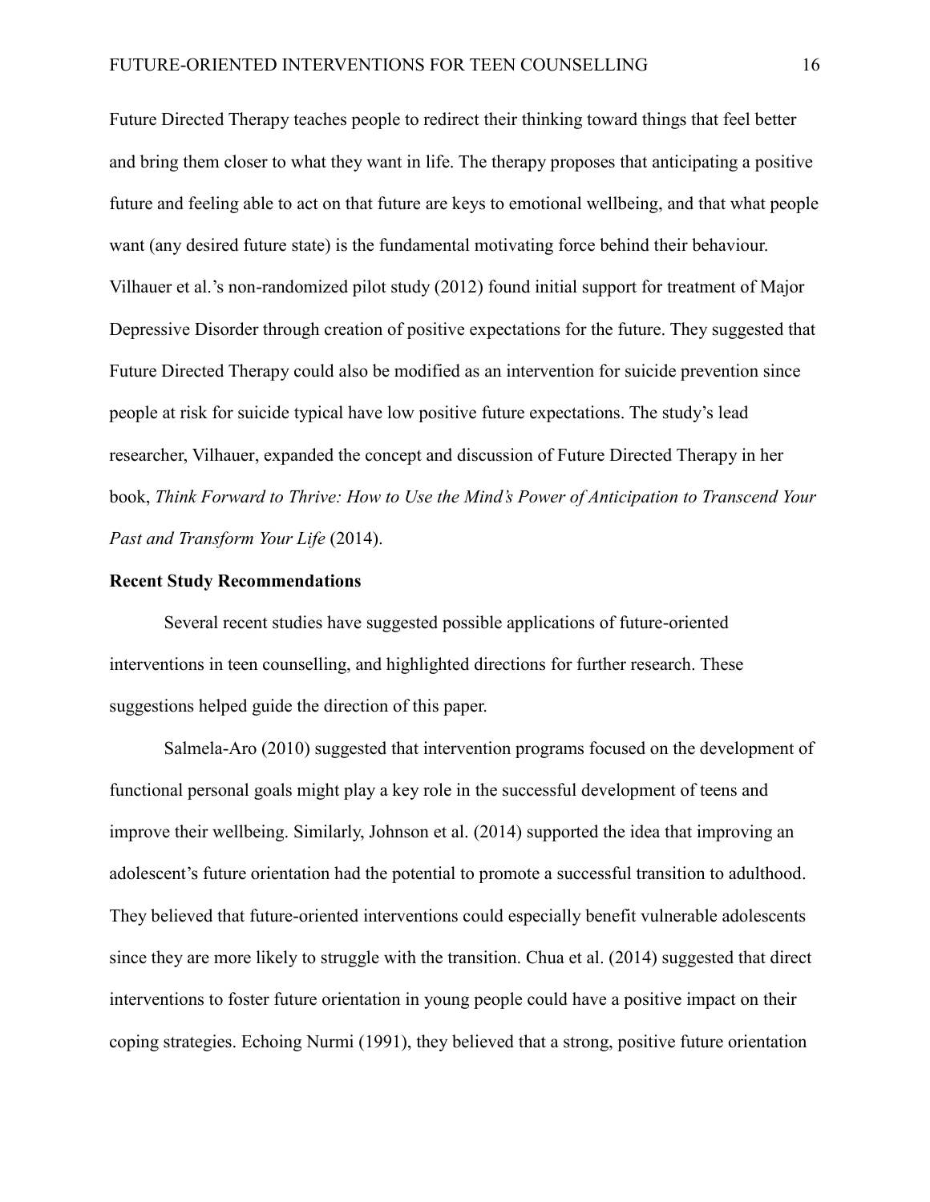Future Directed Therapy teaches people to redirect their thinking toward things that feel better and bring them closer to what they want in life. The therapy proposes that anticipating a positive future and feeling able to act on that future are keys to emotional wellbeing, and that what people want (any desired future state) is the fundamental motivating force behind their behaviour. Vilhauer et al.'s non-randomized pilot study (2012) found initial support for treatment of Major Depressive Disorder through creation of positive expectations for the future. They suggested that Future Directed Therapy could also be modified as an intervention for suicide prevention since people at risk for suicide typical have low positive future expectations. The study's lead researcher, Vilhauer, expanded the concept and discussion of Future Directed Therapy in her book, *Think Forward to Thrive: How to Use the Mind's Power of Anticipation to Transcend Your Past and Transform Your Life* (2014).

**Recent Study Recommendations**

Several recent studies have suggested possible applications of future-oriented interventions in teen counselling, and highlighted directions for further research. These suggestions helped guide the direction of this paper.

Salmela-Aro (2010) suggested that intervention programs focused on the development of functional personal goals might play a key role in the successful development of teens and improve their wellbeing. Similarly, Johnson et al. (2014) supported the idea that improving an adolescent's future orientation had the potential to promote a successful transition to adulthood. They believed that future-oriented interventions could especially benefit vulnerable adolescents since they are more likely to struggle with the transition. Chua et al. (2014) suggested that direct interventions to foster future orientation in young people could have a positive impact on their coping strategies. Echoing Nurmi (1991), they believed that a strong, positive future orientation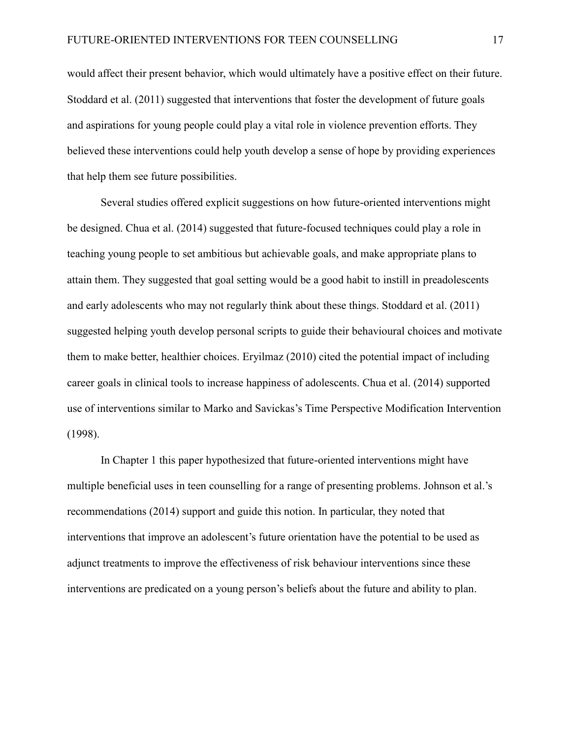would affect their present behavior, which would ultimately have a positive effect on their future. Stoddard et al. (2011) suggested that interventions that foster the development of future goals and aspirations for young people could play a vital role in violence prevention efforts. They believed these interventions could help youth develop a sense of hope by providing experiences that help them see future possibilities.

Several studies offered explicit suggestions on how future-oriented interventions might be designed. Chua et al. (2014) suggested that future-focused techniques could play a role in teaching young people to set ambitious but achievable goals, and make appropriate plans to attain them. They suggested that goal setting would be a good habit to instill in preadolescents and early adolescents who may not regularly think about these things. Stoddard et al. (2011) suggested helping youth develop personal scripts to guide their behavioural choices and motivate them to make better, healthier choices. Eryilmaz (2010) cited the potential impact of including career goals in clinical tools to increase happiness of adolescents. Chua et al. (2014) supported use of interventions similar to Marko and Savickas's Time Perspective Modification Intervention (1998).

In Chapter 1 this paper hypothesized that future-oriented interventions might have multiple beneficial uses in teen counselling for a range of presenting problems. Johnson et al.'s recommendations (2014) support and guide this notion. In particular, they noted that interventions that improve an adolescent's future orientation have the potential to be used as adjunct treatments to improve the effectiveness of risk behaviour interventions since these interventions are predicated on a young person's beliefs about the future and ability to plan.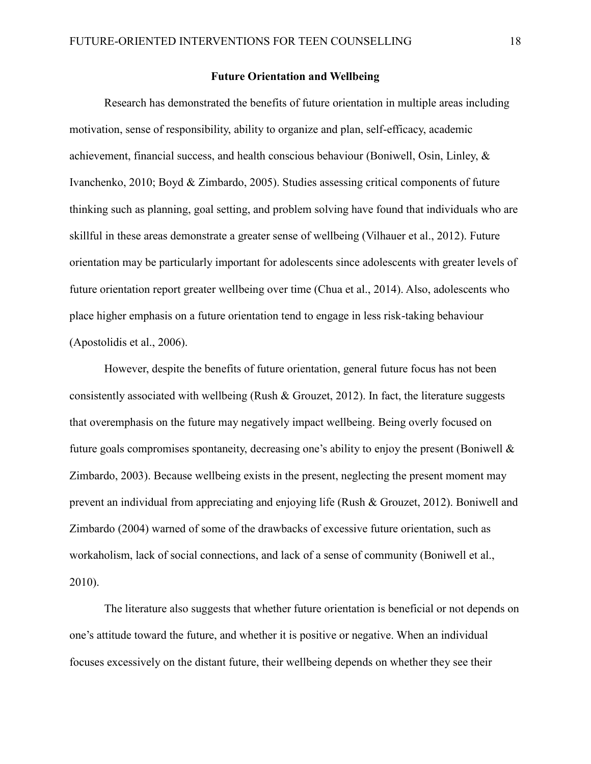## Future Orientation and Wellbeing

Research has demonstrated the benefits of future orientation in multiple areas including motivation, sense of responsibility, ability to organize and plan, self-efficacy, academic achievement, financial success, and health conscious behaviour (Boniwell, Osin, Linley, & Ivanchenko, 2010; Boyd & Zimbardo, 2005). Studies assessing critical components of future thinking such as planning, goal setting, and problem solving have found that individuals who are skillful in these areas demonstrate a greater sense of wellbeing (Vilhauer et al., 2012). Future orientation may be particularly important for adolescents since adolescents with greater levels of future orientation report greater wellbeing over time (Chua et al., 2014). Also, adolescents who place higher emphasis on a future orientation tend to engage in less risk-taking behaviour (Apostolidis et al., 2006).

However, despite the benefits of future orientation, general future focus has not been consistently associated with wellbeing (Rush & Grouzet, 2012). In fact, the literature suggests that overemphasis on the future may negatively impact wellbeing. Being overly focused on future goals compromises spontaneity, decreasing one's ability to enjoy the present (Boniwell & Zimbardo, 2003). Because wellbeing exists in the present, neglecting the present moment may prevent an individual from appreciating and enjoying life (Rush & Grouzet, 2012). Boniwell and Zimbardo (2004) warned of some of the drawbacks of excessive future orientation, such as workaholism, lack of social connections, and lack of a sense of community (Boniwell et al., 2010).

The literature also suggests that whether future orientation is beneficial or not depends on one's attitude toward the future, and whether it is positive or negative. When an individual focuses excessively on the distant future, their wellbeing depends on whether they see their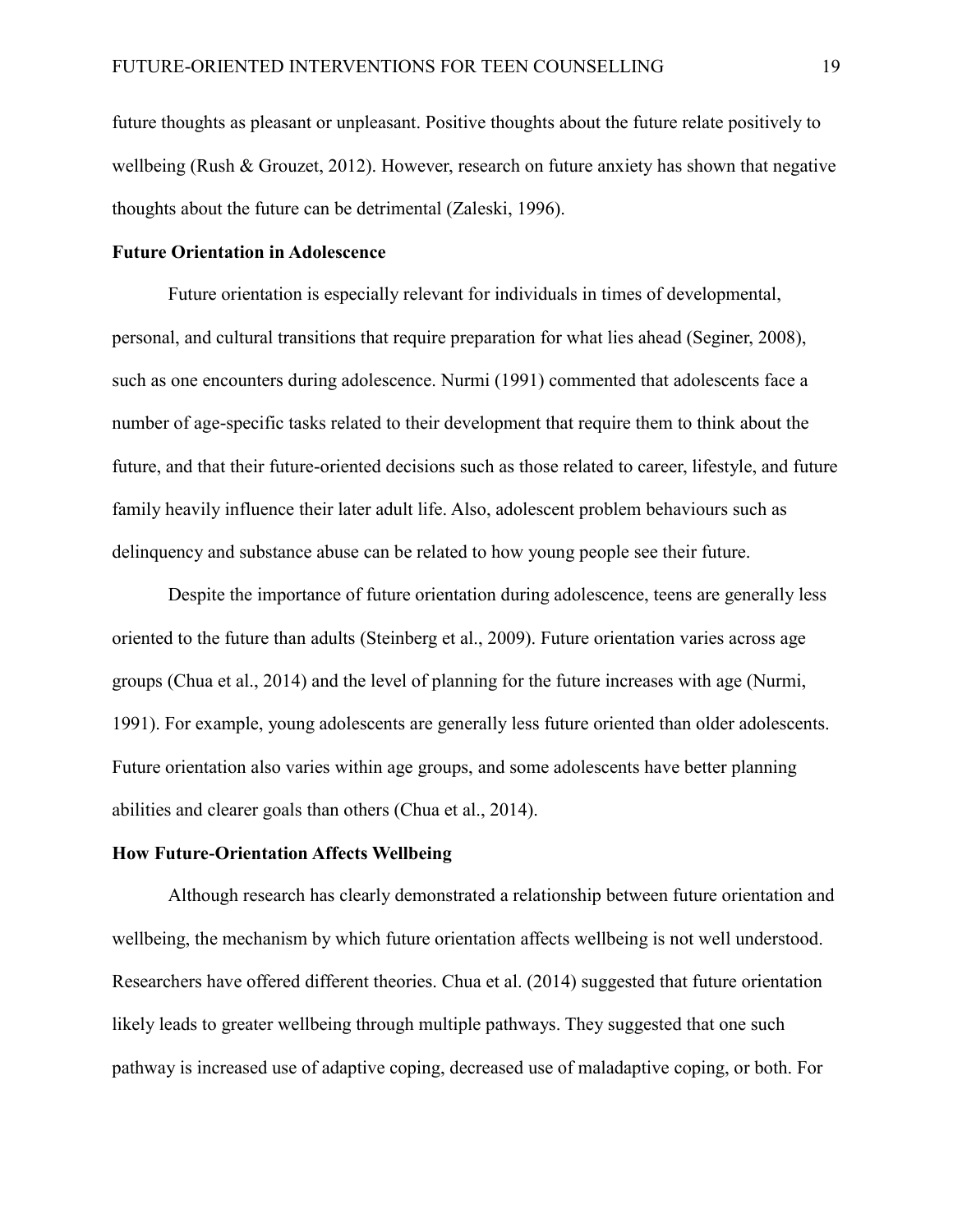future thoughts as pleasant or unpleasant. Positive thoughts about the future relate positively to wellbeing (Rush & Grouzet, 2012). However, research on future anxiety has shown that negative thoughts about the future can be detrimental (Zaleski, 1996).

**Future Orientation in Adolescence**

Future orientation is especially relevant for individuals in times of developmental, personal, and cultural transitions that require preparation for what lies ahead (Seginer, 2008), such as one encounters during adolescence. Nurmi (1991) commented that adolescents face a number of age-specific tasks related to their development that require them to think about the future, and that their future-oriented decisions such as those related to career, lifestyle, and future family heavily influence their later adult life. Also, adolescent problem behaviours such as delinquency and substance abuse can be related to how young people see their future.

Despite the importance of future orientation during adolescence, teens are generally less oriented to the future than adults (Steinberg et al., 2009). Future orientation varies across age groups (Chua et al., 2014) and the level of planning for the future increases with age (Nurmi, 1991). For example, young adolescents are generally less future oriented than older adolescents. Future orientation also varies within age groups, and some adolescents have better planning abilities and clearer goals than others (Chua et al., 2014).

**How Future-Orientation Affects Wellbeing**

Although research has clearly demonstrated a relationship between future orientation and wellbeing, the mechanism by which future orientation affects wellbeing is not well understood. Researchers have offered different theories. Chua et al. (2014) suggested that future orientation likely leads to greater wellbeing through multiple pathways. They suggested that one such pathway is increased use of adaptive coping, decreased use of maladaptive coping, or both. For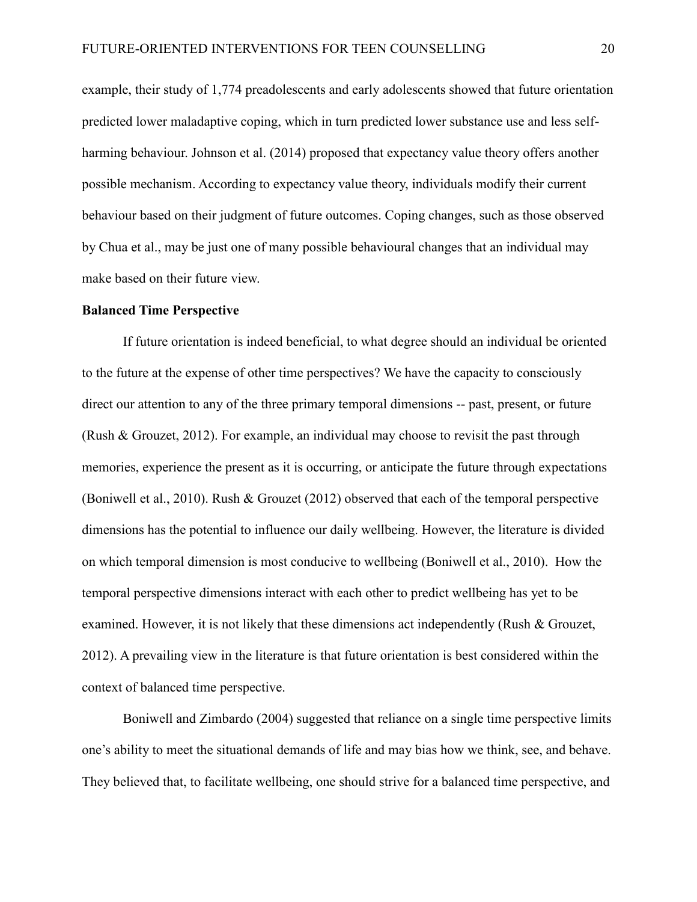example, their study of 1,774 preadolescents and early adolescents showed that future orientation predicted lower maladaptive coping, which in turn predicted lower substance use and less self-harming behaviour. Johnson et al. (2014) proposed that expectancy value theory offers another possible mechanism. According to expectancy value theory, individuals modify their current behaviour based on their judgment of future outcomes. Coping changes, such as those observed by Chua et al., may be just one of many possible behavioural changes that an individual may make based on their future view.

**Balanced Time Perspective**

If future orientation is indeed beneficial, to what degree should an individual be oriented to the future at the expense of other time perspectives? We have the capacity to consciously direct our attention to any of the three primary temporal dimensions -- past, present, or future (Rush & Grouzet, 2012). For example, an individual may choose to revisit the past through memories, experience the present as it is occurring, or anticipate the future through expectations (Boniwell et al., 2010). Rush & Grouzet (2012) observed that each of the temporal perspective dimensions has the potential to influence our daily wellbeing. However, the literature is divided on which temporal dimension is most conducive to wellbeing (Boniwell et al., 2010). How the temporal perspective dimensions interact with each other to predict wellbeing has yet to be examined. However, it is not likely that these dimensions act independently (Rush & Grouzet, 2012). A prevailing view in the literature is that future orientation is best considered within the context of balanced time perspective.

Boniwell and Zimbardo (2004) suggested that reliance on a single time perspective limits one's ability to meet the situational demands of life and may bias how we think, see, and behave. They believed that, to facilitate wellbeing, one should strive for a balanced time perspective, and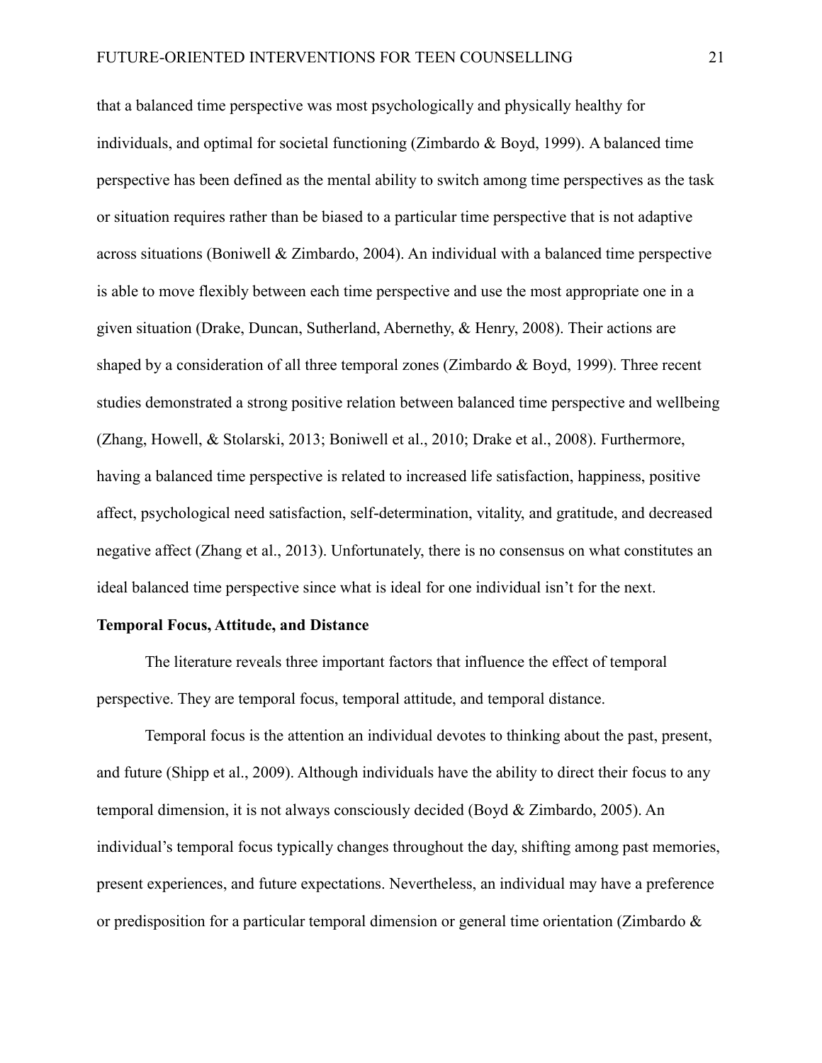that a balanced time perspective was most psychologically and physically healthy for individuals, and optimal for societal functioning (Zimbardo & Boyd, 1999). A balanced time perspective has been defined as the mental ability to switch among time perspectives as the task or situation requires rather than be biased to a particular time perspective that is not adaptive across situations (Boniwell & Zimbardo, 2004). An individual with a balanced time perspective is able to move flexibly between each time perspective and use the most appropriate one in a given situation (Drake, Duncan, Sutherland, Abernethy, & Henry, 2008). Their actions are shaped by a consideration of all three temporal zones (Zimbardo & Boyd, 1999). Three recent studies demonstrated a strong positive relation between balanced time perspective and wellbeing (Zhang, Howell, & Stolarski, 2013; Boniwell et al., 2010; Drake et al., 2008). Furthermore, having a balanced time perspective is related to increased life satisfaction, happiness, positive affect, psychological need satisfaction, self-determination, vitality, and gratitude, and decreased negative affect (Zhang et al., 2013). Unfortunately, there is no consensus on what constitutes an ideal balanced time perspective since what is ideal for one individual isn't for the next.

**Temporal Focus, Attitude, and Distance**

The literature reveals three important factors that influence the effect of temporal perspective. They are temporal focus, temporal attitude, and temporal distance.

Temporal focus is the attention an individual devotes to thinking about the past, present, and future (Shipp et al., 2009). Although individuals have the ability to direct their focus to any temporal dimension, it is not always consciously decided (Boyd & Zimbardo, 2005). An individual's temporal focus typically changes throughout the day, shifting among past memories, present experiences, and future expectations. Nevertheless, an individual may have a preference or predisposition for a particular temporal dimension or general time orientation (Zimbardo &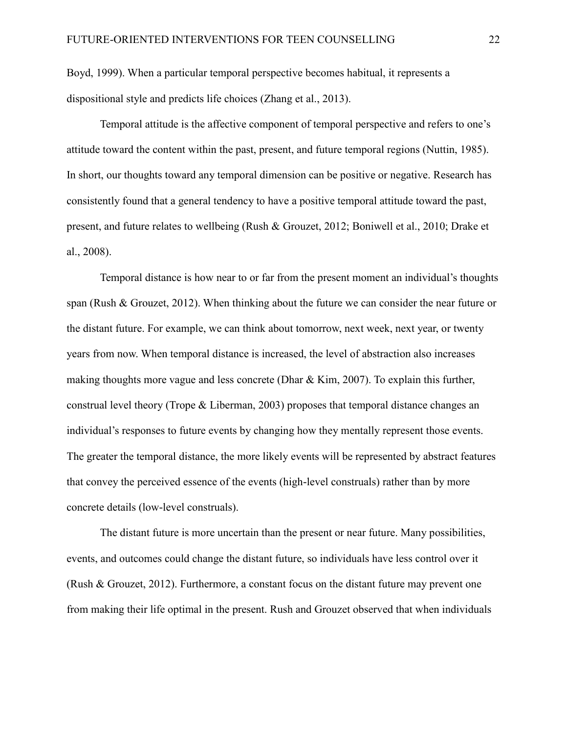Boyd, 1999). When a particular temporal perspective becomes habitual, it represents a dispositional style and predicts life choices (Zhang et al., 2013).

Temporal attitude is the affective component of temporal perspective and refers to one's attitude toward the content within the past, present, and future temporal regions (Nuttin, 1985). In short, our thoughts toward any temporal dimension can be positive or negative. Research has consistently found that a general tendency to have a positive temporal attitude toward the past, present, and future relates to wellbeing (Rush & Grouzet, 2012; Boniwell et al., 2010; Drake et al., 2008).

Temporal distance is how near to or far from the present moment an individual's thoughts span (Rush & Grouzet, 2012). When thinking about the future we can consider the near future or the distant future. For example, we can think about tomorrow, next week, next year, or twenty years from now. When temporal distance is increased, the level of abstraction also increases making thoughts more vague and less concrete (Dhar & Kim, 2007). To explain this further, construal level theory (Trope & Liberman, 2003) proposes that temporal distance changes an individual's responses to future events by changing how they mentally represent those events. The greater the temporal distance, the more likely events will be represented by abstract features that convey the perceived essence of the events (high-level construals) rather than by more concrete details (low-level construals).

The distant future is more uncertain than the present or near future. Many possibilities, events, and outcomes could change the distant future, so individuals have less control over it (Rush & Grouzet, 2012). Furthermore, a constant focus on the distant future may prevent one from making their life optimal in the present. Rush and Grouzet observed that when individuals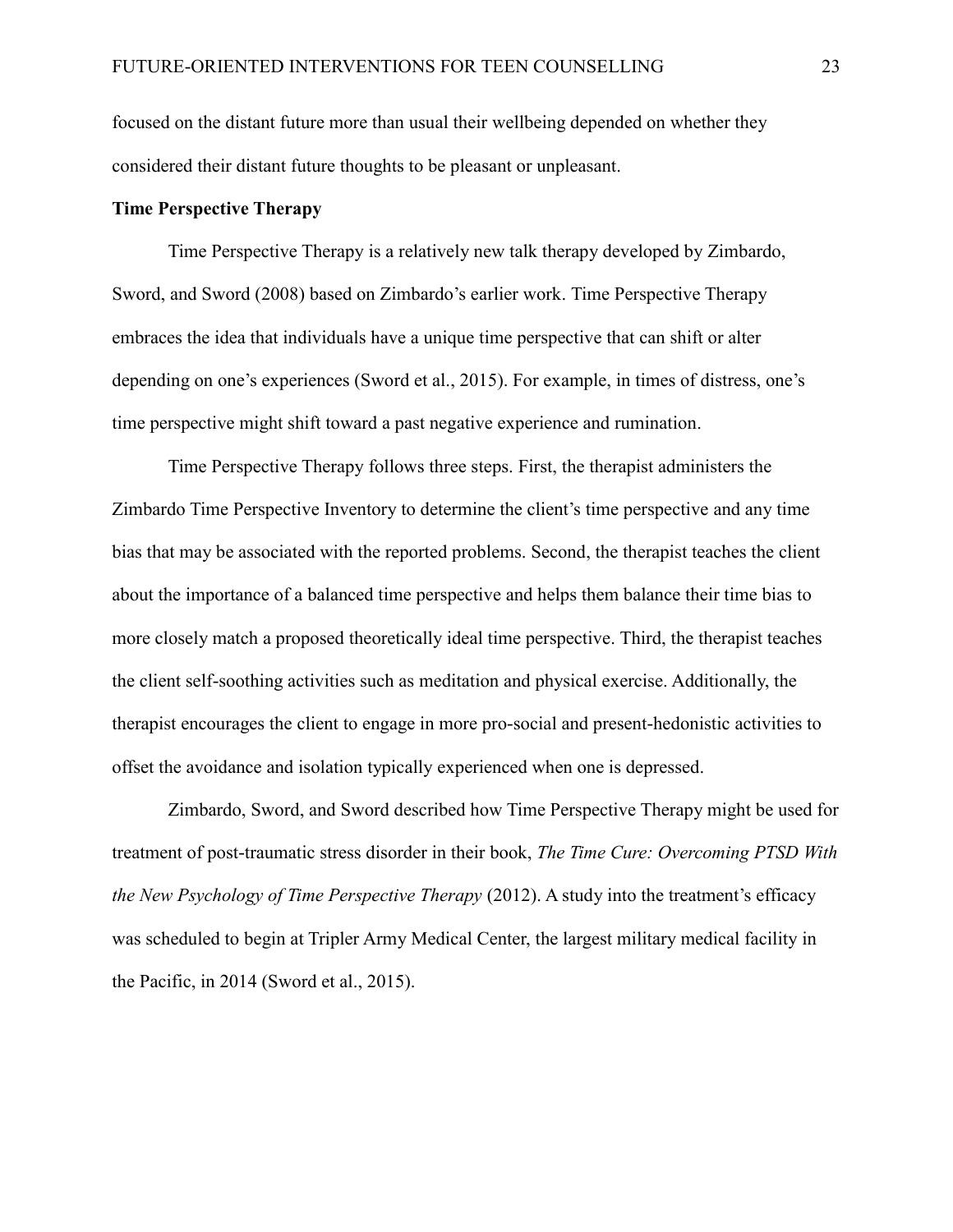focused on the distant future more than usual their wellbeing depended on whether they considered their distant future thoughts to be pleasant or unpleasant.

**Time Perspective Therapy**

Time Perspective Therapy is a relatively new talk therapy developed by Zimbardo, Sword, and Sword (2008) based on Zimbardo's earlier work. Time Perspective Therapy embraces the idea that individuals have a unique time perspective that can shift or alter depending on one's experiences (Sword et al., 2015). For example, in times of distress, one's time perspective might shift toward a past negative experience and rumination.

Time Perspective Therapy follows three steps. First, the therapist administers the Zimbardo Time Perspective Inventory to determine the client's time perspective and any time bias that may be associated with the reported problems. Second, the therapist teaches the client about the importance of a balanced time perspective and helps them balance their time bias to more closely match a proposed theoretically ideal time perspective. Third, the therapist teaches the client self-soothing activities such as meditation and physical exercise. Additionally, the therapist encourages the client to engage in more pro-social and present-hedonistic activities to offset the avoidance and isolation typically experienced when one is depressed.

Zimbardo, Sword, and Sword described how Time Perspective Therapy might be used for treatment of post-traumatic stress disorder in their book, *The Time Cure: Overcoming PTSD With the New Psychology of Time Perspective Therapy* (2012). A study into the treatment's efficacy was scheduled to begin at Tripler Army Medical Center, the largest military medical facility in the Pacific, in 2014 (Sword et al., 2015).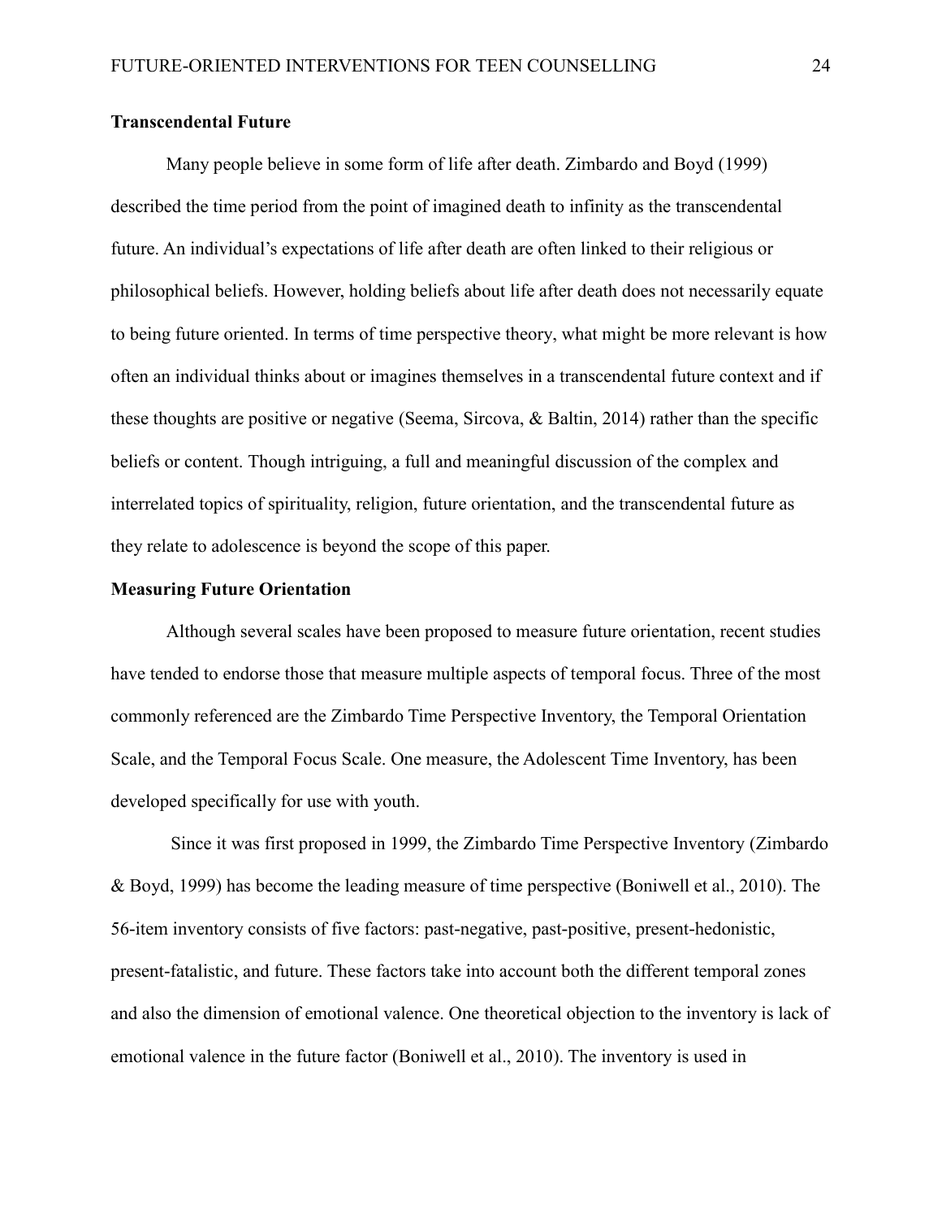## Transcendental Future

Many people believe in some form of life after death. Zimbardo and Boyd (1999) described the time period from the point of imagined death to infinity as the transcendental future. An individual's expectations of life after death are often linked to their religious or philosophical beliefs. However, holding beliefs about life after death does not necessarily equate to being future oriented. In terms of time perspective theory, what might be more relevant is how often an individual thinks about or imagines themselves in a transcendental future context and if these thoughts are positive or negative (Seema, Sircova, & Baltin, 2014) rather than the specific beliefs or content. Though intriguing, a full and meaningful discussion of the complex and interrelated topics of spirituality, religion, future orientation, and the transcendental future as they relate to adolescence is beyond the scope of this paper.

## Measuring Future Orientation

Although several scales have been proposed to measure future orientation, recent studies have tended to endorse those that measure multiple aspects of temporal focus. Three of the most commonly referenced are the Zimbardo Time Perspective Inventory, the Temporal Orientation Scale, and the Temporal Focus Scale. One measure, the Adolescent Time Inventory, has been developed specifically for use with youth.

Since it was first proposed in 1999, the Zimbardo Time Perspective Inventory (Zimbardo & Boyd, 1999) has become the leading measure of time perspective (Boniwell et al., 2010). The 56-item inventory consists of five factors: past-negative, past-positive, present-hedonistic, present-fatalistic, and future. These factors take into account both the different temporal zones and also the dimension of emotional valence. One theoretical objection to the inventory is lack of emotional valence in the future factor (Boniwell et al., 2010). The inventory is used in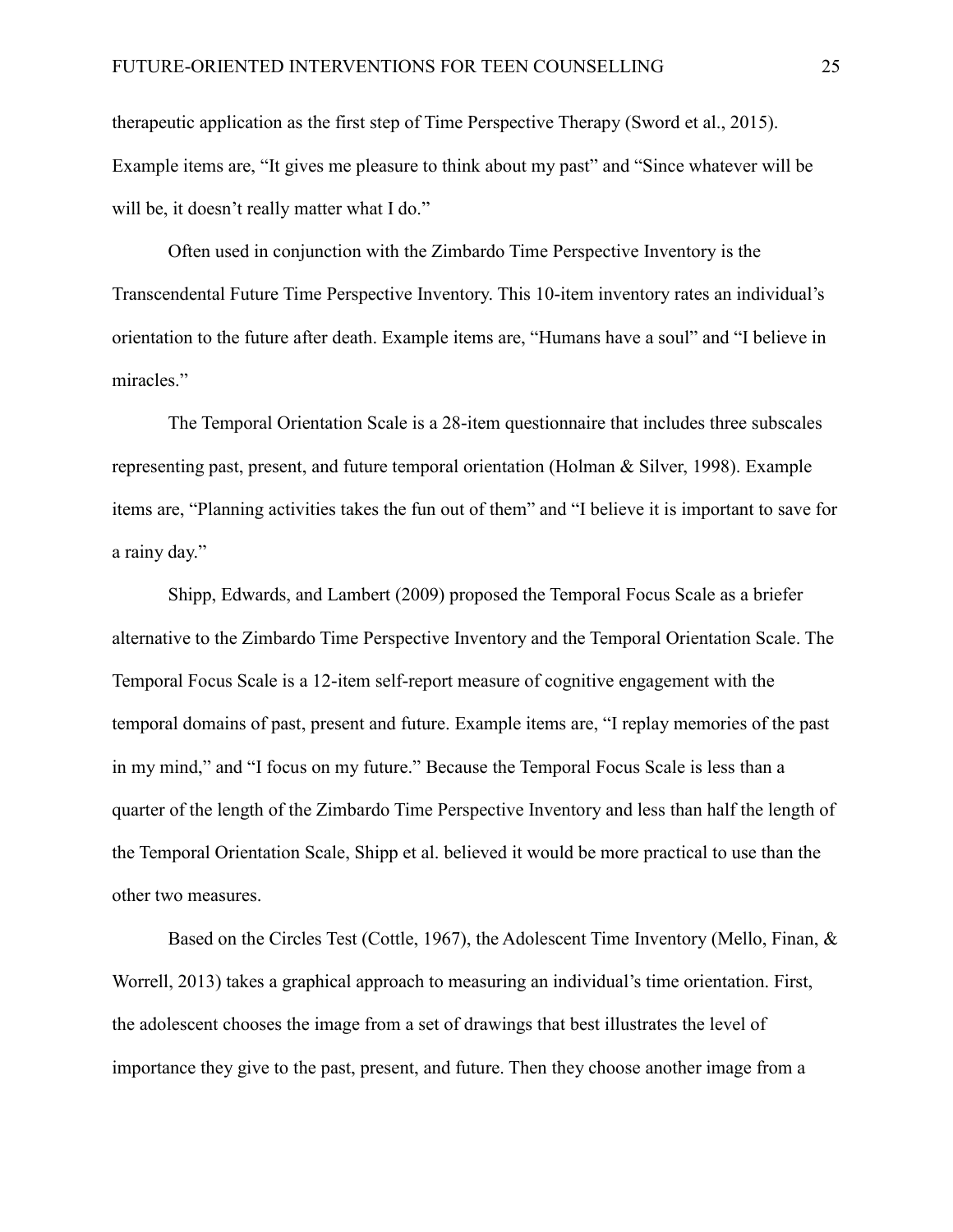therapeutic application as the first step of Time Perspective Therapy (Sword et al., 2015). Example items are, "It gives me pleasure to think about my past" and "Since whatever will be will be, it doesn't really matter what I do."

Often used in conjunction with the Zimbardo Time Perspective Inventory is the Transcendental Future Time Perspective Inventory. This 10-item inventory rates an individual's orientation to the future after death. Example items are, "Humans have a soul" and "I believe in miracles."

The Temporal Orientation Scale is a 28-item questionnaire that includes three subscales representing past, present, and future temporal orientation (Holman & Silver, 1998). Example items are, "Planning activities takes the fun out of them" and "I believe it is important to save for a rainy day."

Shipp, Edwards, and Lambert (2009) proposed the Temporal Focus Scale as a briefer alternative to the Zimbardo Time Perspective Inventory and the Temporal Orientation Scale. The Temporal Focus Scale is a 12-item self-report measure of cognitive engagement with the temporal domains of past, present and future. Example items are, "I replay memories of the past in my mind," and "I focus on my future." Because the Temporal Focus Scale is less than a quarter of the length of the Zimbardo Time Perspective Inventory and less than half the length of the Temporal Orientation Scale, Shipp et al. believed it would be more practical to use than the other two measures.

Based on the Circles Test (Cottle, 1967), the Adolescent Time Inventory (Mello, Finan, & Worrell, 2013) takes a graphical approach to measuring an individual's time orientation. First, the adolescent chooses the image from a set of drawings that best illustrates the level of importance they give to the past, present, and future. Then they choose another image from a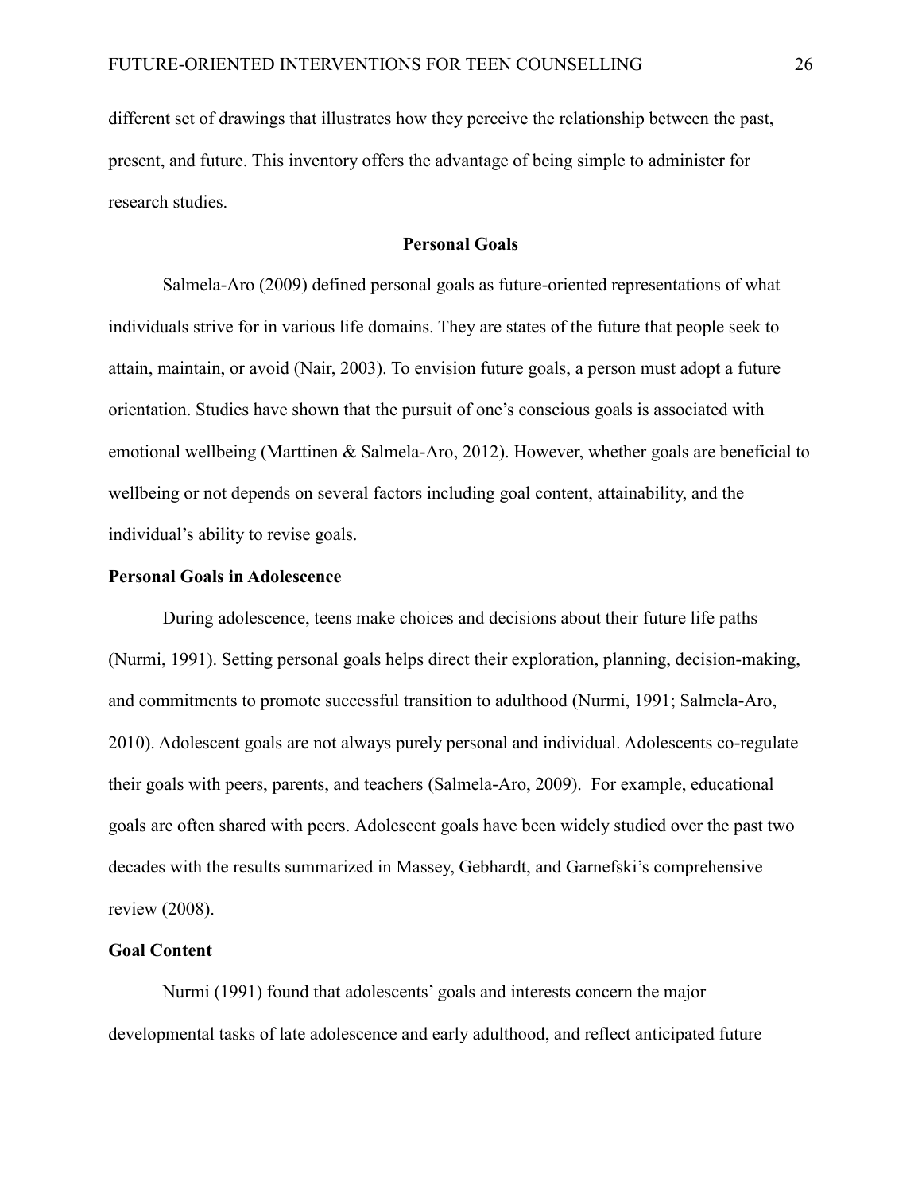different set of drawings that illustrates how they perceive the relationship between the past, present, and future. This inventory offers the advantage of being simple to administer for research studies.

## Personal Goals

Salmela-Aro (2009) defined personal goals as future-oriented representations of what individuals strive for in various life domains. They are states of the future that people seek to attain, maintain, or avoid (Nair, 2003). To envision future goals, a person must adopt a future orientation. Studies have shown that the pursuit of one's conscious goals is associated with emotional wellbeing (Marttinen & Salmela-Aro, 2012). However, whether goals are beneficial to wellbeing or not depends on several factors including goal content, attainability, and the individual's ability to revise goals.

### Personal Goals in Adolescence

During adolescence, teens make choices and decisions about their future life paths (Nurmi, 1991). Setting personal goals helps direct their exploration, planning, decision-making, and commitments to promote successful transition to adulthood (Nurmi, 1991; Salmela-Aro, 2010). Adolescent goals are not always purely personal and individual. Adolescents co-regulate their goals with peers, parents, and teachers (Salmela-Aro, 2009). For example, educational goals are often shared with peers. Adolescent goals have been widely studied over the past two decades with the results summarized in Massey, Gebhardt, and Garnefski's comprehensive review (2008).

### Goal Content

Nurmi (1991) found that adolescents' goals and interests concern the major developmental tasks of late adolescence and early adulthood, and reflect anticipated future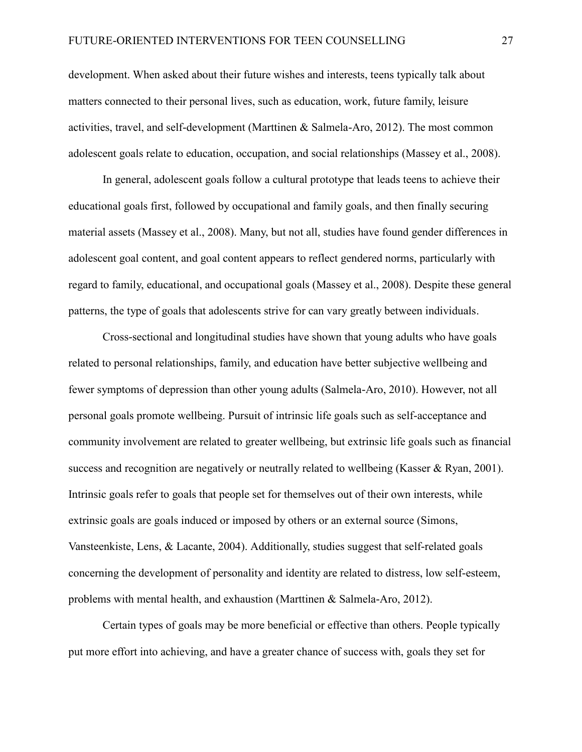development. When asked about their future wishes and interests, teens typically talk about matters connected to their personal lives, such as education, work, future family, leisure activities, travel, and self-development (Marttinen & Salmela-Aro, 2012). The most common adolescent goals relate to education, occupation, and social relationships (Massey et al., 2008).

In general, adolescent goals follow a cultural prototype that leads teens to achieve their educational goals first, followed by occupational and family goals, and then finally securing material assets (Massey et al., 2008). Many, but not all, studies have found gender differences in adolescent goal content, and goal content appears to reflect gendered norms, particularly with regard to family, educational, and occupational goals (Massey et al., 2008). Despite these general patterns, the type of goals that adolescents strive for can vary greatly between individuals.

Cross-sectional and longitudinal studies have shown that young adults who have goals related to personal relationships, family, and education have better subjective wellbeing and fewer symptoms of depression than other young adults (Salmela-Aro, 2010). However, not all personal goals promote wellbeing. Pursuit of intrinsic life goals such as self-acceptance and community involvement are related to greater wellbeing, but extrinsic life goals such as financial success and recognition are negatively or neutrally related to wellbeing (Kasser & Ryan, 2001). Intrinsic goals refer to goals that people set for themselves out of their own interests, while extrinsic goals are goals induced or imposed by others or an external source (Simons, Vansteenkiste, Lens, & Lacante, 2004). Additionally, studies suggest that self-related goals concerning the development of personality and identity are related to distress, low self-esteem, problems with mental health, and exhaustion (Marttinen & Salmela-Aro, 2012).

Certain types of goals may be more beneficial or effective than others. People typically put more effort into achieving, and have a greater chance of success with, goals they set for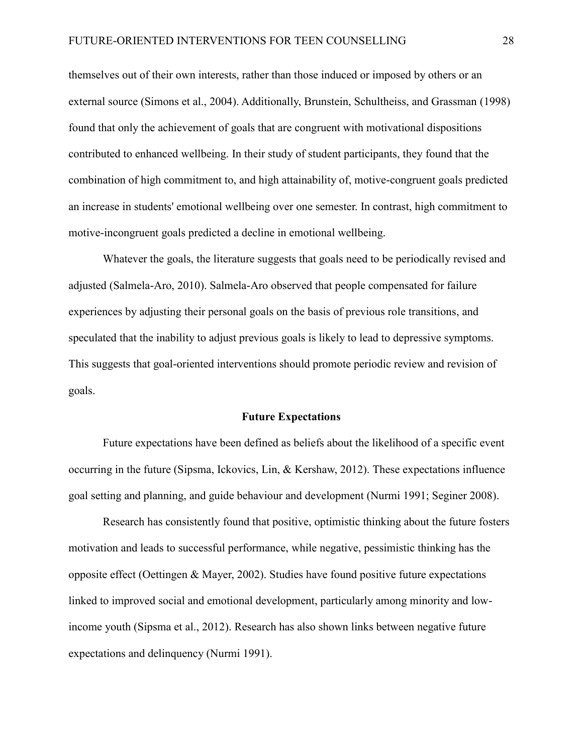themselves out of their own interests, rather than those induced or imposed by others or an external source (Simons et al., 2004). Additionally, Brunstein, Schultheiss, and Grassman (1998) found that only the achievement of goals that are congruent with motivational dispositions contributed to enhanced wellbeing. In their study of student participants, they found that the combination of high commitment to, and high attainability of, motive-congruent goals predicted an increase in students' emotional wellbeing over one semester. In contrast, high commitment to motive-incongruent goals predicted a decline in emotional wellbeing.

Whatever the goals, the literature suggests that goals need to be periodically revised and adjusted (Salmela-Aro, 2010). Salmela-Aro observed that people compensated for failure experiences by adjusting their personal goals on the basis of previous role transitions, and speculated that the inability to adjust previous goals is likely to lead to depressive symptoms. This suggests that goal-oriented interventions should promote periodic review and revision of goals.

## Future Expectations

Future expectations have been defined as beliefs about the likelihood of a specific event occurring in the future (Sipsma, Ickovics, Lin, & Kershaw, 2012). These expectations influence goal setting and planning, and guide behaviour and development (Nurmi 1991; Seginer 2008).

Research has consistently found that positive, optimistic thinking about the future fosters motivation and leads to successful performance, while negative, pessimistic thinking has the opposite effect (Oettingen & Mayer, 2002). Studies have found positive future expectations linked to improved social and emotional development, particularly among minority and low-income youth (Sipsma et al., 2012). Research has also shown links between negative future expectations and delinquency (Nurmi 1991).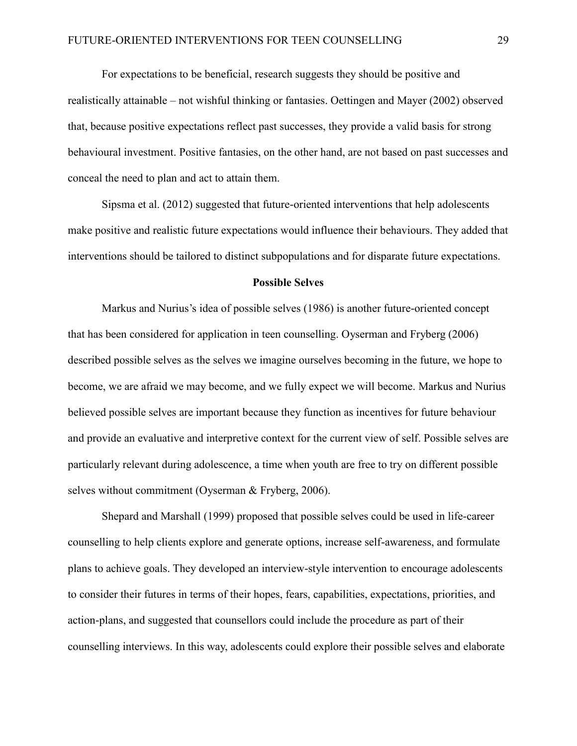For expectations to be beneficial, research suggests they should be positive and realistically attainable – not wishful thinking or fantasies. Oettingen and Mayer (2002) observed that, because positive expectations reflect past successes, they provide a valid basis for strong behavioural investment. Positive fantasies, on the other hand, are not based on past successes and conceal the need to plan and act to attain them.

Sipsma et al. (2012) suggested that future-oriented interventions that help adolescents make positive and realistic future expectations would influence their behaviours. They added that interventions should be tailored to distinct subpopulations and for disparate future expectations.

## Possible Selves

Markus and Nurius's idea of possible selves (1986) is another future-oriented concept that has been considered for application in teen counselling. Oyserman and Fryberg (2006) described possible selves as the selves we imagine ourselves becoming in the future, we hope to become, we are afraid we may become, and we fully expect we will become. Markus and Nurius believed possible selves are important because they function as incentives for future behaviour and provide an evaluative and interpretive context for the current view of self. Possible selves are particularly relevant during adolescence, a time when youth are free to try on different possible selves without commitment (Oyserman & Fryberg, 2006).

Shepard and Marshall (1999) proposed that possible selves could be used in life-career counselling to help clients explore and generate options, increase self-awareness, and formulate plans to achieve goals. They developed an interview-style intervention to encourage adolescents to consider their futures in terms of their hopes, fears, capabilities, expectations, priorities, and action-plans, and suggested that counsellors could include the procedure as part of their counselling interviews. In this way, adolescents could explore their possible selves and elaborate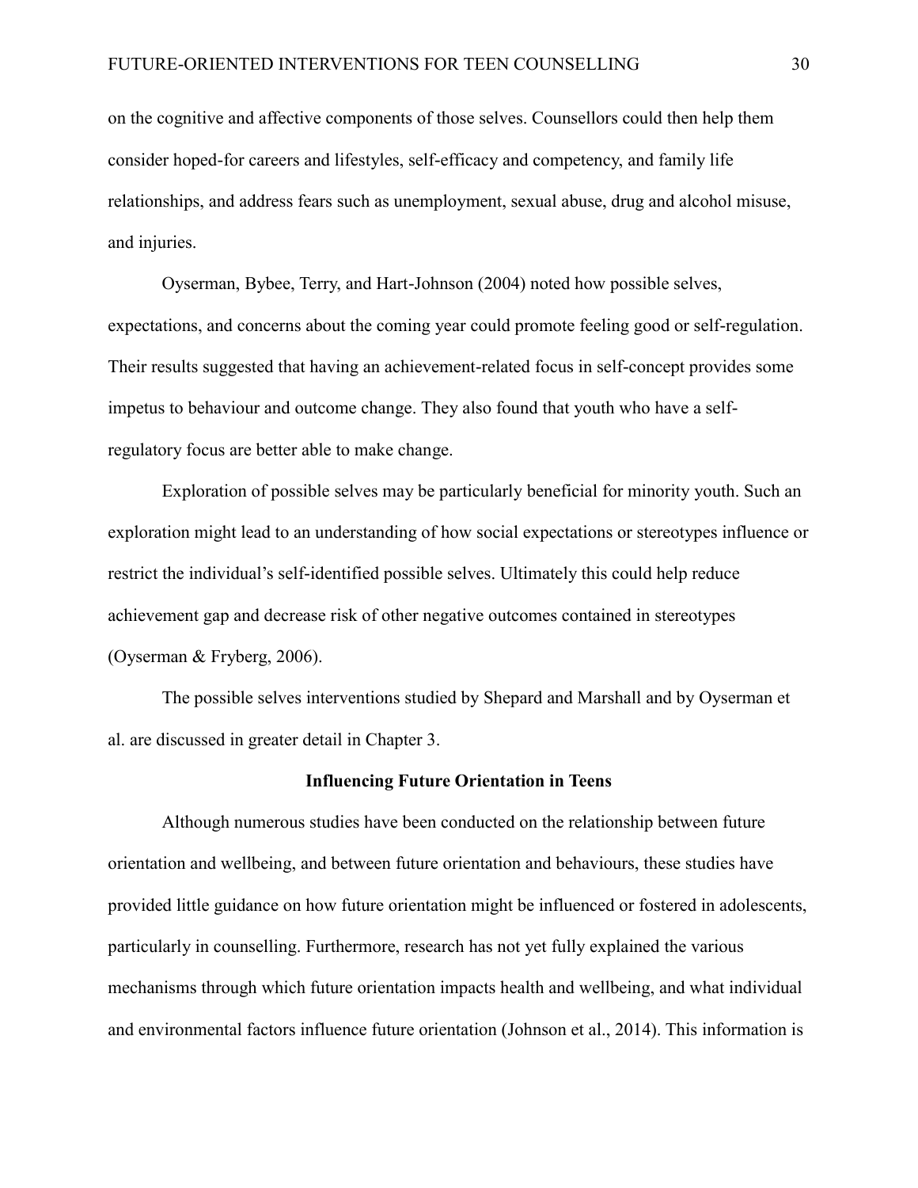on the cognitive and affective components of those selves. Counsellors could then help them consider hoped-for careers and lifestyles, self-efficacy and competency, and family life relationships, and address fears such as unemployment, sexual abuse, drug and alcohol misuse, and injuries.

Oyserman, Bybee, Terry, and Hart-Johnson (2004) noted how possible selves, expectations, and concerns about the coming year could promote feeling good or self-regulation. Their results suggested that having an achievement-related focus in self-concept provides some impetus to behaviour and outcome change. They also found that youth who have a self-regulatory focus are better able to make change.

Exploration of possible selves may be particularly beneficial for minority youth. Such an exploration might lead to an understanding of how social expectations or stereotypes influence or restrict the individual's self-identified possible selves. Ultimately this could help reduce achievement gap and decrease risk of other negative outcomes contained in stereotypes (Oyserman & Fryberg, 2006).

The possible selves interventions studied by Shepard and Marshall and by Oyserman et al. are discussed in greater detail in Chapter 3.

## Influencing Future Orientation in Teens

Although numerous studies have been conducted on the relationship between future orientation and wellbeing, and between future orientation and behaviours, these studies have provided little guidance on how future orientation might be influenced or fostered in adolescents, particularly in counselling. Furthermore, research has not yet fully explained the various mechanisms through which future orientation impacts health and wellbeing, and what individual and environmental factors influence future orientation (Johnson et al., 2014). This information is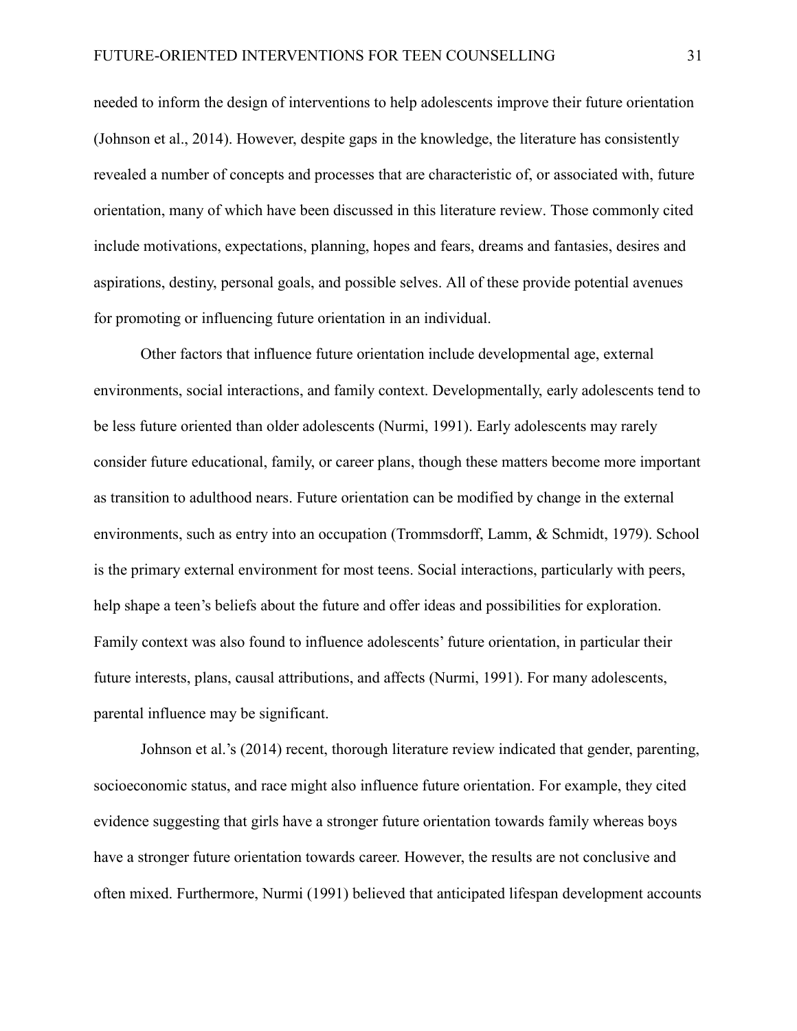needed to inform the design of interventions to help adolescents improve their future orientation (Johnson et al., 2014). However, despite gaps in the knowledge, the literature has consistently revealed a number of concepts and processes that are characteristic of, or associated with, future orientation, many of which have been discussed in this literature review. Those commonly cited include motivations, expectations, planning, hopes and fears, dreams and fantasies, desires and aspirations, destiny, personal goals, and possible selves. All of these provide potential avenues for promoting or influencing future orientation in an individual.

Other factors that influence future orientation include developmental age, external environments, social interactions, and family context. Developmentally, early adolescents tend to be less future oriented than older adolescents (Nurmi, 1991). Early adolescents may rarely consider future educational, family, or career plans, though these matters become more important as transition to adulthood nears. Future orientation can be modified by change in the external environments, such as entry into an occupation (Trommsdorff, Lamm, & Schmidt, 1979). School is the primary external environment for most teens. Social interactions, particularly with peers, help shape a teen's beliefs about the future and offer ideas and possibilities for exploration. Family context was also found to influence adolescents' future orientation, in particular their future interests, plans, causal attributions, and affects (Nurmi, 1991). For many adolescents, parental influence may be significant.

Johnson et al.'s (2014) recent, thorough literature review indicated that gender, parenting, socioeconomic status, and race might also influence future orientation. For example, they cited evidence suggesting that girls have a stronger future orientation towards family whereas boys have a stronger future orientation towards career. However, the results are not conclusive and often mixed. Furthermore, Nurmi (1991) believed that anticipated lifespan development accounts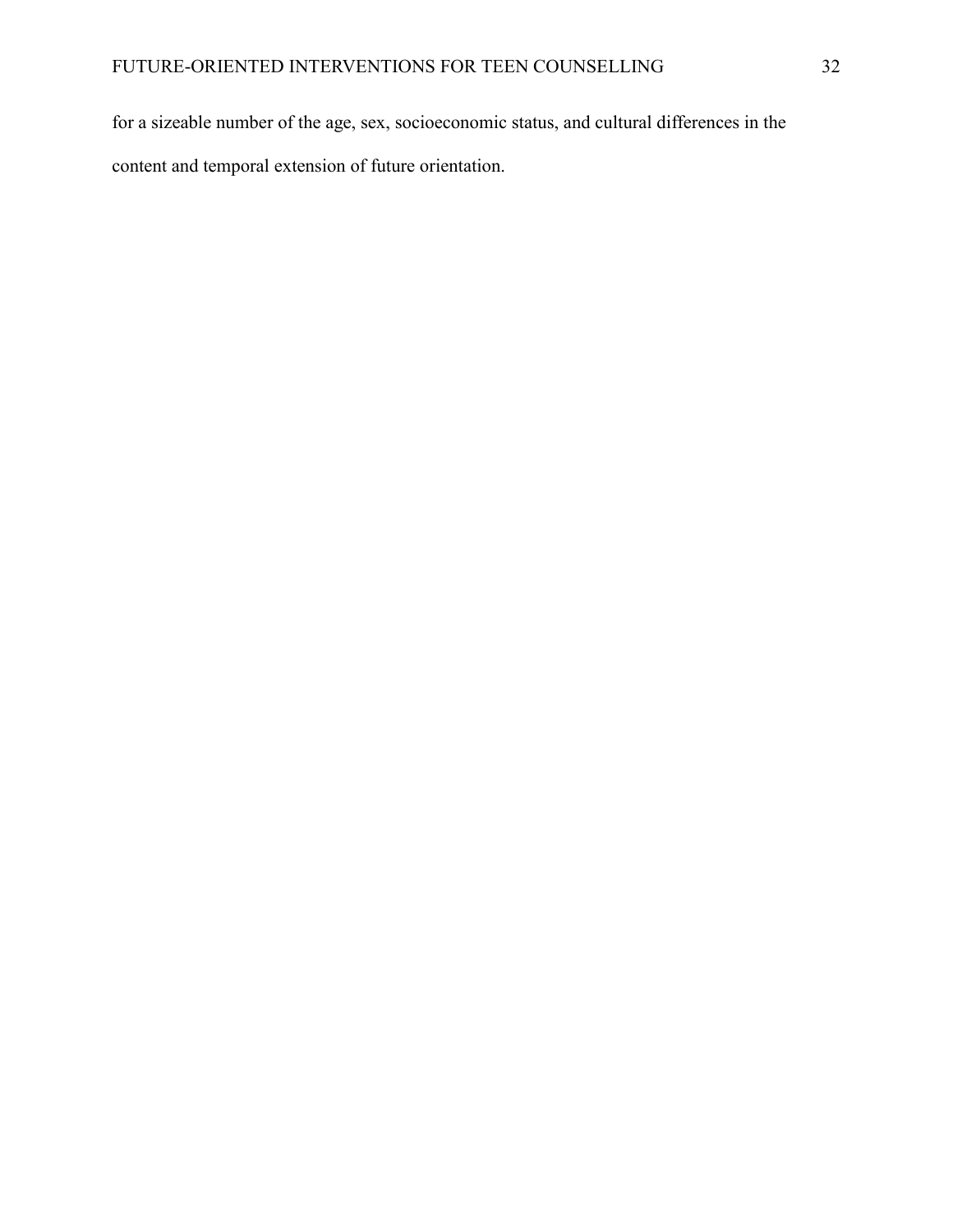for a sizeable number of the age, sex, socioeconomic status, and cultural differences in the content and temporal extension of future orientation.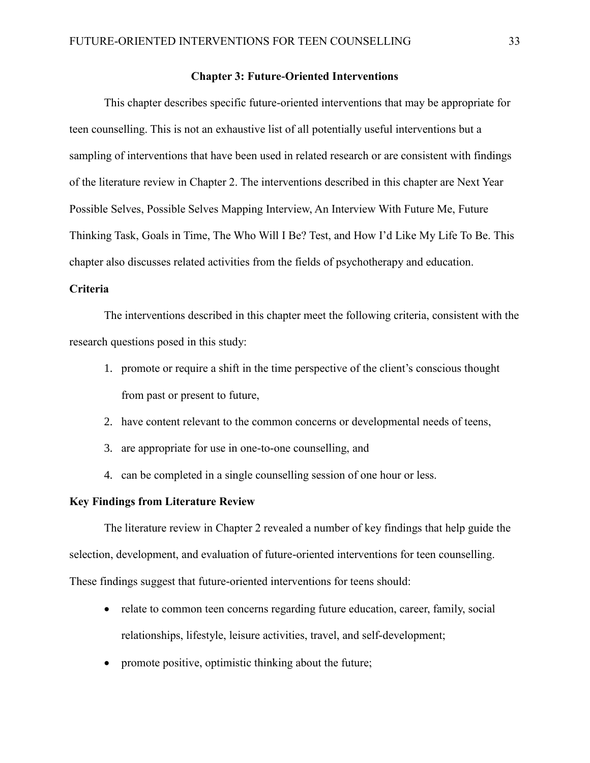# Chapter 3: Future-Oriented Interventions

This chapter describes specific future-oriented interventions that may be appropriate for teen counselling. This is not an exhaustive list of all potentially useful interventions but a sampling of interventions that have been used in related research or are consistent with findings of the literature review in Chapter 2. The interventions described in this chapter are Next Year Possible Selves, Possible Selves Mapping Interview, An Interview With Future Me, Future Thinking Task, Goals in Time, The Who Will I Be? Test, and How I'd Like My Life To Be. This chapter also discusses related activities from the fields of psychotherapy and education.

## Criteria

The interventions described in this chapter meet the following criteria, consistent with the research questions posed in this study:

1. promote or require a shift in the time perspective of the client's conscious thought from past or present to future,
2. have content relevant to the common concerns or developmental needs of teens,
3. are appropriate for use in one-to-one counselling, and
4. can be completed in a single counselling session of one hour or less.

## Key Findings from Literature Review

The literature review in Chapter 2 revealed a number of key findings that help guide the selection, development, and evaluation of future-oriented interventions for teen counselling. These findings suggest that future-oriented interventions for teens should:

- relate to common teen concerns regarding future education, career, family, social relationships, lifestyle, leisure activities, travel, and self-development;
- promote positive, optimistic thinking about the future;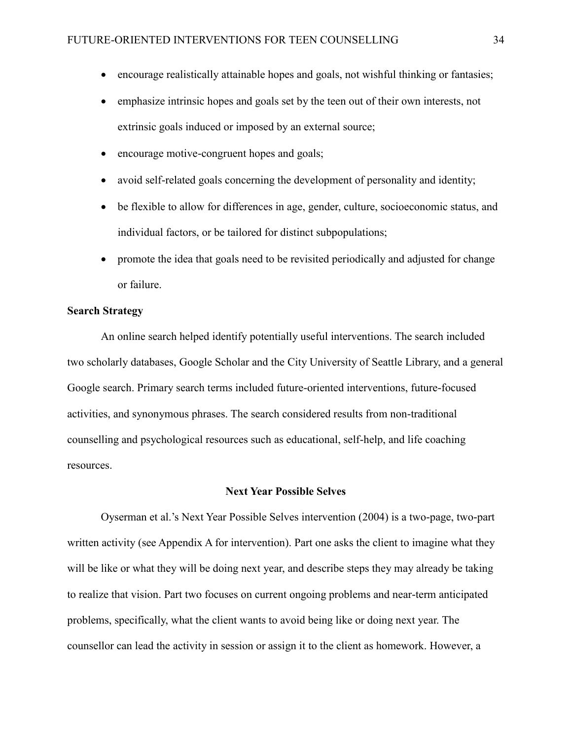- encourage realistically attainable hopes and goals, not wishful thinking or fantasies;
- emphasize intrinsic hopes and goals set by the teen out of their own interests, not extrinsic goals induced or imposed by an external source;
- encourage motive-congruent hopes and goals;
- avoid self-related goals concerning the development of personality and identity;
- be flexible to allow for differences in age, gender, culture, socioeconomic status, and individual factors, or be tailored for distinct subpopulations;
- promote the idea that goals need to be revisited periodically and adjusted for change or failure.

**Search Strategy**

An online search helped identify potentially useful interventions. The search included two scholarly databases, Google Scholar and the City University of Seattle Library, and a general Google search. Primary search terms included future-oriented interventions, future-focused activities, and synonymous phrases. The search considered results from non-traditional counselling and psychological resources such as educational, self-help, and life coaching resources.

## Next Year Possible Selves

Oyserman et al.'s Next Year Possible Selves intervention (2004) is a two-page, two-part written activity (see Appendix A for intervention). Part one asks the client to imagine what they will be like or what they will be doing next year, and describe steps they may already be taking to realize that vision. Part two focuses on current ongoing problems and near-term anticipated problems, specifically, what the client wants to avoid being like or doing next year. The counsellor can lead the activity in session or assign it to the client as homework. However, a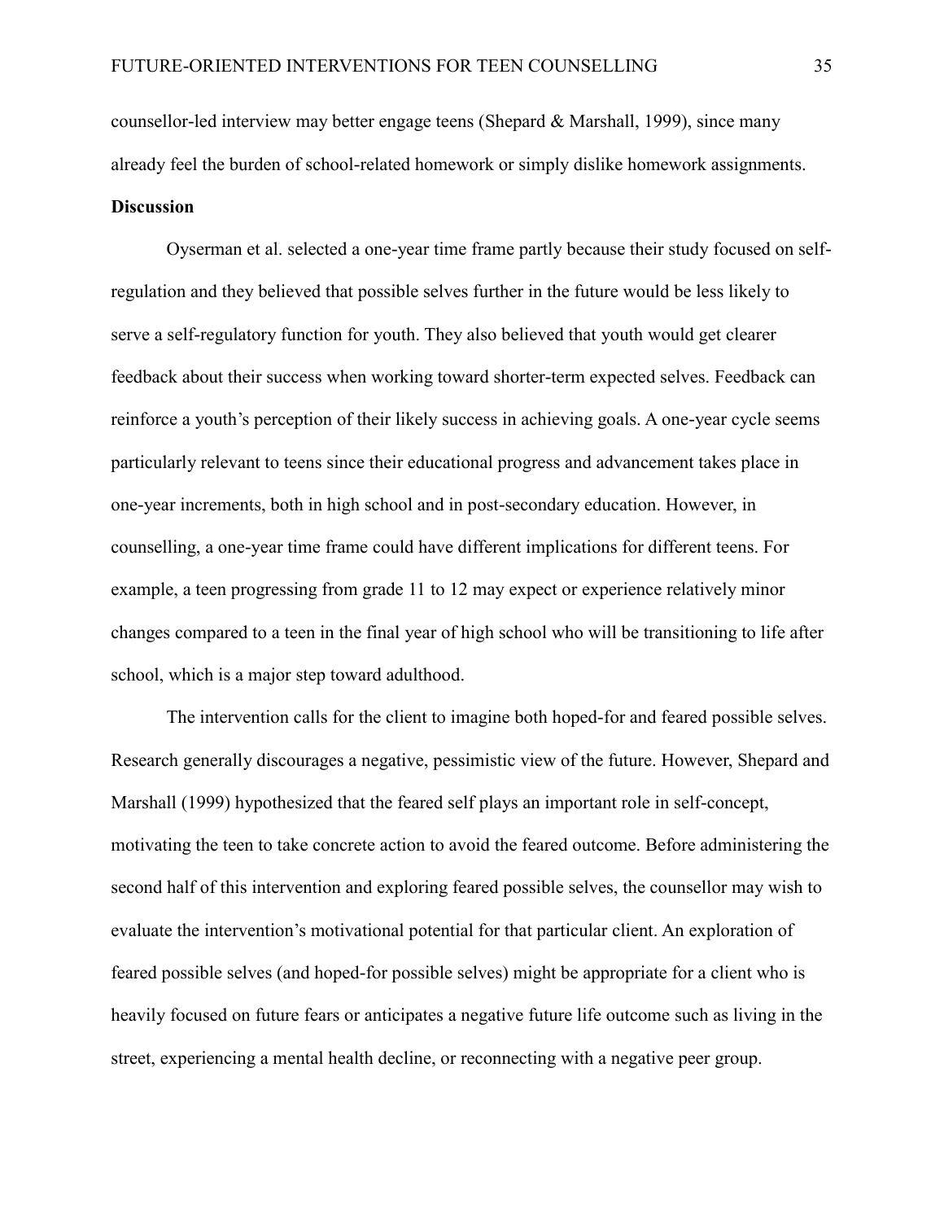counsellor-led interview may better engage teens (Shepard & Marshall, 1999), since many already feel the burden of school-related homework or simply dislike homework assignments.

**Discussion**

Oyserman et al. selected a one-year time frame partly because their study focused on self-regulation and they believed that possible selves further in the future would be less likely to serve a self-regulatory function for youth. They also believed that youth would get clearer feedback about their success when working toward shorter-term expected selves. Feedback can reinforce a youth's perception of their likely success in achieving goals. A one-year cycle seems particularly relevant to teens since their educational progress and advancement takes place in one-year increments, both in high school and in post-secondary education. However, in counselling, a one-year time frame could have different implications for different teens. For example, a teen progressing from grade 11 to 12 may expect or experience relatively minor changes compared to a teen in the final year of high school who will be transitioning to life after school, which is a major step toward adulthood.

The intervention calls for the client to imagine both hoped-for and feared possible selves. Research generally discourages a negative, pessimistic view of the future. However, Shepard and Marshall (1999) hypothesized that the feared self plays an important role in self-concept, motivating the teen to take concrete action to avoid the feared outcome. Before administering the second half of this intervention and exploring feared possible selves, the counsellor may wish to evaluate the intervention's motivational potential for that particular client. An exploration of feared possible selves (and hoped-for possible selves) might be appropriate for a client who is heavily focused on future fears or anticipates a negative future life outcome such as living in the street, experiencing a mental health decline, or reconnecting with a negative peer group.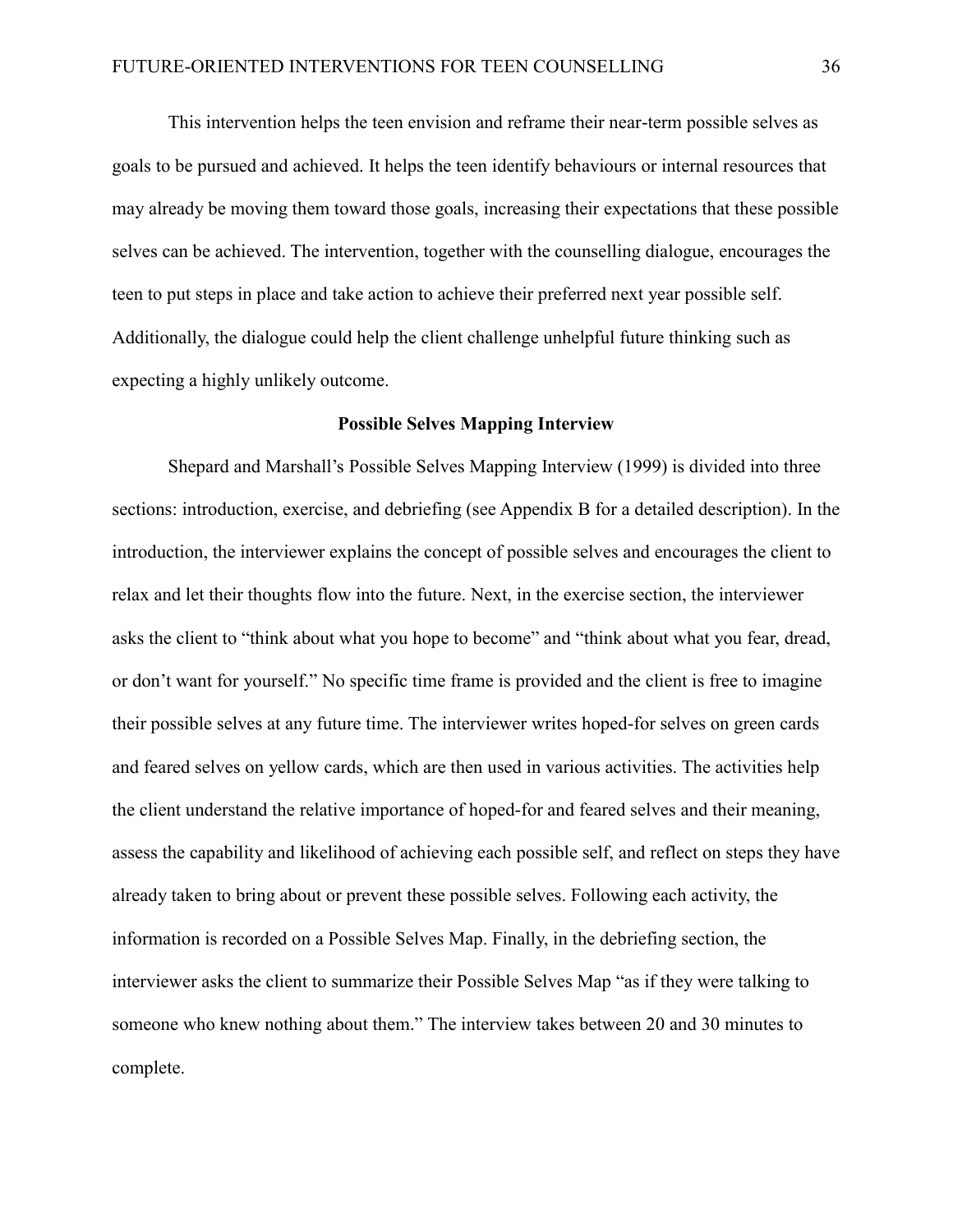This intervention helps the teen envision and reframe their near-term possible selves as goals to be pursued and achieved. It helps the teen identify behaviours or internal resources that may already be moving them toward those goals, increasing their expectations that these possible selves can be achieved. The intervention, together with the counselling dialogue, encourages the teen to put steps in place and take action to achieve their preferred next year possible self. Additionally, the dialogue could help the client challenge unhelpful future thinking such as expecting a highly unlikely outcome.

## Possible Selves Mapping Interview

Shepard and Marshall's Possible Selves Mapping Interview (1999) is divided into three sections: introduction, exercise, and debriefing (see Appendix B for a detailed description). In the introduction, the interviewer explains the concept of possible selves and encourages the client to relax and let their thoughts flow into the future. Next, in the exercise section, the interviewer asks the client to "think about what you hope to become" and "think about what you fear, dread, or don't want for yourself." No specific time frame is provided and the client is free to imagine their possible selves at any future time. The interviewer writes hoped-for selves on green cards and feared selves on yellow cards, which are then used in various activities. The activities help the client understand the relative importance of hoped-for and feared selves and their meaning, assess the capability and likelihood of achieving each possible self, and reflect on steps they have already taken to bring about or prevent these possible selves. Following each activity, the information is recorded on a Possible Selves Map. Finally, in the debriefing section, the interviewer asks the client to summarize their Possible Selves Map "as if they were talking to someone who knew nothing about them." The interview takes between 20 and 30 minutes to complete.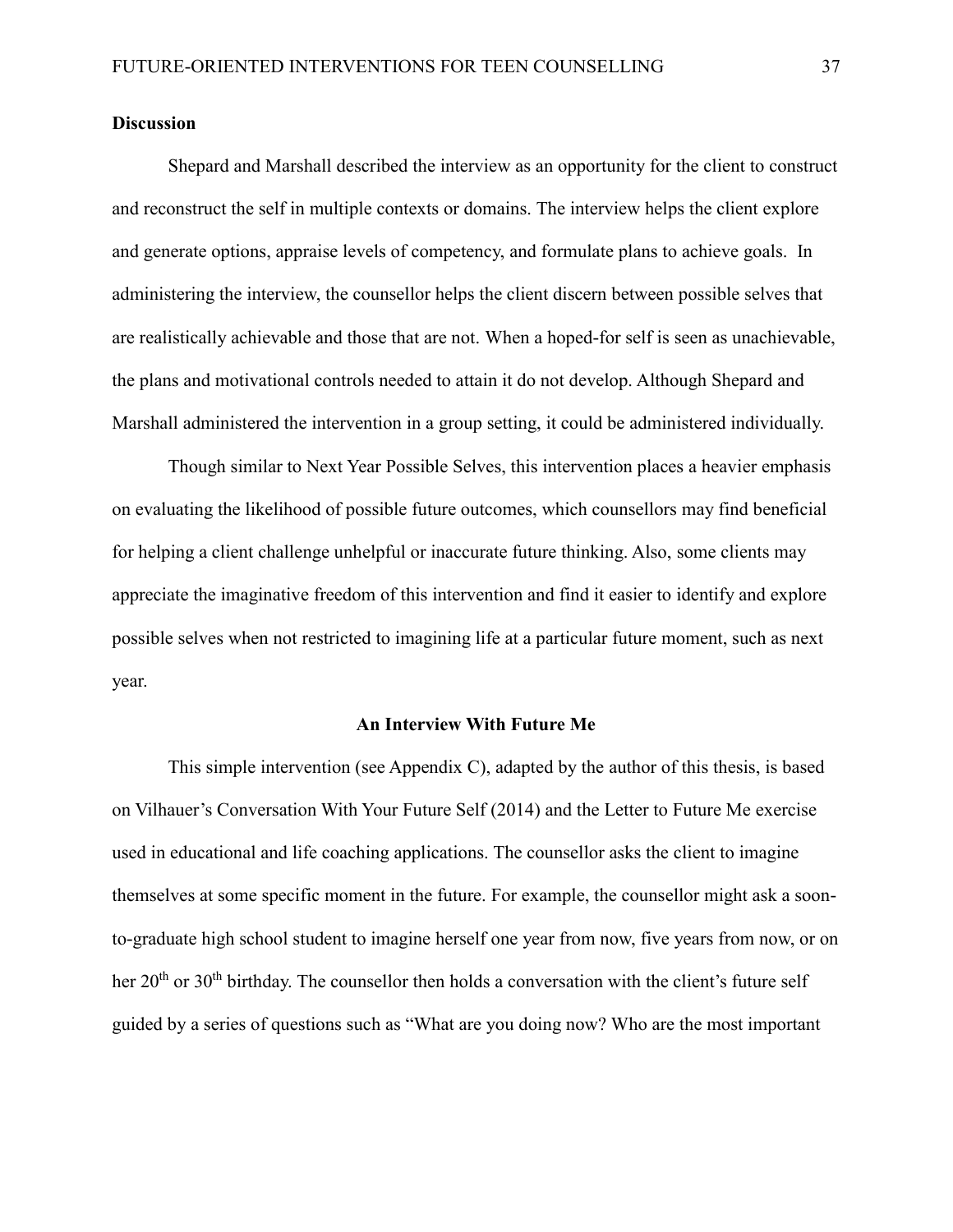**Discussion**

Shepard and Marshall described the interview as an opportunity for the client to construct and reconstruct the self in multiple contexts or domains. The interview helps the client explore and generate options, appraise levels of competency, and formulate plans to achieve goals. In administering the interview, the counsellor helps the client discern between possible selves that are realistically achievable and those that are not. When a hoped-for self is seen as unachievable, the plans and motivational controls needed to attain it do not develop. Although Shepard and Marshall administered the intervention in a group setting, it could be administered individually.

Though similar to Next Year Possible Selves, this intervention places a heavier emphasis on evaluating the likelihood of possible future outcomes, which counsellors may find beneficial for helping a client challenge unhelpful or inaccurate future thinking. Also, some clients may appreciate the imaginative freedom of this intervention and find it easier to identify and explore possible selves when not restricted to imagining life at a particular future moment, such as next year.

## An Interview With Future Me

This simple intervention (see Appendix C), adapted by the author of this thesis, is based on Vilhauer's Conversation With Your Future Self (2014) and the Letter to Future Me exercise used in educational and life coaching applications. The counsellor asks the client to imagine themselves at some specific moment in the future. For example, the counsellor might ask a soon-to-graduate high school student to imagine herself one year from now, five years from now, or on her 20th or 30th birthday. The counsellor then holds a conversation with the client's future self guided by a series of questions such as "What are you doing now? Who are the most important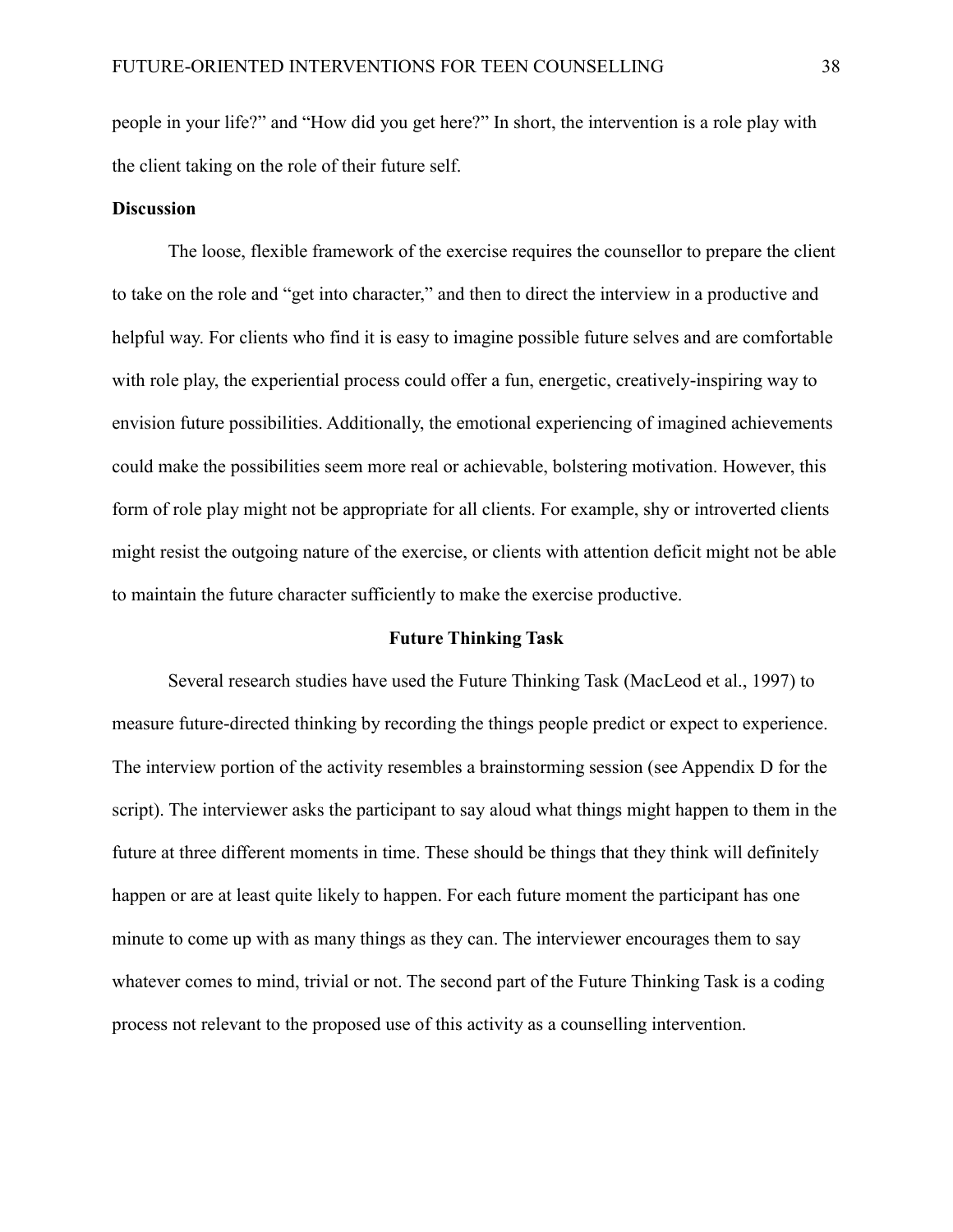people in your life?" and "How did you get here?" In short, the intervention is a role play with the client taking on the role of their future self.

### Discussion

The loose, flexible framework of the exercise requires the counsellor to prepare the client to take on the role and "get into character," and then to direct the interview in a productive and helpful way. For clients who find it is easy to imagine possible future selves and are comfortable with role play, the experiential process could offer a fun, energetic, creatively-inspiring way to envision future possibilities. Additionally, the emotional experiencing of imagined achievements could make the possibilities seem more real or achievable, bolstering motivation. However, this form of role play might not be appropriate for all clients. For example, shy or introverted clients might resist the outgoing nature of the exercise, or clients with attention deficit might not be able to maintain the future character sufficiently to make the exercise productive.

## Future Thinking Task

Several research studies have used the Future Thinking Task (MacLeod et al., 1997) to measure future-directed thinking by recording the things people predict or expect to experience. The interview portion of the activity resembles a brainstorming session (see Appendix D for the script). The interviewer asks the participant to say aloud what things might happen to them in the future at three different moments in time. These should be things that they think will definitely happen or are at least quite likely to happen. For each future moment the participant has one minute to come up with as many things as they can. The interviewer encourages them to say whatever comes to mind, trivial or not. The second part of the Future Thinking Task is a coding process not relevant to the proposed use of this activity as a counselling intervention.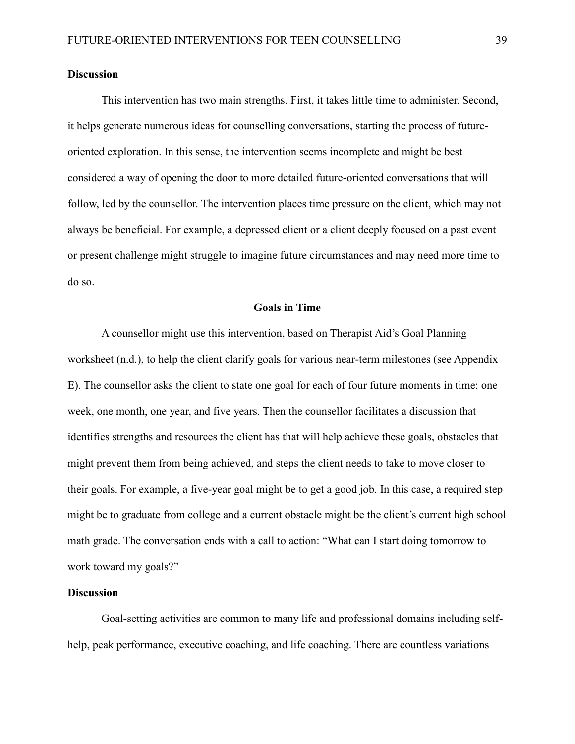### Discussion

This intervention has two main strengths. First, it takes little time to administer. Second, it helps generate numerous ideas for counselling conversations, starting the process of future-oriented exploration. In this sense, the intervention seems incomplete and might be best considered a way of opening the door to more detailed future-oriented conversations that will follow, led by the counsellor. The intervention places time pressure on the client, which may not always be beneficial. For example, a depressed client or a client deeply focused on a past event or present challenge might struggle to imagine future circumstances and may need more time to do so.

## Goals in Time

A counsellor might use this intervention, based on Therapist Aid's Goal Planning worksheet (n.d.), to help the client clarify goals for various near-term milestones (see Appendix E). The counsellor asks the client to state one goal for each of four future moments in time: one week, one month, one year, and five years. Then the counsellor facilitates a discussion that identifies strengths and resources the client has that will help achieve these goals, obstacles that might prevent them from being achieved, and steps the client needs to take to move closer to their goals. For example, a five-year goal might be to get a good job. In this case, a required step might be to graduate from college and a current obstacle might be the client's current high school math grade. The conversation ends with a call to action: "What can I start doing tomorrow to work toward my goals?"

### Discussion

Goal-setting activities are common to many life and professional domains including self-help, peak performance, executive coaching, and life coaching. There are countless variations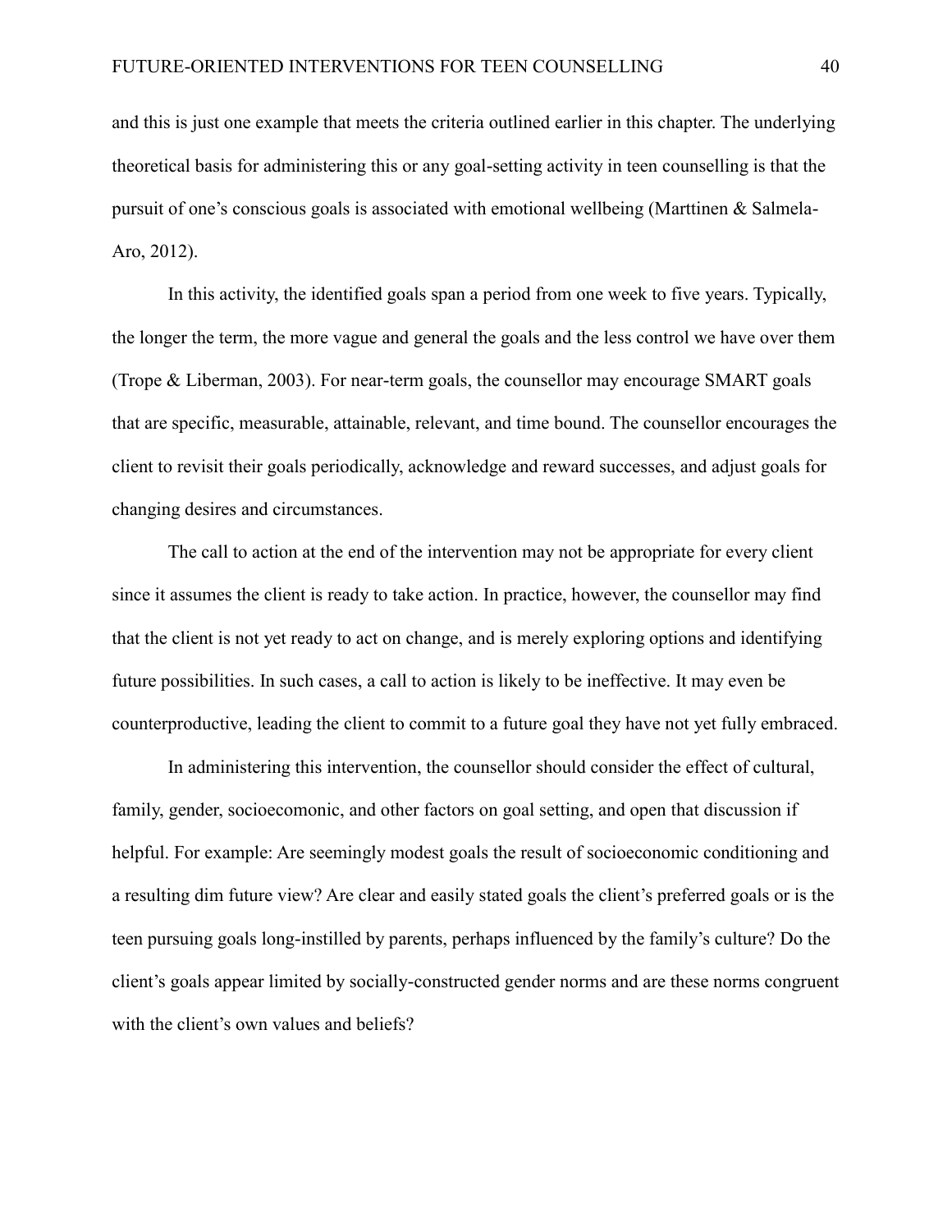and this is just one example that meets the criteria outlined earlier in this chapter. The underlying theoretical basis for administering this or any goal-setting activity in teen counselling is that the pursuit of one's conscious goals is associated with emotional wellbeing (Marttinen & Salmela-Aro, 2012).

In this activity, the identified goals span a period from one week to five years. Typically, the longer the term, the more vague and general the goals and the less control we have over them (Trope & Liberman, 2003). For near-term goals, the counsellor may encourage SMART goals that are specific, measurable, attainable, relevant, and time bound. The counsellor encourages the client to revisit their goals periodically, acknowledge and reward successes, and adjust goals for changing desires and circumstances.

The call to action at the end of the intervention may not be appropriate for every client since it assumes the client is ready to take action. In practice, however, the counsellor may find that the client is not yet ready to act on change, and is merely exploring options and identifying future possibilities. In such cases, a call to action is likely to be ineffective. It may even be counterproductive, leading the client to commit to a future goal they have not yet fully embraced.

In administering this intervention, the counsellor should consider the effect of cultural, family, gender, socioecomonic, and other factors on goal setting, and open that discussion if helpful. For example: Are seemingly modest goals the result of socioeconomic conditioning and a resulting dim future view? Are clear and easily stated goals the client's preferred goals or is the teen pursuing goals long-instilled by parents, perhaps influenced by the family's culture? Do the client's goals appear limited by socially-constructed gender norms and are these norms congruent with the client's own values and beliefs?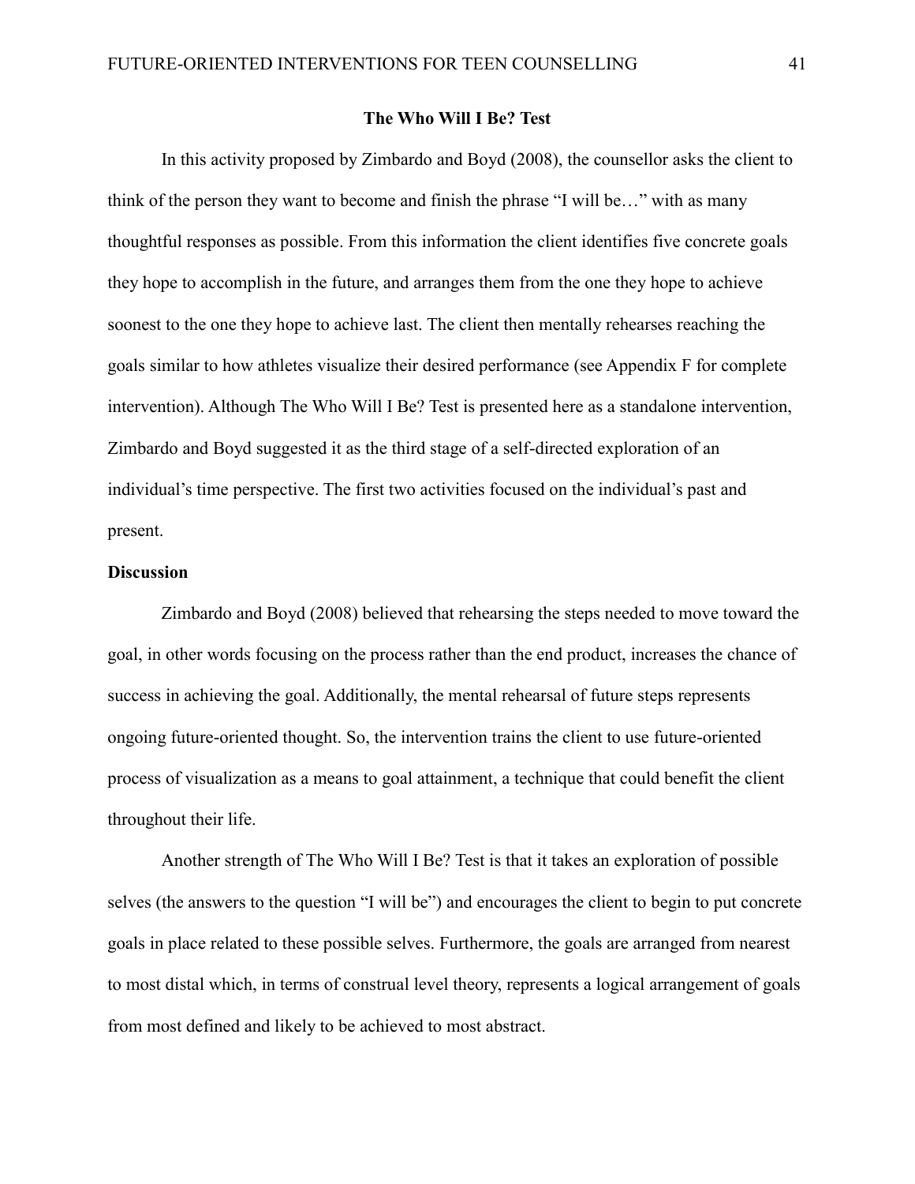## The Who Will I Be? Test

In this activity proposed by Zimbardo and Boyd (2008), the counsellor asks the client to think of the person they want to become and finish the phrase "I will be…" with as many thoughtful responses as possible. From this information the client identifies five concrete goals they hope to accomplish in the future, and arranges them from the one they hope to achieve soonest to the one they hope to achieve last. The client then mentally rehearses reaching the goals similar to how athletes visualize their desired performance (see Appendix F for complete intervention). Although The Who Will I Be? Test is presented here as a standalone intervention, Zimbardo and Boyd suggested it as the third stage of a self-directed exploration of an individual's time perspective. The first two activities focused on the individual's past and present.

### Discussion

Zimbardo and Boyd (2008) believed that rehearsing the steps needed to move toward the goal, in other words focusing on the process rather than the end product, increases the chance of success in achieving the goal. Additionally, the mental rehearsal of future steps represents ongoing future-oriented thought. So, the intervention trains the client to use future-oriented process of visualization as a means to goal attainment, a technique that could benefit the client throughout their life.

Another strength of The Who Will I Be? Test is that it takes an exploration of possible selves (the answers to the question "I will be") and encourages the client to begin to put concrete goals in place related to these possible selves. Furthermore, the goals are arranged from nearest to most distal which, in terms of construal level theory, represents a logical arrangement of goals from most defined and likely to be achieved to most abstract.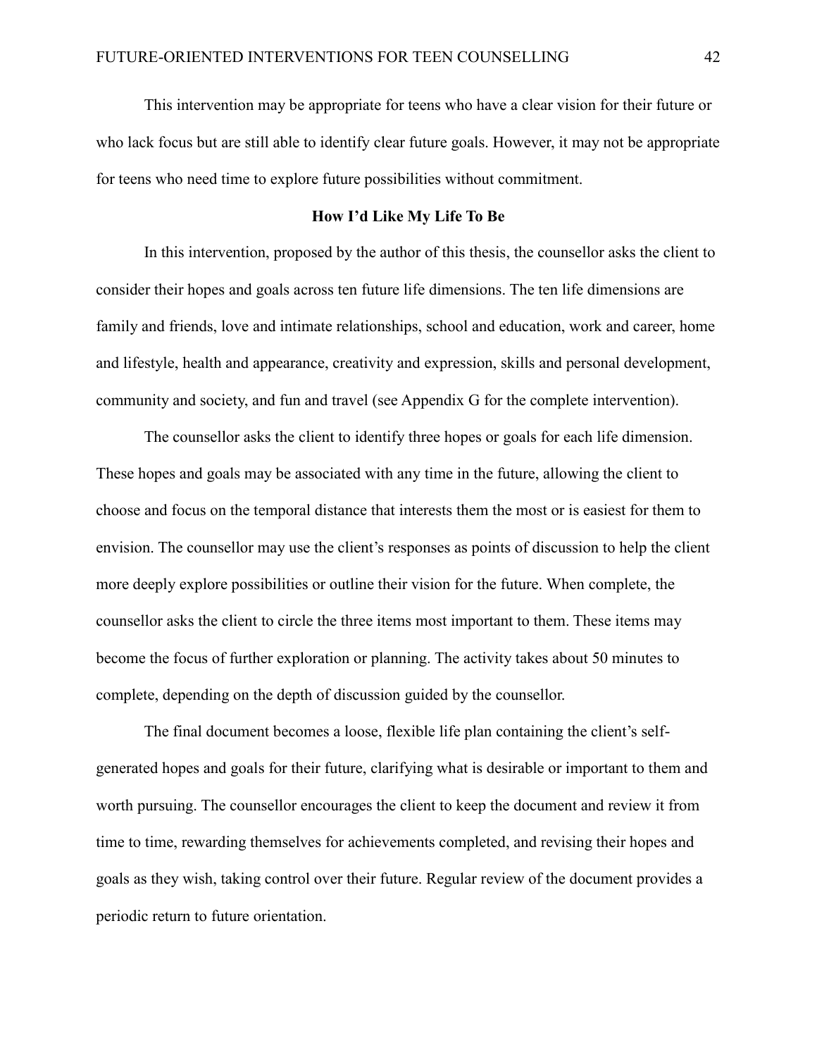This intervention may be appropriate for teens who have a clear vision for their future or who lack focus but are still able to identify clear future goals. However, it may not be appropriate for teens who need time to explore future possibilities without commitment.

## How I'd Like My Life To Be

In this intervention, proposed by the author of this thesis, the counsellor asks the client to consider their hopes and goals across ten future life dimensions. The ten life dimensions are family and friends, love and intimate relationships, school and education, work and career, home and lifestyle, health and appearance, creativity and expression, skills and personal development, community and society, and fun and travel (see Appendix G for the complete intervention).

The counsellor asks the client to identify three hopes or goals for each life dimension. These hopes and goals may be associated with any time in the future, allowing the client to choose and focus on the temporal distance that interests them the most or is easiest for them to envision. The counsellor may use the client's responses as points of discussion to help the client more deeply explore possibilities or outline their vision for the future. When complete, the counsellor asks the client to circle the three items most important to them. These items may become the focus of further exploration or planning. The activity takes about 50 minutes to complete, depending on the depth of discussion guided by the counsellor.

The final document becomes a loose, flexible life plan containing the client's self-generated hopes and goals for their future, clarifying what is desirable or important to them and worth pursuing. The counsellor encourages the client to keep the document and review it from time to time, rewarding themselves for achievements completed, and revising their hopes and goals as they wish, taking control over their future. Regular review of the document provides a periodic return to future orientation.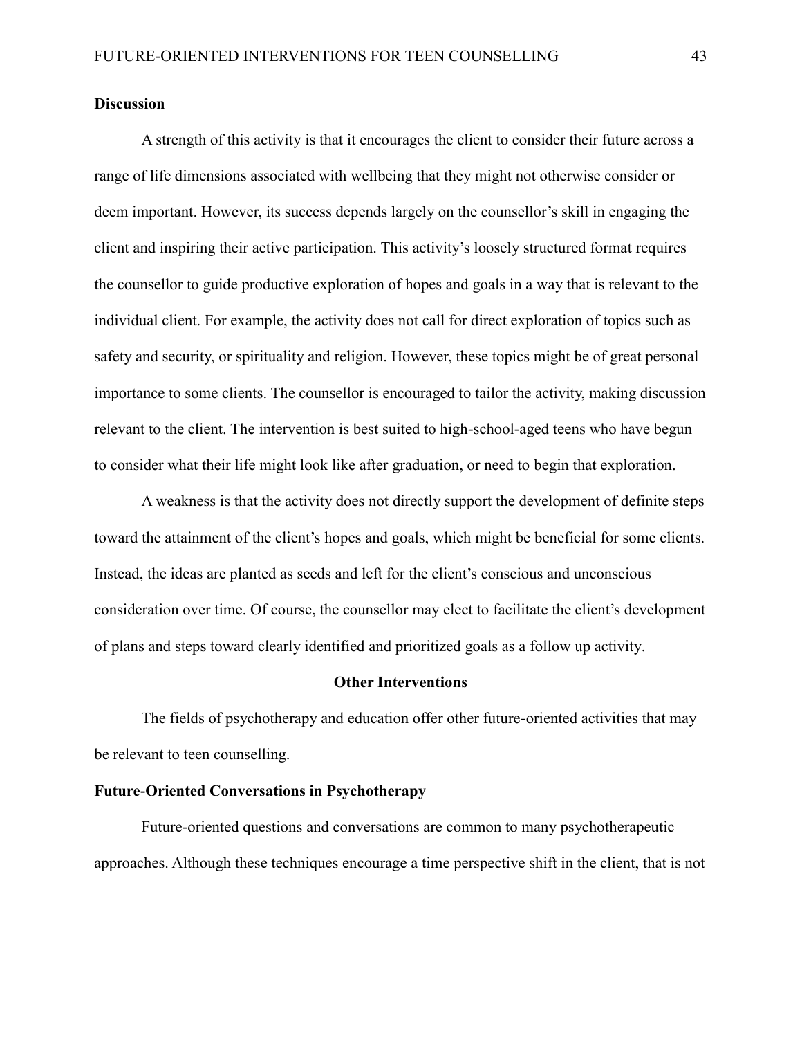**Discussion**

A strength of this activity is that it encourages the client to consider their future across a range of life dimensions associated with wellbeing that they might not otherwise consider or deem important. However, its success depends largely on the counsellor's skill in engaging the client and inspiring their active participation. This activity's loosely structured format requires the counsellor to guide productive exploration of hopes and goals in a way that is relevant to the individual client. For example, the activity does not call for direct exploration of topics such as safety and security, or spirituality and religion. However, these topics might be of great personal importance to some clients. The counsellor is encouraged to tailor the activity, making discussion relevant to the client. The intervention is best suited to high-school-aged teens who have begun to consider what their life might look like after graduation, or need to begin that exploration.

A weakness is that the activity does not directly support the development of definite steps toward the attainment of the client's hopes and goals, which might be beneficial for some clients. Instead, the ideas are planted as seeds and left for the client's conscious and unconscious consideration over time. Of course, the counsellor may elect to facilitate the client's development of plans and steps toward clearly identified and prioritized goals as a follow up activity.

## Other Interventions

The fields of psychotherapy and education offer other future-oriented activities that may be relevant to teen counselling.

### Future-Oriented Conversations in Psychotherapy

Future-oriented questions and conversations are common to many psychotherapeutic approaches. Although these techniques encourage a time perspective shift in the client, that is not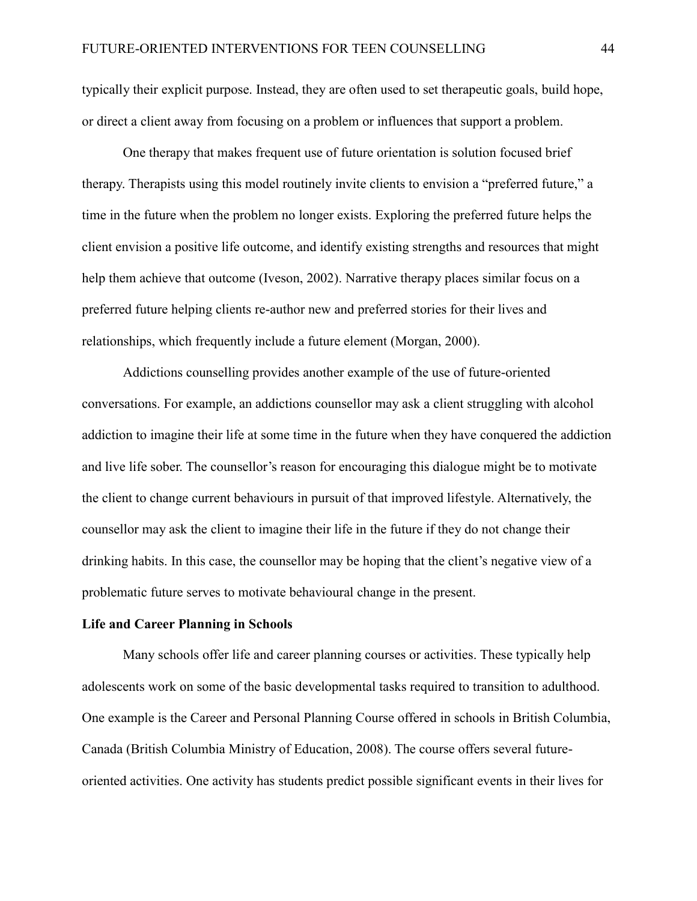typically their explicit purpose. Instead, they are often used to set therapeutic goals, build hope, or direct a client away from focusing on a problem or influences that support a problem.

One therapy that makes frequent use of future orientation is solution focused brief therapy. Therapists using this model routinely invite clients to envision a "preferred future," a time in the future when the problem no longer exists. Exploring the preferred future helps the client envision a positive life outcome, and identify existing strengths and resources that might help them achieve that outcome (Iveson, 2002). Narrative therapy places similar focus on a preferred future helping clients re-author new and preferred stories for their lives and relationships, which frequently include a future element (Morgan, 2000).

Addictions counselling provides another example of the use of future-oriented conversations. For example, an addictions counsellor may ask a client struggling with alcohol addiction to imagine their life at some time in the future when they have conquered the addiction and live life sober. The counsellor's reason for encouraging this dialogue might be to motivate the client to change current behaviours in pursuit of that improved lifestyle. Alternatively, the counsellor may ask the client to imagine their life in the future if they do not change their drinking habits. In this case, the counsellor may be hoping that the client's negative view of a problematic future serves to motivate behavioural change in the present.

**Life and Career Planning in Schools**

Many schools offer life and career planning courses or activities. These typically help adolescents work on some of the basic developmental tasks required to transition to adulthood. One example is the Career and Personal Planning Course offered in schools in British Columbia, Canada (British Columbia Ministry of Education, 2008). The course offers several future-oriented activities. One activity has students predict possible significant events in their lives for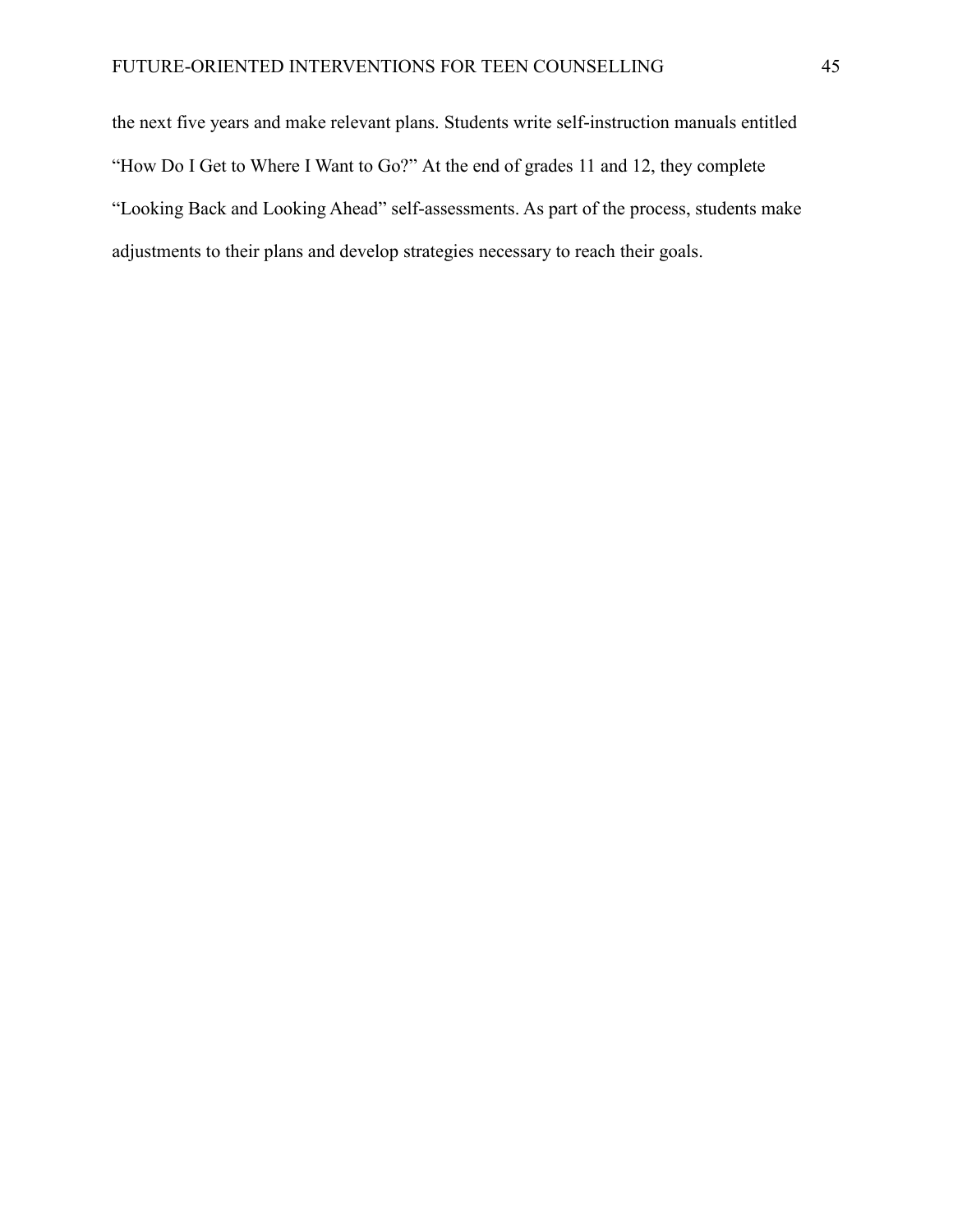the next five years and make relevant plans. Students write self-instruction manuals entitled "How Do I Get to Where I Want to Go?" At the end of grades 11 and 12, they complete "Looking Back and Looking Ahead" self-assessments. As part of the process, students make adjustments to their plans and develop strategies necessary to reach their goals.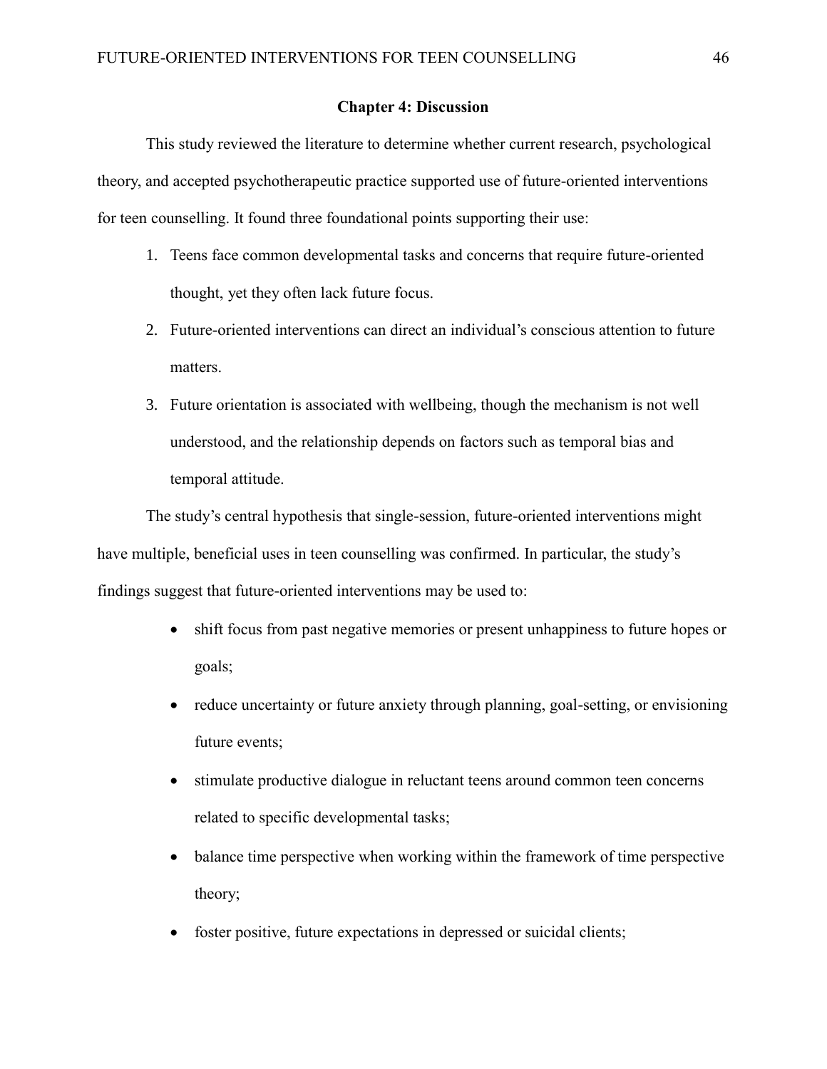## Chapter 4: Discussion

This study reviewed the literature to determine whether current research, psychological theory, and accepted psychotherapeutic practice supported use of future-oriented interventions for teen counselling. It found three foundational points supporting their use:

1. Teens face common developmental tasks and concerns that require future-oriented thought, yet they often lack future focus.
2. Future-oriented interventions can direct an individual's conscious attention to future matters.
3. Future orientation is associated with wellbeing, though the mechanism is not well understood, and the relationship depends on factors such as temporal bias and temporal attitude.

The study's central hypothesis that single-session, future-oriented interventions might have multiple, beneficial uses in teen counselling was confirmed. In particular, the study's findings suggest that future-oriented interventions may be used to:

- shift focus from past negative memories or present unhappiness to future hopes or goals;
- reduce uncertainty or future anxiety through planning, goal-setting, or envisioning future events;
- stimulate productive dialogue in reluctant teens around common teen concerns related to specific developmental tasks;
- balance time perspective when working within the framework of time perspective theory;
- foster positive, future expectations in depressed or suicidal clients;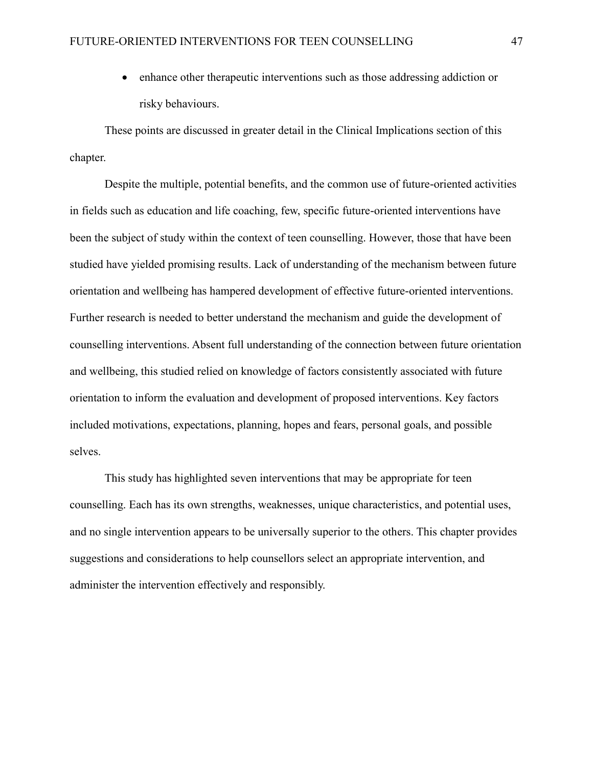- enhance other therapeutic interventions such as those addressing addiction or risky behaviours.

These points are discussed in greater detail in the Clinical Implications section of this chapter.

Despite the multiple, potential benefits, and the common use of future-oriented activities in fields such as education and life coaching, few, specific future-oriented interventions have been the subject of study within the context of teen counselling. However, those that have been studied have yielded promising results. Lack of understanding of the mechanism between future orientation and wellbeing has hampered development of effective future-oriented interventions. Further research is needed to better understand the mechanism and guide the development of counselling interventions. Absent full understanding of the connection between future orientation and wellbeing, this studied relied on knowledge of factors consistently associated with future orientation to inform the evaluation and development of proposed interventions. Key factors included motivations, expectations, planning, hopes and fears, personal goals, and possible selves.

This study has highlighted seven interventions that may be appropriate for teen counselling. Each has its own strengths, weaknesses, unique characteristics, and potential uses, and no single intervention appears to be universally superior to the others. This chapter provides suggestions and considerations to help counsellors select an appropriate intervention, and administer the intervention effectively and responsibly.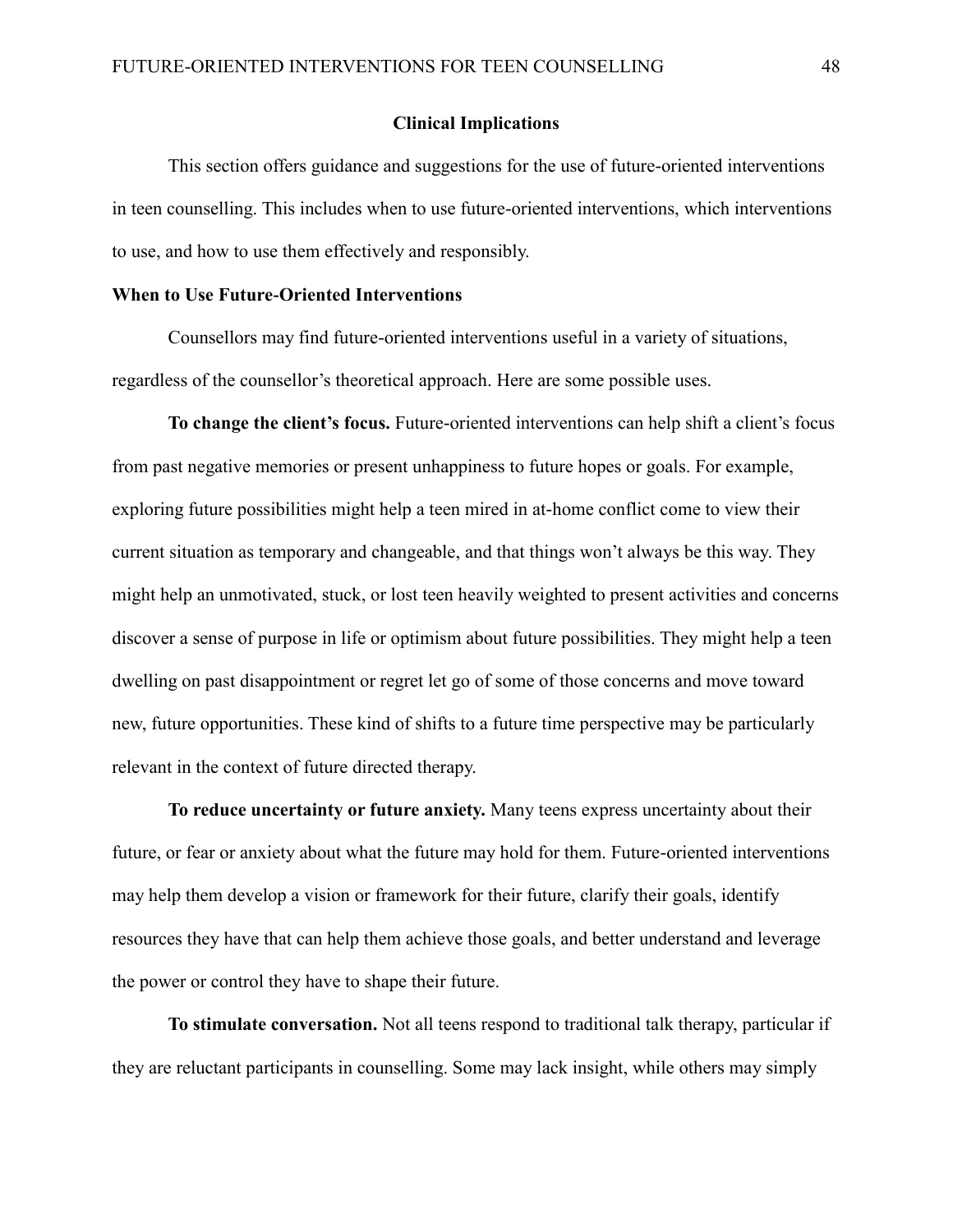## Clinical Implications

This section offers guidance and suggestions for the use of future-oriented interventions in teen counselling. This includes when to use future-oriented interventions, which interventions to use, and how to use them effectively and responsibly.

### When to Use Future-Oriented Interventions

Counsellors may find future-oriented interventions useful in a variety of situations, regardless of the counsellor's theoretical approach. Here are some possible uses.

**To change the client's focus.** Future-oriented interventions can help shift a client's focus from past negative memories or present unhappiness to future hopes or goals. For example, exploring future possibilities might help a teen mired in at-home conflict come to view their current situation as temporary and changeable, and that things won't always be this way. They might help an unmotivated, stuck, or lost teen heavily weighted to present activities and concerns discover a sense of purpose in life or optimism about future possibilities. They might help a teen dwelling on past disappointment or regret let go of some of those concerns and move toward new, future opportunities. These kind of shifts to a future time perspective may be particularly relevant in the context of future directed therapy.

**To reduce uncertainty or future anxiety.** Many teens express uncertainty about their future, or fear or anxiety about what the future may hold for them. Future-oriented interventions may help them develop a vision or framework for their future, clarify their goals, identify resources they have that can help them achieve those goals, and better understand and leverage the power or control they have to shape their future.

**To stimulate conversation.** Not all teens respond to traditional talk therapy, particular if they are reluctant participants in counselling. Some may lack insight, while others may simply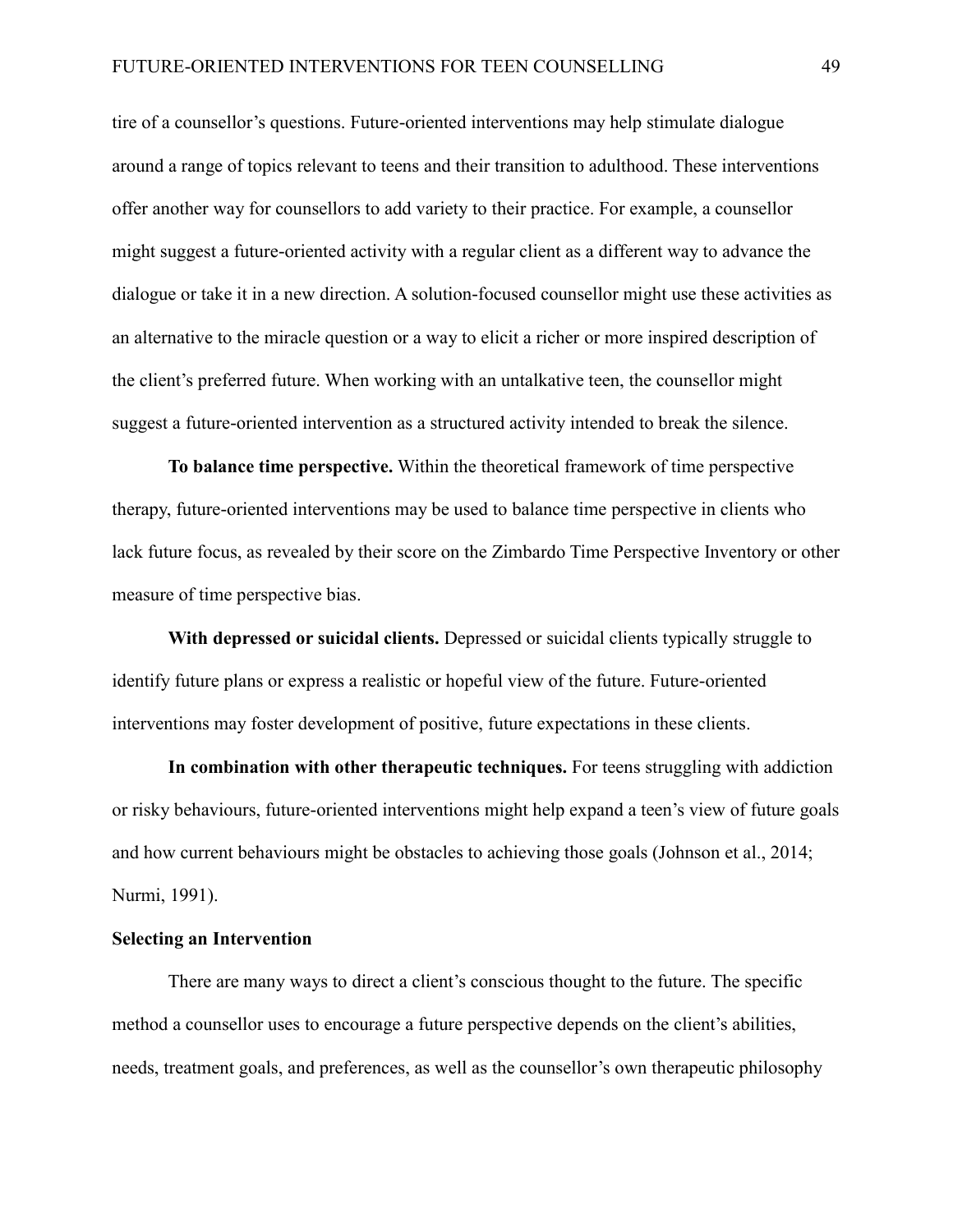tire of a counsellor's questions. Future-oriented interventions may help stimulate dialogue around a range of topics relevant to teens and their transition to adulthood. These interventions offer another way for counsellors to add variety to their practice. For example, a counsellor might suggest a future-oriented activity with a regular client as a different way to advance the dialogue or take it in a new direction. A solution-focused counsellor might use these activities as an alternative to the miracle question or a way to elicit a richer or more inspired description of the client's preferred future. When working with an untalkative teen, the counsellor might suggest a future-oriented intervention as a structured activity intended to break the silence.

**To balance time perspective.** Within the theoretical framework of time perspective therapy, future-oriented interventions may be used to balance time perspective in clients who lack future focus, as revealed by their score on the Zimbardo Time Perspective Inventory or other measure of time perspective bias.

**With depressed or suicidal clients.** Depressed or suicidal clients typically struggle to identify future plans or express a realistic or hopeful view of the future. Future-oriented interventions may foster development of positive, future expectations in these clients.

**In combination with other therapeutic techniques.** For teens struggling with addiction or risky behaviours, future-oriented interventions might help expand a teen's view of future goals and how current behaviours might be obstacles to achieving those goals (Johnson et al., 2014; Nurmi, 1991).

## Selecting an Intervention

There are many ways to direct a client's conscious thought to the future. The specific method a counsellor uses to encourage a future perspective depends on the client's abilities, needs, treatment goals, and preferences, as well as the counsellor's own therapeutic philosophy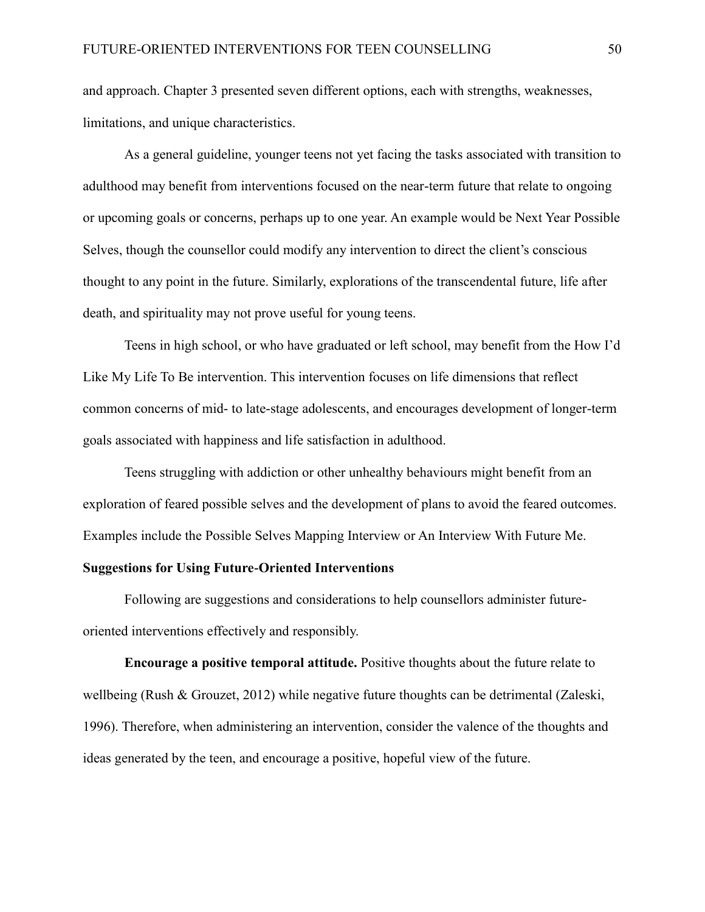and approach. Chapter 3 presented seven different options, each with strengths, weaknesses, limitations, and unique characteristics.

As a general guideline, younger teens not yet facing the tasks associated with transition to adulthood may benefit from interventions focused on the near-term future that relate to ongoing or upcoming goals or concerns, perhaps up to one year. An example would be Next Year Possible Selves, though the counsellor could modify any intervention to direct the client's conscious thought to any point in the future. Similarly, explorations of the transcendental future, life after death, and spirituality may not prove useful for young teens.

Teens in high school, or who have graduated or left school, may benefit from the How I'd Like My Life To Be intervention. This intervention focuses on life dimensions that reflect common concerns of mid- to late-stage adolescents, and encourages development of longer-term goals associated with happiness and life satisfaction in adulthood.

Teens struggling with addiction or other unhealthy behaviours might benefit from an exploration of feared possible selves and the development of plans to avoid the feared outcomes. Examples include the Possible Selves Mapping Interview or An Interview With Future Me.

## Suggestions for Using Future-Oriented Interventions

Following are suggestions and considerations to help counsellors administer future-oriented interventions effectively and responsibly.

**Encourage a positive temporal attitude.** Positive thoughts about the future relate to wellbeing (Rush & Grouzet, 2012) while negative future thoughts can be detrimental (Zaleski, 1996). Therefore, when administering an intervention, consider the valence of the thoughts and ideas generated by the teen, and encourage a positive, hopeful view of the future.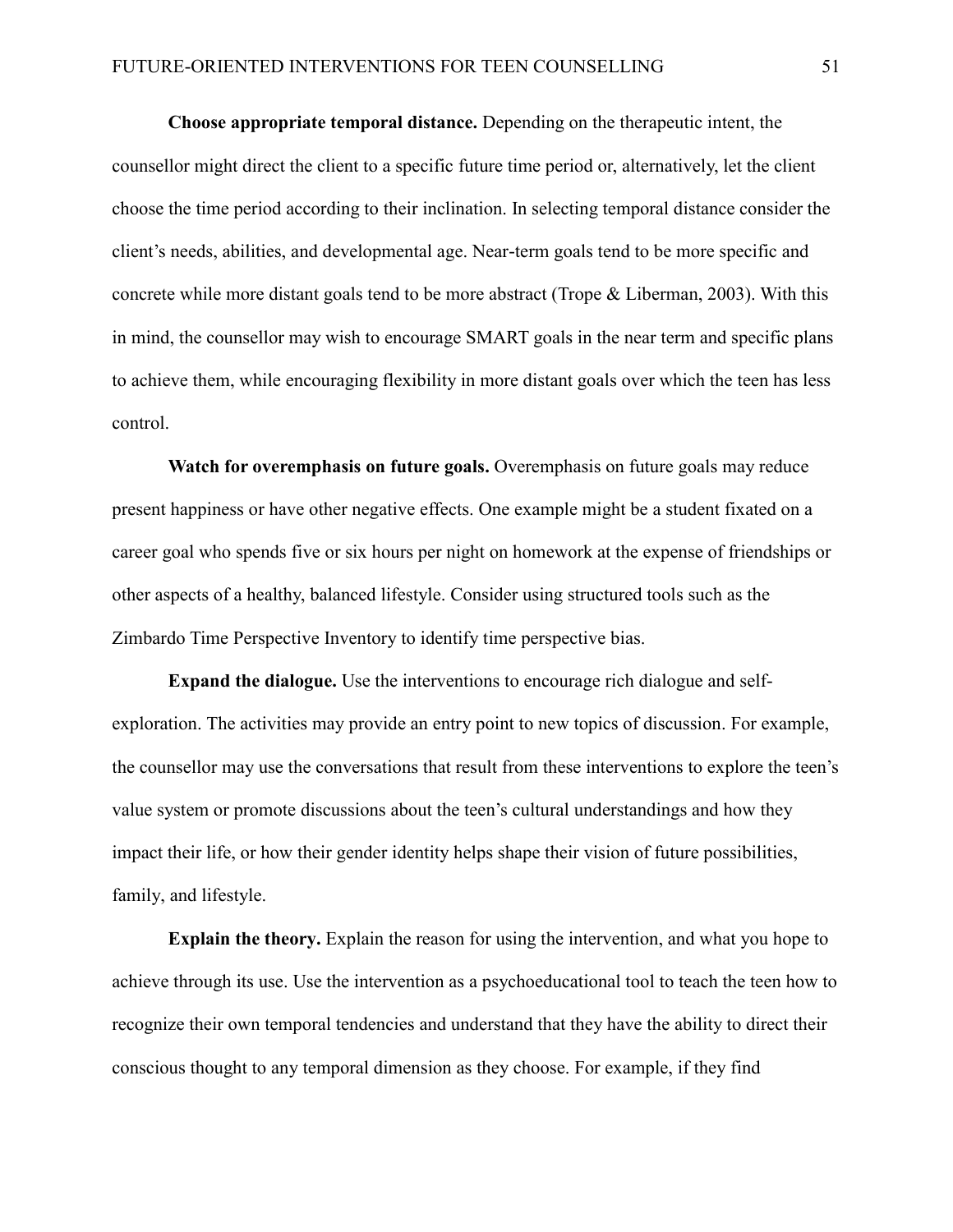**Choose appropriate temporal distance.** Depending on the therapeutic intent, the counsellor might direct the client to a specific future time period or, alternatively, let the client choose the time period according to their inclination. In selecting temporal distance consider the client's needs, abilities, and developmental age. Near-term goals tend to be more specific and concrete while more distant goals tend to be more abstract (Trope & Liberman, 2003). With this in mind, the counsellor may wish to encourage SMART goals in the near term and specific plans to achieve them, while encouraging flexibility in more distant goals over which the teen has less control.

**Watch for overemphasis on future goals.** Overemphasis on future goals may reduce present happiness or have other negative effects. One example might be a student fixated on a career goal who spends five or six hours per night on homework at the expense of friendships or other aspects of a healthy, balanced lifestyle. Consider using structured tools such as the Zimbardo Time Perspective Inventory to identify time perspective bias.

**Expand the dialogue.** Use the interventions to encourage rich dialogue and self-exploration. The activities may provide an entry point to new topics of discussion. For example, the counsellor may use the conversations that result from these interventions to explore the teen's value system or promote discussions about the teen's cultural understandings and how they impact their life, or how their gender identity helps shape their vision of future possibilities, family, and lifestyle.

**Explain the theory.** Explain the reason for using the intervention, and what you hope to achieve through its use. Use the intervention as a psychoeducational tool to teach the teen how to recognize their own temporal tendencies and understand that they have the ability to direct their conscious thought to any temporal dimension as they choose. For example, if they find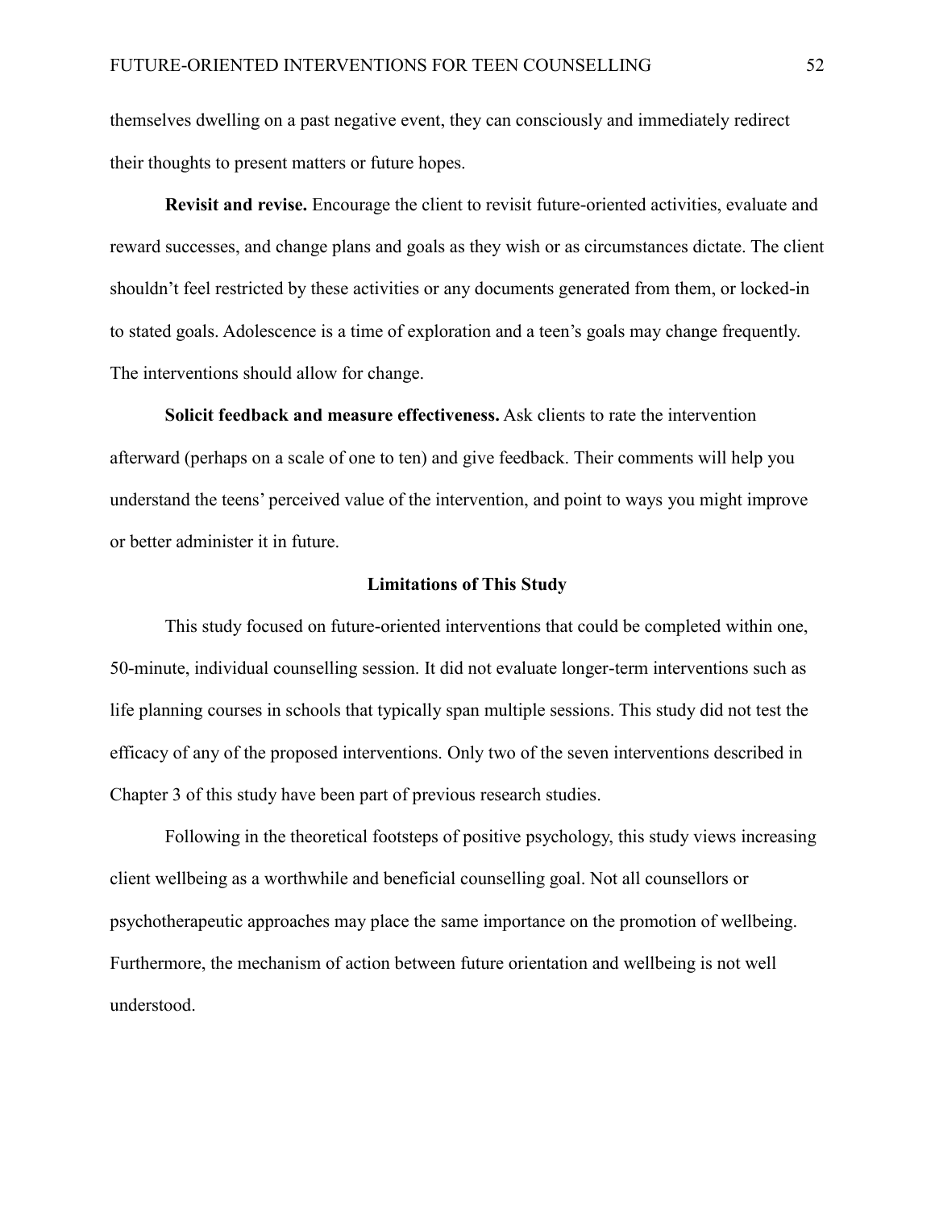themselves dwelling on a past negative event, they can consciously and immediately redirect their thoughts to present matters or future hopes.

**Revisit and revise.** Encourage the client to revisit future-oriented activities, evaluate and reward successes, and change plans and goals as they wish or as circumstances dictate. The client shouldn't feel restricted by these activities or any documents generated from them, or locked-in to stated goals. Adolescence is a time of exploration and a teen's goals may change frequently. The interventions should allow for change.

**Solicit feedback and measure effectiveness.** Ask clients to rate the intervention afterward (perhaps on a scale of one to ten) and give feedback. Their comments will help you understand the teens' perceived value of the intervention, and point to ways you might improve or better administer it in future.

## Limitations of This Study

This study focused on future-oriented interventions that could be completed within one, 50-minute, individual counselling session. It did not evaluate longer-term interventions such as life planning courses in schools that typically span multiple sessions. This study did not test the efficacy of any of the proposed interventions. Only two of the seven interventions described in Chapter 3 of this study have been part of previous research studies.

Following in the theoretical footsteps of positive psychology, this study views increasing client wellbeing as a worthwhile and beneficial counselling goal. Not all counsellors or psychotherapeutic approaches may place the same importance on the promotion of wellbeing. Furthermore, the mechanism of action between future orientation and wellbeing is not well understood.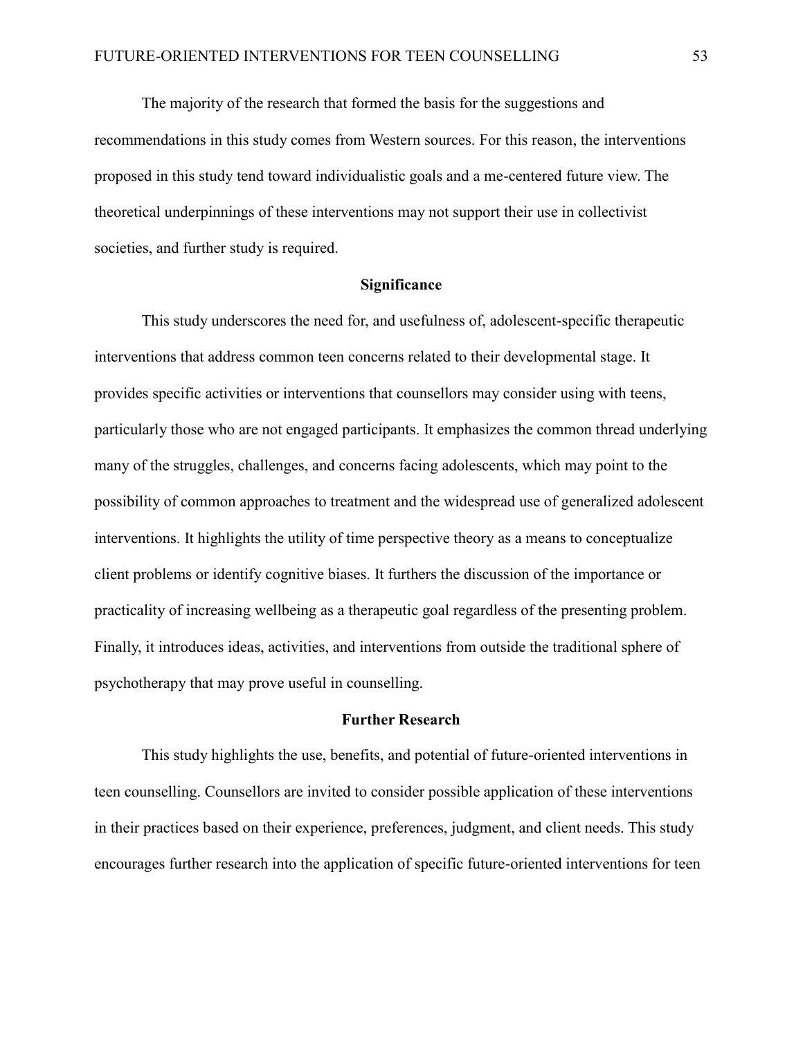The majority of the research that formed the basis for the suggestions and recommendations in this study comes from Western sources. For this reason, the interventions proposed in this study tend toward individualistic goals and a me-centered future view. The theoretical underpinnings of these interventions may not support their use in collectivist societies, and further study is required.

## Significance

This study underscores the need for, and usefulness of, adolescent-specific therapeutic interventions that address common teen concerns related to their developmental stage. It provides specific activities or interventions that counsellors may consider using with teens, particularly those who are not engaged participants. It emphasizes the common thread underlying many of the struggles, challenges, and concerns facing adolescents, which may point to the possibility of common approaches to treatment and the widespread use of generalized adolescent interventions. It highlights the utility of time perspective theory as a means to conceptualize client problems or identify cognitive biases. It furthers the discussion of the importance or practicality of increasing wellbeing as a therapeutic goal regardless of the presenting problem. Finally, it introduces ideas, activities, and interventions from outside the traditional sphere of psychotherapy that may prove useful in counselling.

## Further Research

This study highlights the use, benefits, and potential of future-oriented interventions in teen counselling. Counsellors are invited to consider possible application of these interventions in their practices based on their experience, preferences, judgment, and client needs. This study encourages further research into the application of specific future-oriented interventions for teen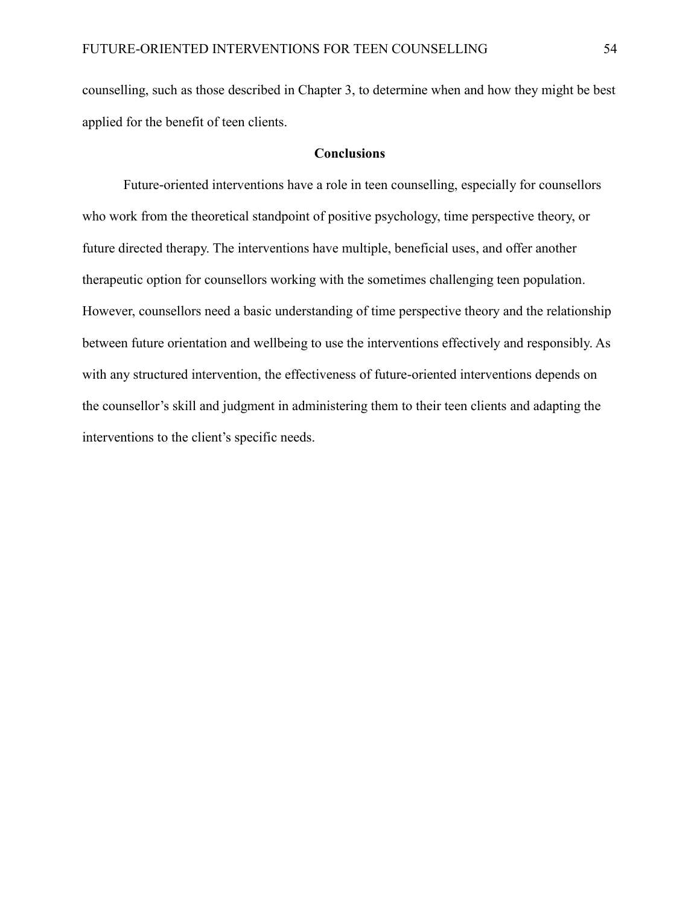counselling, such as those described in Chapter 3, to determine when and how they might be best applied for the benefit of teen clients.

## Conclusions

Future-oriented interventions have a role in teen counselling, especially for counsellors who work from the theoretical standpoint of positive psychology, time perspective theory, or future directed therapy. The interventions have multiple, beneficial uses, and offer another therapeutic option for counsellors working with the sometimes challenging teen population. However, counsellors need a basic understanding of time perspective theory and the relationship between future orientation and wellbeing to use the interventions effectively and responsibly. As with any structured intervention, the effectiveness of future-oriented interventions depends on the counsellor's skill and judgment in administering them to their teen clients and adapting the interventions to the client's specific needs.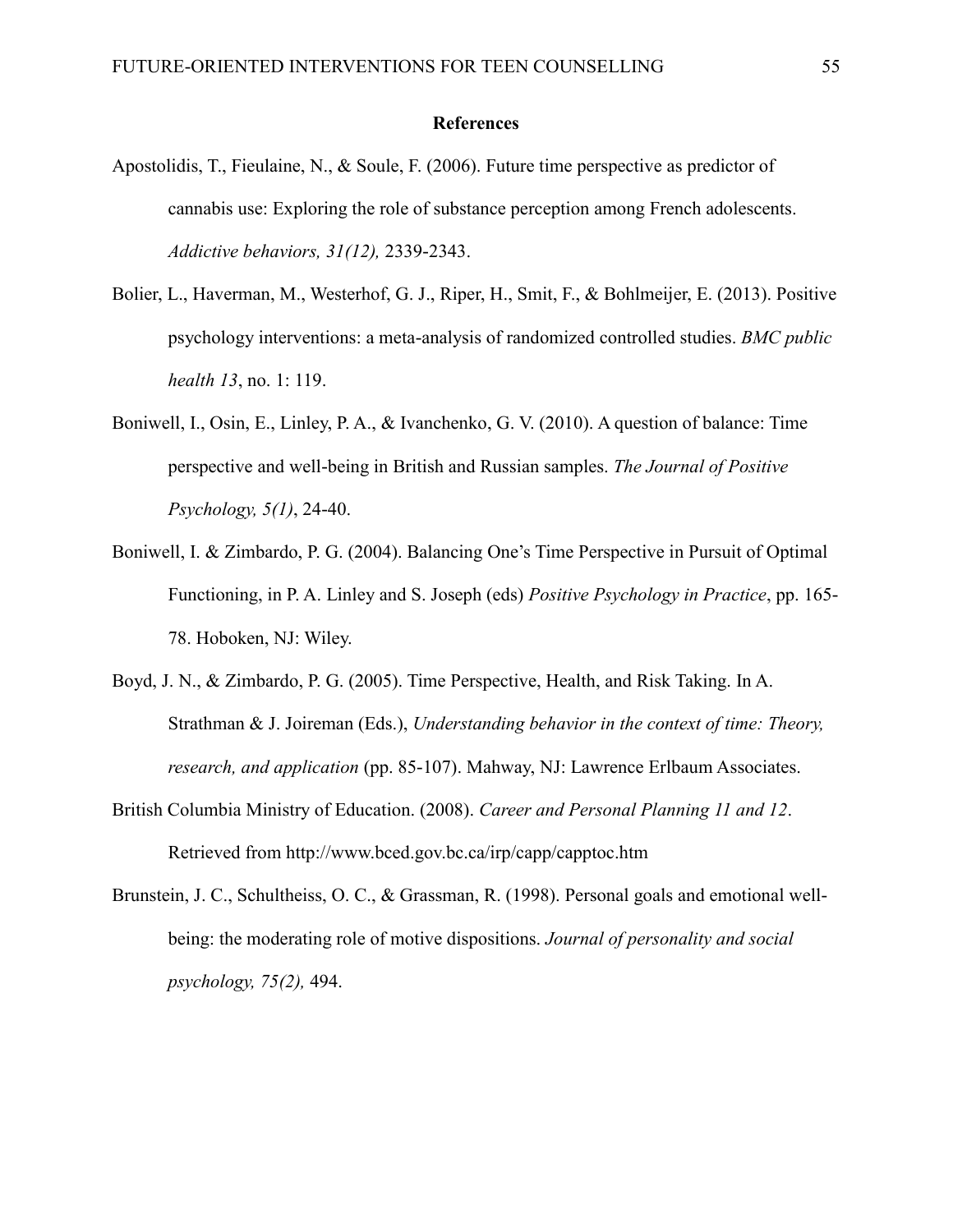## References

Apostolidis, T., Fieulaine, N., & Soule, F. (2006). Future time perspective as predictor of cannabis use: Exploring the role of substance perception among French adolescents. *Addictive behaviors, 31(12),* 2339-2343.

Bolier, L., Haverman, M., Westerhof, G. J., Riper, H., Smit, F., & Bohlmeijer, E. (2013). Positive psychology interventions: a meta-analysis of randomized controlled studies. *BMC public health 13*, no. 1: 119.

Boniwell, I., Osin, E., Linley, P. A., & Ivanchenko, G. V. (2010). A question of balance: Time perspective and well-being in British and Russian samples. *The Journal of Positive Psychology, 5(1)*, 24-40.

Boniwell, I. & Zimbardo, P. G. (2004). Balancing One's Time Perspective in Pursuit of Optimal Functioning, in P. A. Linley and S. Joseph (eds) *Positive Psychology in Practice*, pp. 165-78. Hoboken, NJ: Wiley.

Boyd, J. N., & Zimbardo, P. G. (2005). Time Perspective, Health, and Risk Taking. In A. Strathman & J. Joireman (Eds.), *Understanding behavior in the context of time: Theory, research, and application* (pp. 85-107). Mahway, NJ: Lawrence Erlbaum Associates.

British Columbia Ministry of Education. (2008). *Career and Personal Planning 11 and 12*. Retrieved from http://www.bced.gov.bc.ca/irp/capp/capptoc.htm

Brunstein, J. C., Schultheiss, O. C., & Grassman, R. (1998). Personal goals and emotional well-being: the moderating role of motive dispositions. *Journal of personality and social psychology, 75(2),* 494.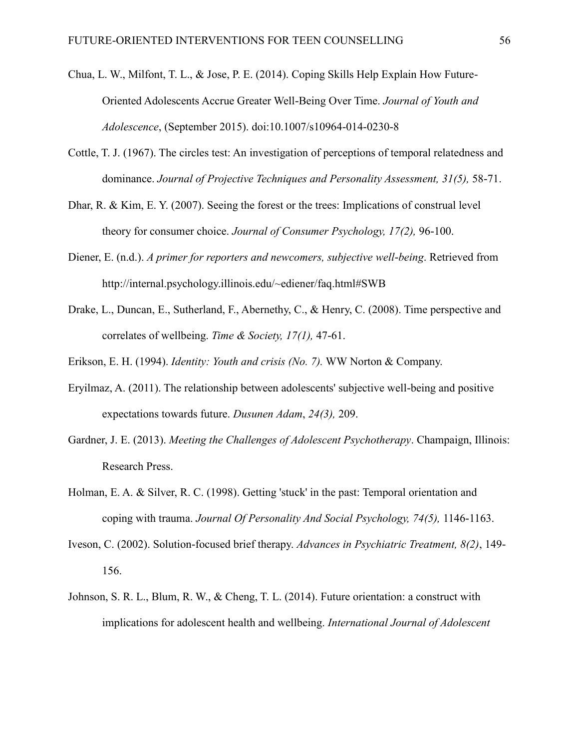Chua, L. W., Milfont, T. L., & Jose, P. E. (2014). Coping Skills Help Explain How Future-Oriented Adolescents Accrue Greater Well-Being Over Time. *Journal of Youth and Adolescence*, (September 2015). doi:10.1007/s10964-014-0230-8

Cottle, T. J. (1967). The circles test: An investigation of perceptions of temporal relatedness and dominance. *Journal of Projective Techniques and Personality Assessment, 31(5),* 58-71.

Dhar, R. & Kim, E. Y. (2007). Seeing the forest or the trees: Implications of construal level theory for consumer choice. *Journal of Consumer Psychology, 17(2),* 96-100.

Diener, E. (n.d.). *A primer for reporters and newcomers, subjective well-being*. Retrieved from http://internal.psychology.illinois.edu/~ediener/faq.html#SWB

Drake, L., Duncan, E., Sutherland, F., Abernethy, C., & Henry, C. (2008). Time perspective and correlates of wellbeing. *Time & Society, 17(1),* 47-61.

Erikson, E. H. (1994). *Identity: Youth and crisis (No. 7).* WW Norton & Company.

Eryilmaz, A. (2011). The relationship between adolescents' subjective well-being and positive expectations towards future. *Dusunen Adam*, *24(3),* 209.

Gardner, J. E. (2013). *Meeting the Challenges of Adolescent Psychotherapy*. Champaign, Illinois: Research Press.

Holman, E. A. & Silver, R. C. (1998). Getting 'stuck' in the past: Temporal orientation and coping with trauma. *Journal Of Personality And Social Psychology, 74(5),* 1146-1163.

Iveson, C. (2002). Solution-focused brief therapy. *Advances in Psychiatric Treatment, 8(2)*, 149-156.

Johnson, S. R. L., Blum, R. W., & Cheng, T. L. (2014). Future orientation: a construct with implications for adolescent health and wellbeing. *International Journal of Adolescent*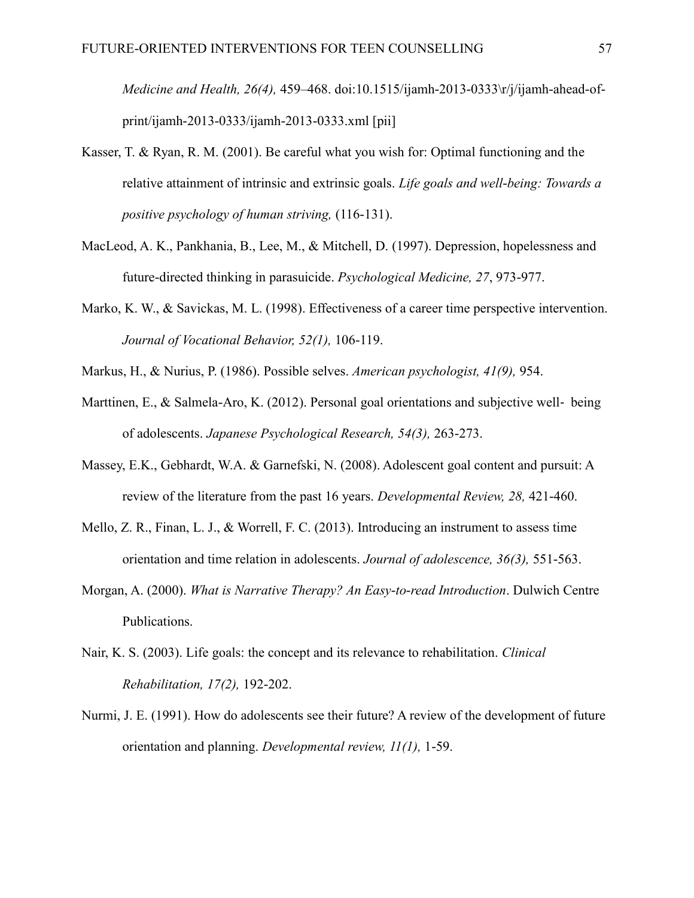*Medicine and Health, 26(4),* 459–468. doi:10.1515/ijamh-2013-0333\r/j/ijamh-ahead-of-print/ijamh-2013-0333/ijamh-2013-0333.xml [pii]

Kasser, T. & Ryan, R. M. (2001). Be careful what you wish for: Optimal functioning and the relative attainment of intrinsic and extrinsic goals. *Life goals and well-being: Towards a positive psychology of human striving,* (116-131).

MacLeod, A. K., Pankhania, B., Lee, M., & Mitchell, D. (1997). Depression, hopelessness and future-directed thinking in parasuicide. *Psychological Medicine, 27*, 973-977.

Marko, K. W., & Savickas, M. L. (1998). Effectiveness of a career time perspective intervention. *Journal of Vocational Behavior, 52(1),* 106-119.

Markus, H., & Nurius, P. (1986). Possible selves. *American psychologist, 41(9),* 954.

Marttinen, E., & Salmela-Aro, K. (2012). Personal goal orientations and subjective well‐ being of adolescents. *Japanese Psychological Research, 54(3),* 263-273.

Massey, E.K., Gebhardt, W.A. & Garnefski, N. (2008). Adolescent goal content and pursuit: A review of the literature from the past 16 years. *Developmental Review, 28,* 421-460.

Mello, Z. R., Finan, L. J., & Worrell, F. C. (2013). Introducing an instrument to assess time orientation and time relation in adolescents. *Journal of adolescence, 36(3),* 551-563.

Morgan, A. (2000). *What is Narrative Therapy? An Easy-to-read Introduction*. Dulwich Centre Publications.

Nair, K. S. (2003). Life goals: the concept and its relevance to rehabilitation. *Clinical Rehabilitation, 17(2),* 192-202.

Nurmi, J. E. (1991). How do adolescents see their future? A review of the development of future orientation and planning. *Developmental review, 11(1),* 1-59.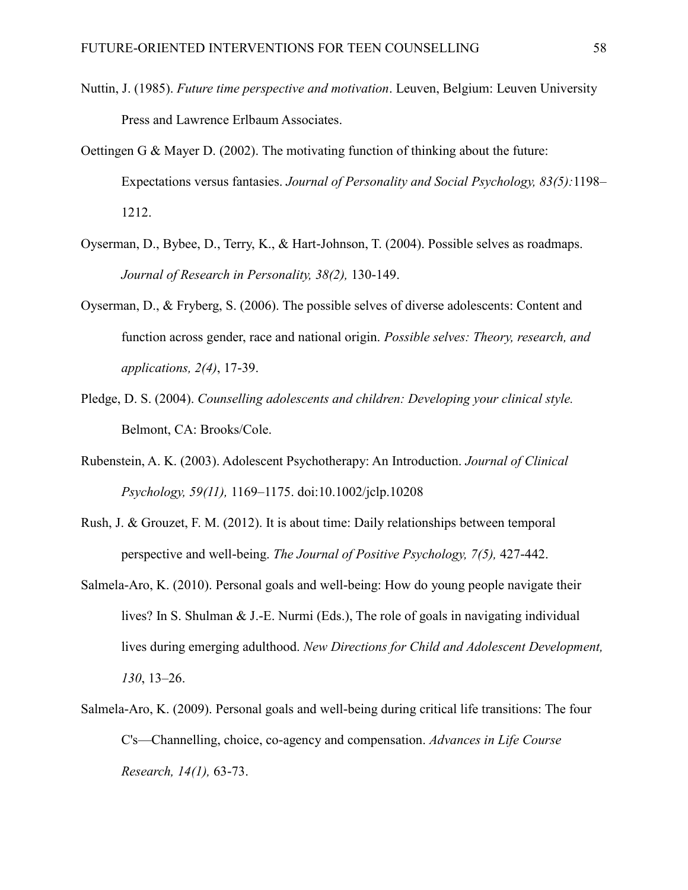Nuttin, J. (1985). *Future time perspective and motivation*. Leuven, Belgium: Leuven University Press and Lawrence Erlbaum Associates.

Oettingen G & Mayer D. (2002). The motivating function of thinking about the future: Expectations versus fantasies. *Journal of Personality and Social Psychology, 83(5):*1198–1212.

Oyserman, D., Bybee, D., Terry, K., & Hart-Johnson, T. (2004). Possible selves as roadmaps. *Journal of Research in Personality, 38(2),* 130-149.

Oyserman, D., & Fryberg, S. (2006). The possible selves of diverse adolescents: Content and function across gender, race and national origin. *Possible selves: Theory, research, and applications, 2(4)*, 17-39.

Pledge, D. S. (2004). *Counselling adolescents and children: Developing your clinical style.* Belmont, CA: Brooks/Cole.

Rubenstein, A. K. (2003). Adolescent Psychotherapy: An Introduction. *Journal of Clinical Psychology, 59(11),* 1169–1175. doi:10.1002/jclp.10208

Rush, J. & Grouzet, F. M. (2012). It is about time: Daily relationships between temporal perspective and well-being. *The Journal of Positive Psychology, 7(5),* 427-442.

Salmela-Aro, K. (2010). Personal goals and well-being: How do young people navigate their lives? In S. Shulman & J.-E. Nurmi (Eds.), The role of goals in navigating individual lives during emerging adulthood. *New Directions for Child and Adolescent Development, 130*, 13–26.

Salmela-Aro, K. (2009). Personal goals and well-being during critical life transitions: The four C's—Channelling, choice, co-agency and compensation. *Advances in Life Course Research, 14(1),* 63-73.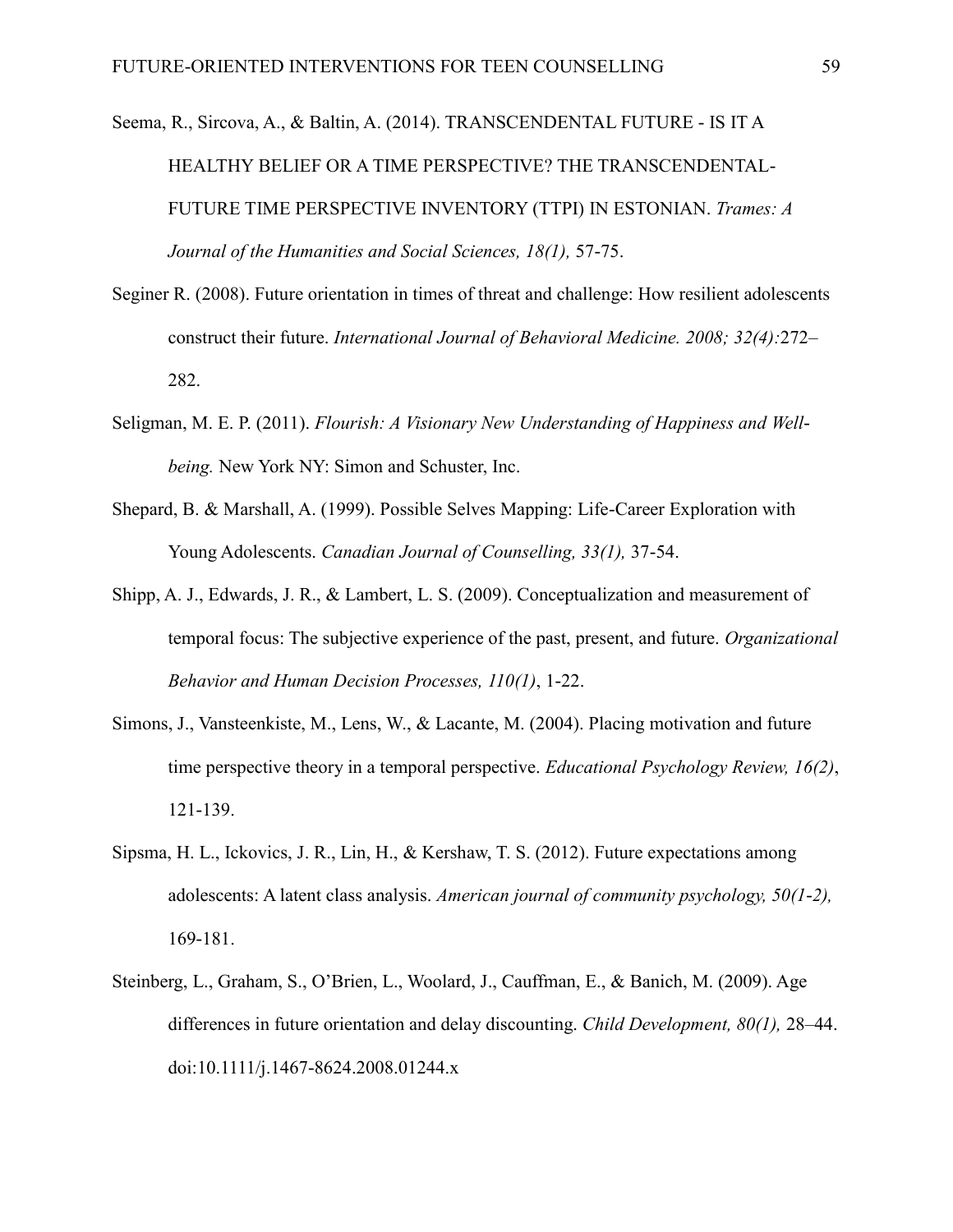Seema, R., Sircova, A., & Baltin, A. (2014). TRANSCENDENTAL FUTURE - IS IT A HEALTHY BELIEF OR A TIME PERSPECTIVE? THE TRANSCENDENTAL-FUTURE TIME PERSPECTIVE INVENTORY (TTPI) IN ESTONIAN. *Trames: A Journal of the Humanities and Social Sciences, 18(1),* 57-75.

Seginer R. (2008). Future orientation in times of threat and challenge: How resilient adolescents construct their future. *International Journal of Behavioral Medicine. 2008; 32(4):*272–282.

Seligman, M. E. P. (2011). *Flourish: A Visionary New Understanding of Happiness and Well-being.* New York NY: Simon and Schuster, Inc.

Shepard, B. & Marshall, A. (1999). Possible Selves Mapping: Life-Career Exploration with Young Adolescents. *Canadian Journal of Counselling, 33(1),* 37-54.

Shipp, A. J., Edwards, J. R., & Lambert, L. S. (2009). Conceptualization and measurement of temporal focus: The subjective experience of the past, present, and future. *Organizational Behavior and Human Decision Processes, 110(1)*, 1-22.

Simons, J., Vansteenkiste, M., Lens, W., & Lacante, M. (2004). Placing motivation and future time perspective theory in a temporal perspective. *Educational Psychology Review, 16(2)*, 121-139.

Sipsma, H. L., Ickovics, J. R., Lin, H., & Kershaw, T. S. (2012). Future expectations among adolescents: A latent class analysis. *American journal of community psychology, 50(1-2),* 169-181.

Steinberg, L., Graham, S., O'Brien, L., Woolard, J., Cauffman, E., & Banich, M. (2009). Age differences in future orientation and delay discounting. *Child Development, 80(1),* 28–44. doi:10.1111/j.1467-8624.2008.01244.x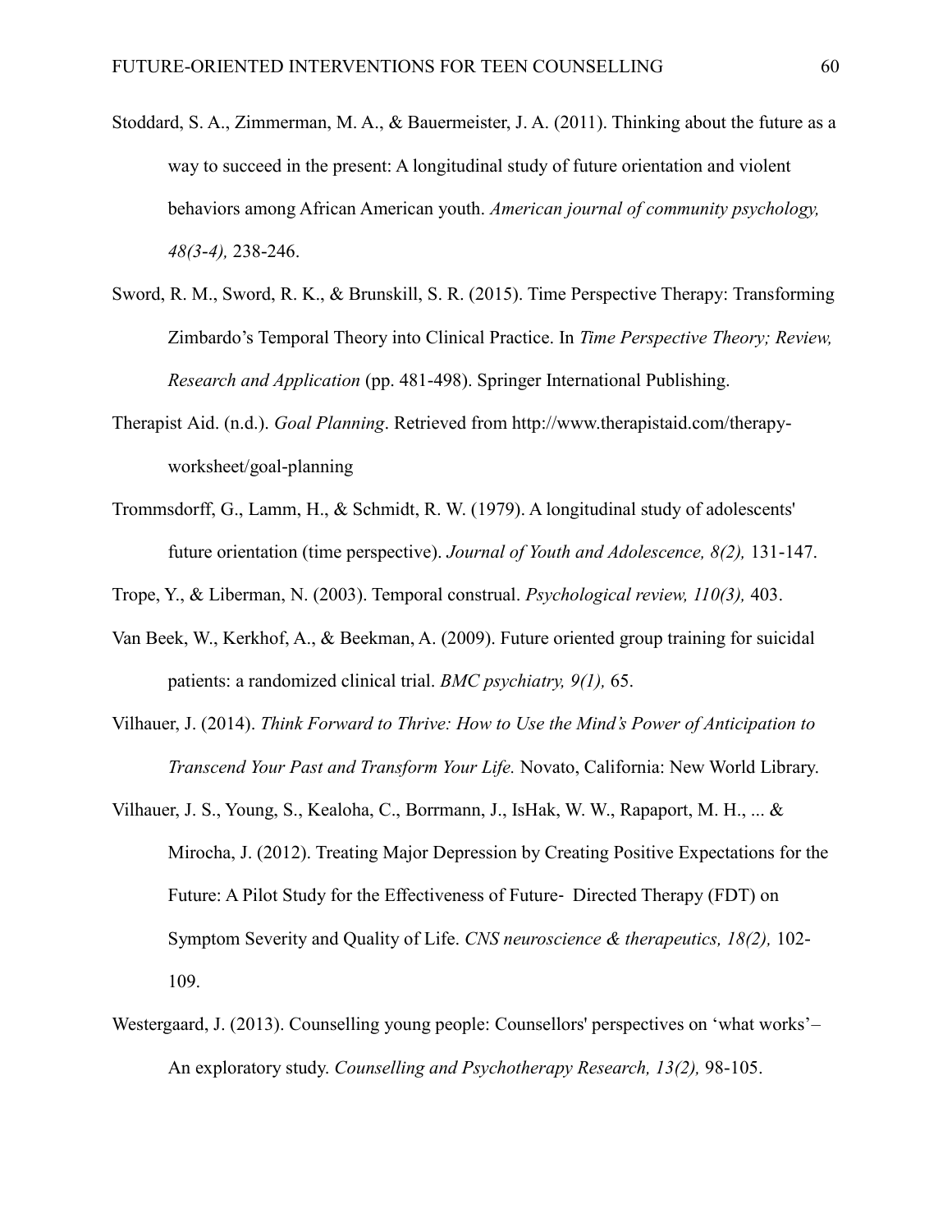Stoddard, S. A., Zimmerman, M. A., & Bauermeister, J. A. (2011). Thinking about the future as a way to succeed in the present: A longitudinal study of future orientation and violent behaviors among African American youth. *American journal of community psychology, 48(3-4),* 238-246.

Sword, R. M., Sword, R. K., & Brunskill, S. R. (2015). Time Perspective Therapy: Transforming Zimbardo's Temporal Theory into Clinical Practice. In *Time Perspective Theory; Review, Research and Application* (pp. 481-498). Springer International Publishing.

Therapist Aid. (n.d.). *Goal Planning*. Retrieved from http://www.therapistaid.com/therapy-worksheet/goal-planning

Trommsdorff, G., Lamm, H., & Schmidt, R. W. (1979). A longitudinal study of adolescents' future orientation (time perspective). *Journal of Youth and Adolescence, 8(2),* 131-147.

Trope, Y., & Liberman, N. (2003). Temporal construal. *Psychological review, 110(3),* 403.

Van Beek, W., Kerkhof, A., & Beekman, A. (2009). Future oriented group training for suicidal patients: a randomized clinical trial. *BMC psychiatry, 9(1),* 65.

Vilhauer, J. (2014). *Think Forward to Thrive: How to Use the Mind's Power of Anticipation to Transcend Your Past and Transform Your Life.* Novato, California: New World Library.

Vilhauer, J. S., Young, S., Kealoha, C., Borrmann, J., IsHak, W. W., Rapaport, M. H., ... & Mirocha, J. (2012). Treating Major Depression by Creating Positive Expectations for the Future: A Pilot Study for the Effectiveness of Future- Directed Therapy (FDT) on Symptom Severity and Quality of Life. *CNS neuroscience & therapeutics, 18(2),* 102-109.

Westergaard, J. (2013). Counselling young people: Counsellors' perspectives on 'what works'– An exploratory study. *Counselling and Psychotherapy Research, 13(2),* 98-105.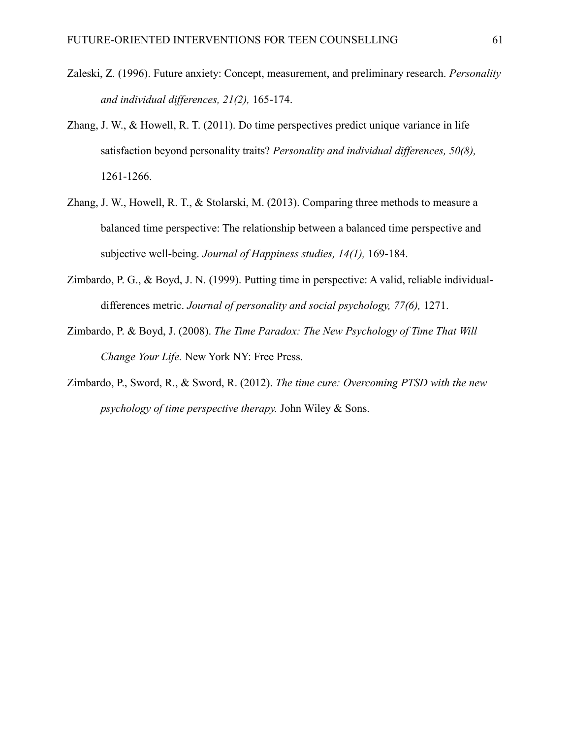Zaleski, Z. (1996). Future anxiety: Concept, measurement, and preliminary research. *Personality and individual differences, 21(2),* 165-174.

Zhang, J. W., & Howell, R. T. (2011). Do time perspectives predict unique variance in life satisfaction beyond personality traits? *Personality and individual differences, 50(8),* 1261-1266.

Zhang, J. W., Howell, R. T., & Stolarski, M. (2013). Comparing three methods to measure a balanced time perspective: The relationship between a balanced time perspective and subjective well-being. *Journal of Happiness studies, 14(1),* 169-184.

Zimbardo, P. G., & Boyd, J. N. (1999). Putting time in perspective: A valid, reliable individual-differences metric. *Journal of personality and social psychology, 77(6),* 1271.

Zimbardo, P. & Boyd, J. (2008). *The Time Paradox: The New Psychology of Time That Will Change Your Life.* New York NY: Free Press.

Zimbardo, P., Sword, R., & Sword, R. (2012). *The time cure: Overcoming PTSD with the new psychology of time perspective therapy.* John Wiley & Sons.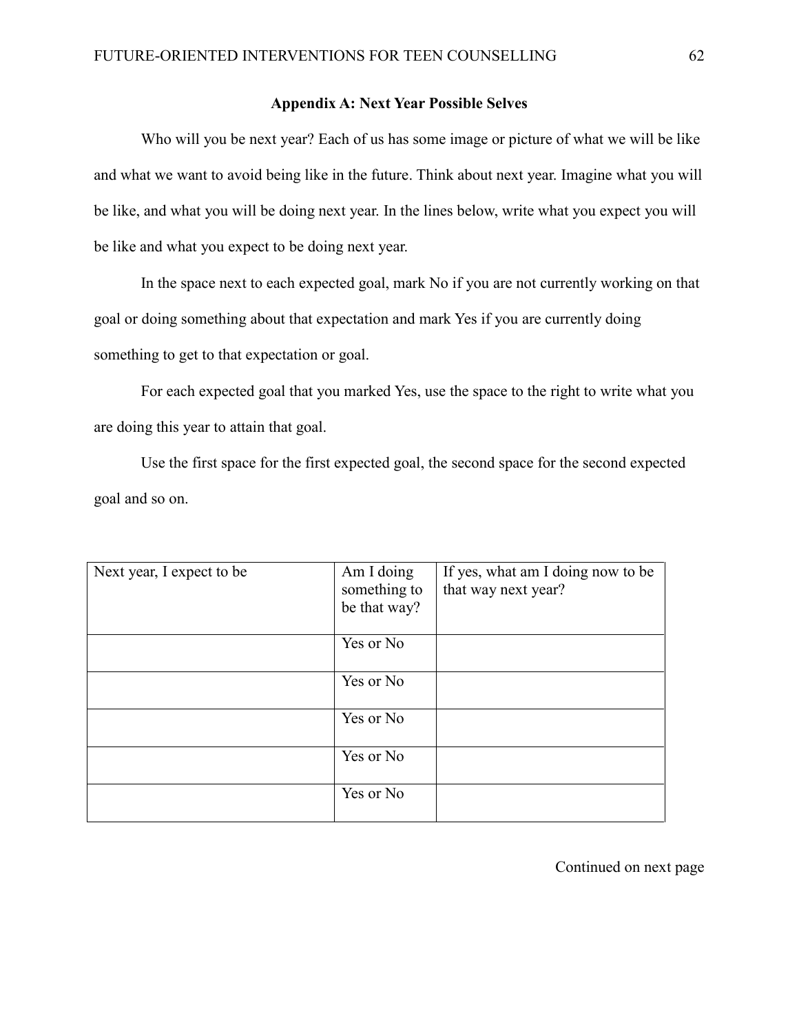## Appendix A: Next Year Possible Selves

Who will you be next year? Each of us has some image or picture of what we will be like and what we want to avoid being like in the future. Think about next year. Imagine what you will be like, and what you will be doing next year. In the lines below, write what you expect you will be like and what you expect to be doing next year.

In the space next to each expected goal, mark No if you are not currently working on that goal or doing something about that expectation and mark Yes if you are currently doing something to get to that expectation or goal.

For each expected goal that you marked Yes, use the space to the right to write what you are doing this year to attain that goal.

Use the first space for the first expected goal, the second space for the second expected goal and so on.

| Next year, I expect to be | Am I doing something to be that way? | If yes, what am I doing now to be that way next year? |
|---|---|---|
| | Yes or No | |
| | Yes or No | |
| | Yes or No | |
| | Yes or No | |
| | Yes or No | |

Continued on next page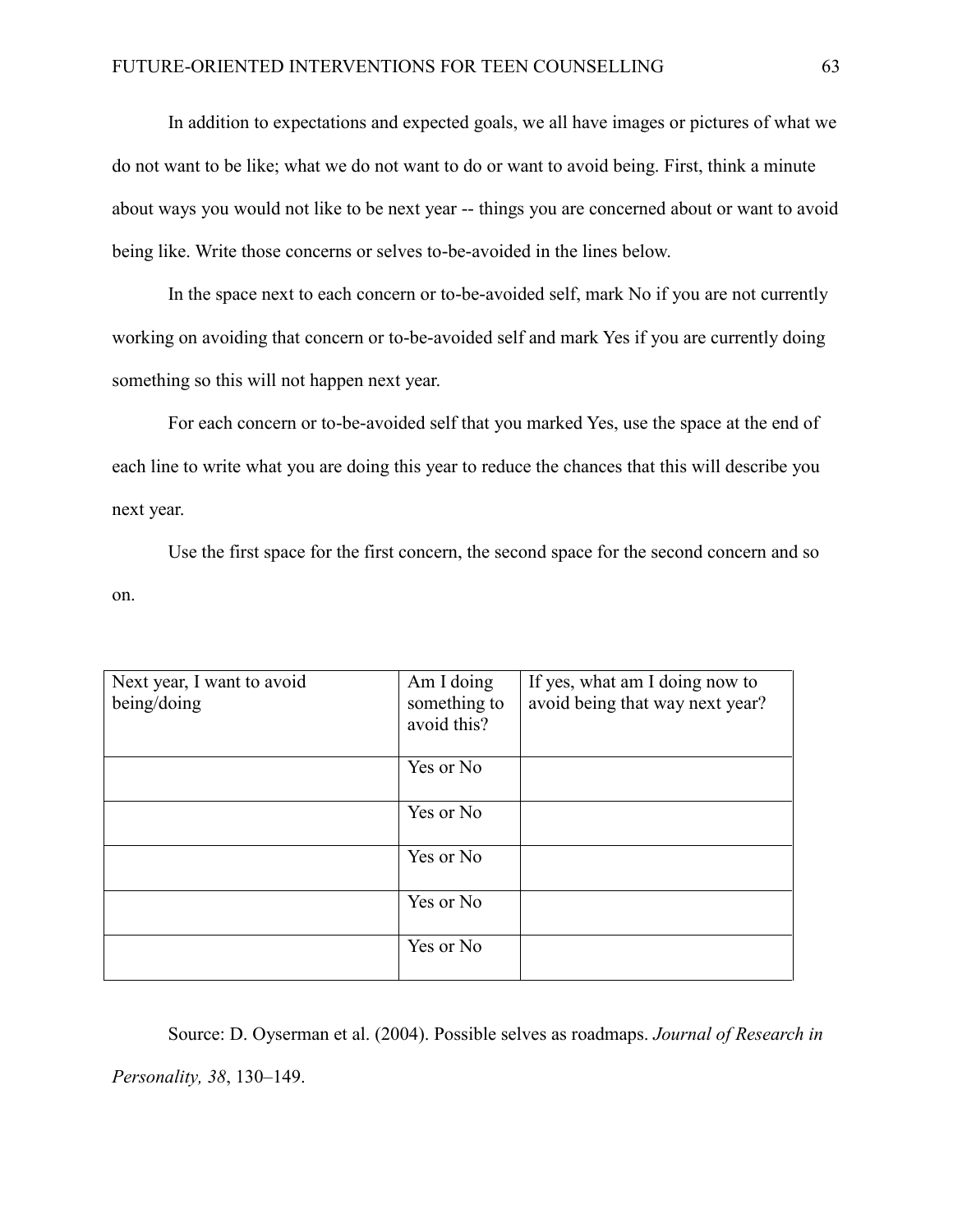In addition to expectations and expected goals, we all have images or pictures of what we do not want to be like; what we do not want to do or want to avoid being. First, think a minute about ways you would not like to be next year -- things you are concerned about or want to avoid being like. Write those concerns or selves to-be-avoided in the lines below.

In the space next to each concern or to-be-avoided self, mark No if you are not currently working on avoiding that concern or to-be-avoided self and mark Yes if you are currently doing something so this will not happen next year.

For each concern or to-be-avoided self that you marked Yes, use the space at the end of each line to write what you are doing this year to reduce the chances that this will describe you next year.

Use the first space for the first concern, the second space for the second concern and so on.

| Next year, I want to avoid being/doing | Am I doing something to avoid this? | If yes, what am I doing now to avoid being that way next year? |
|---|---|---|
| | Yes or No | |
| | Yes or No | |
| | Yes or No | |
| | Yes or No | |
| | Yes or No | |

Source: D. Oyserman et al. (2004). Possible selves as roadmaps. *Journal of Research in Personality, 38*, 130–149.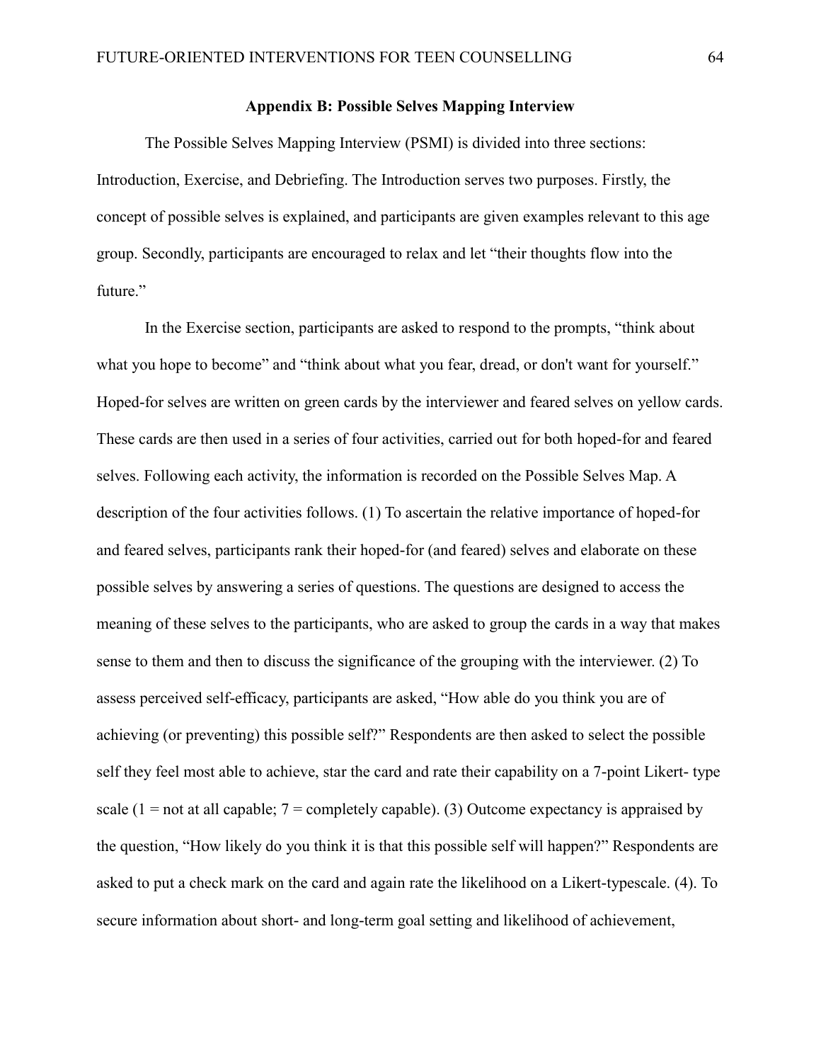## Appendix B: Possible Selves Mapping Interview

The Possible Selves Mapping Interview (PSMI) is divided into three sections: Introduction, Exercise, and Debriefing. The Introduction serves two purposes. Firstly, the concept of possible selves is explained, and participants are given examples relevant to this age group. Secondly, participants are encouraged to relax and let "their thoughts flow into the future."

In the Exercise section, participants are asked to respond to the prompts, "think about what you hope to become" and "think about what you fear, dread, or don't want for yourself." Hoped-for selves are written on green cards by the interviewer and feared selves on yellow cards. These cards are then used in a series of four activities, carried out for both hoped-for and feared selves. Following each activity, the information is recorded on the Possible Selves Map. A description of the four activities follows. (1) To ascertain the relative importance of hoped-for and feared selves, participants rank their hoped-for (and feared) selves and elaborate on these possible selves by answering a series of questions. The questions are designed to access the meaning of these selves to the participants, who are asked to group the cards in a way that makes sense to them and then to discuss the significance of the grouping with the interviewer. (2) To assess perceived self-efficacy, participants are asked, "How able do you think you are of achieving (or preventing) this possible self?" Respondents are then asked to select the possible self they feel most able to achieve, star the card and rate their capability on a 7-point Likert- type scale (1 = not at all capable; 7 = completely capable). (3) Outcome expectancy is appraised by the question, "How likely do you think it is that this possible self will happen?" Respondents are asked to put a check mark on the card and again rate the likelihood on a Likert-typescale. (4). To secure information about short- and long-term goal setting and likelihood of achievement,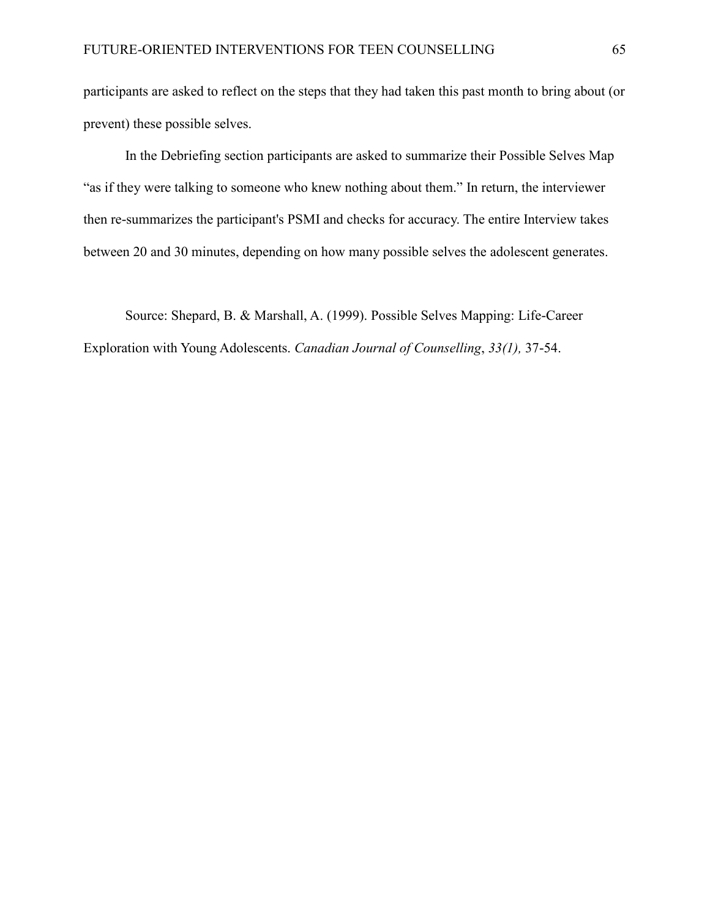participants are asked to reflect on the steps that they had taken this past month to bring about (or prevent) these possible selves.

In the Debriefing section participants are asked to summarize their Possible Selves Map "as if they were talking to someone who knew nothing about them." In return, the interviewer then re-summarizes the participant's PSMI and checks for accuracy. The entire Interview takes between 20 and 30 minutes, depending on how many possible selves the adolescent generates.

Source: Shepard, B. & Marshall, A. (1999). Possible Selves Mapping: Life-Career Exploration with Young Adolescents. *Canadian Journal of Counselling*, *33(1),* 37-54.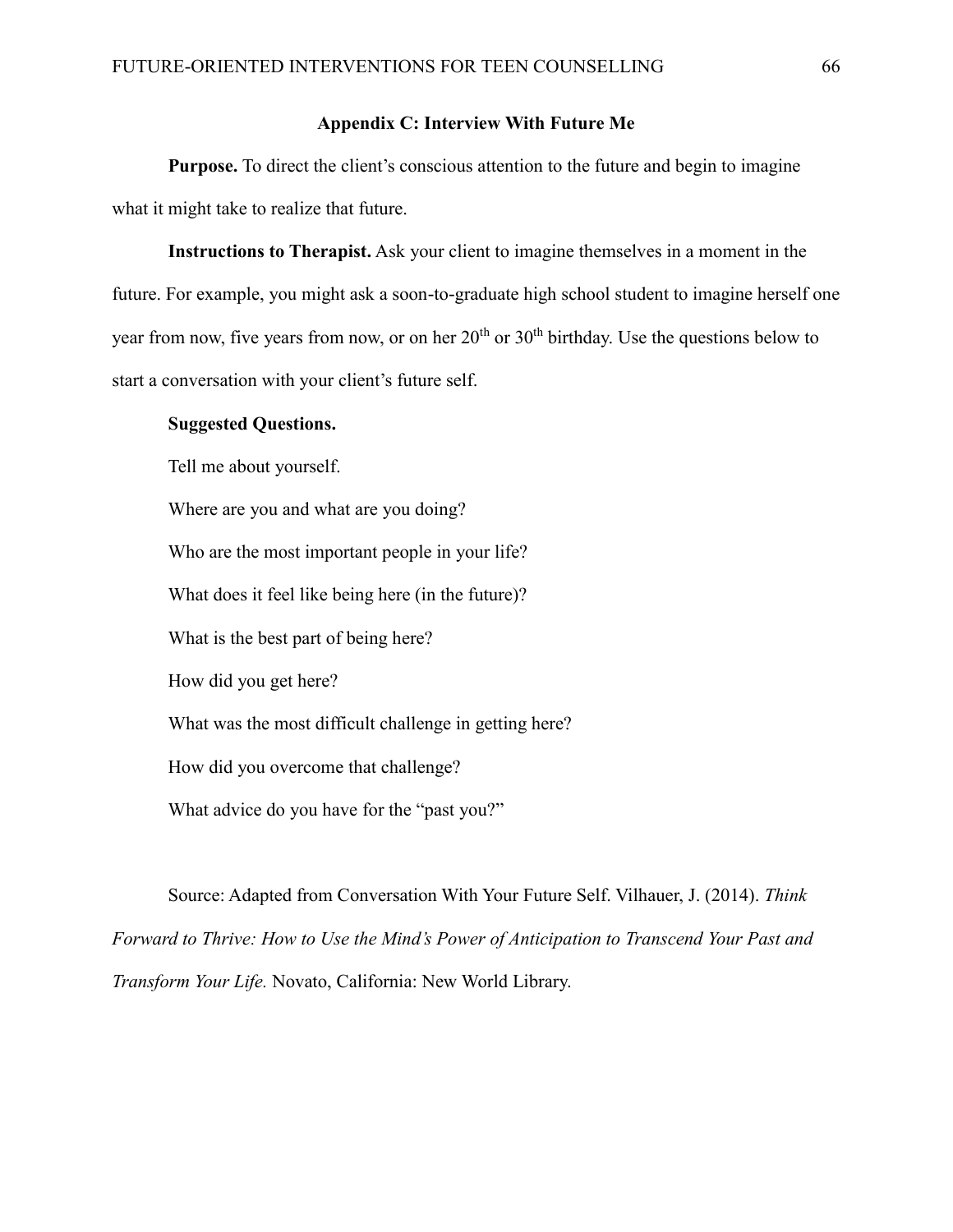## Appendix C: Interview With Future Me

**Purpose.** To direct the client's conscious attention to the future and begin to imagine what it might take to realize that future.

**Instructions to Therapist.** Ask your client to imagine themselves in a moment in the future. For example, you might ask a soon-to-graduate high school student to imagine herself one year from now, five years from now, or on her 20th or 30th birthday. Use the questions below to start a conversation with your client's future self.

**Suggested Questions.**

Tell me about yourself.

Where are you and what are you doing?

Who are the most important people in your life?

What does it feel like being here (in the future)?

What is the best part of being here?

How did you get here?

What was the most difficult challenge in getting here?

How did you overcome that challenge?

What advice do you have for the "past you?"

Source: Adapted from Conversation With Your Future Self. Vilhauer, J. (2014). *Think Forward to Thrive: How to Use the Mind's Power of Anticipation to Transcend Your Past and Transform Your Life.* Novato, California: New World Library.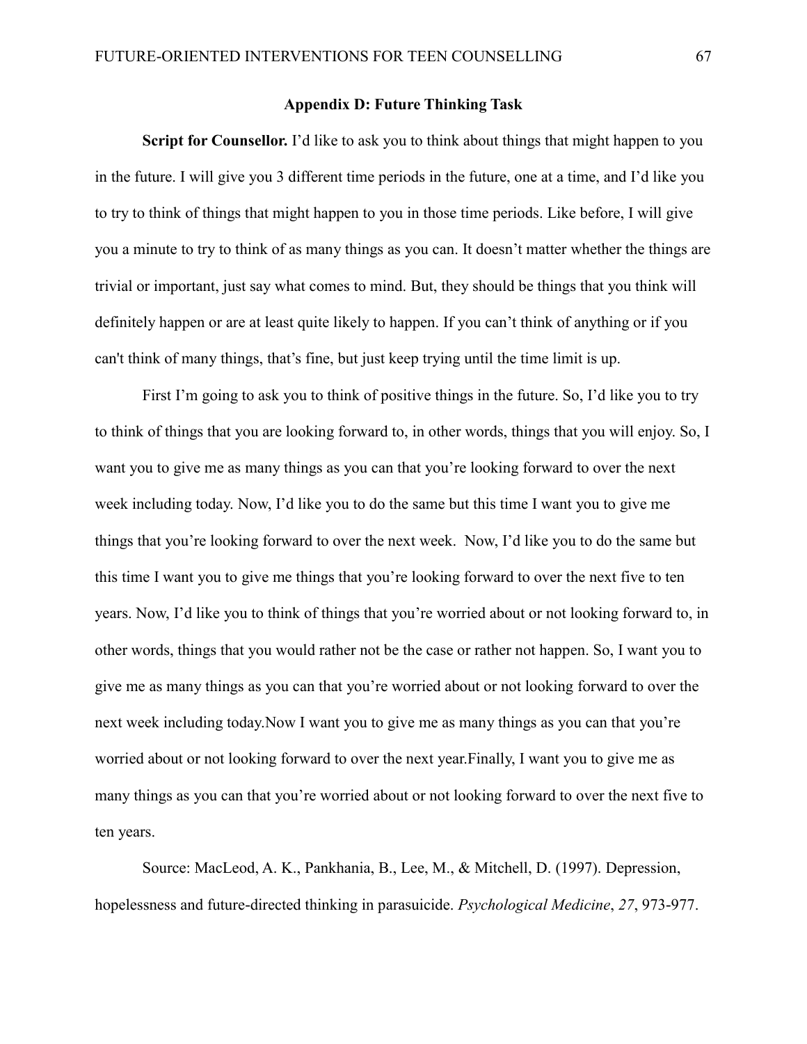## Appendix D: Future Thinking Task

**Script for Counsellor.** I'd like to ask you to think about things that might happen to you in the future. I will give you 3 different time periods in the future, one at a time, and I'd like you to try to think of things that might happen to you in those time periods. Like before, I will give you a minute to try to think of as many things as you can. It doesn't matter whether the things are trivial or important, just say what comes to mind. But, they should be things that you think will definitely happen or are at least quite likely to happen. If you can't think of anything or if you can't think of many things, that's fine, but just keep trying until the time limit is up.

First I'm going to ask you to think of positive things in the future. So, I'd like you to try to think of things that you are looking forward to, in other words, things that you will enjoy. So, I want you to give me as many things as you can that you're looking forward to over the next week including today. Now, I'd like you to do the same but this time I want you to give me things that you're looking forward to over the next week. Now, I'd like you to do the same but this time I want you to give me things that you're looking forward to over the next five to ten years. Now, I'd like you to think of things that you're worried about or not looking forward to, in other words, things that you would rather not be the case or rather not happen. So, I want you to give me as many things as you can that you're worried about or not looking forward to over the next week including today.Now I want you to give me as many things as you can that you're worried about or not looking forward to over the next year.Finally, I want you to give me as many things as you can that you're worried about or not looking forward to over the next five to ten years.

Source: MacLeod, A. K., Pankhania, B., Lee, M., & Mitchell, D. (1997). Depression, hopelessness and future-directed thinking in parasuicide. *Psychological Medicine*, *27*, 973-977.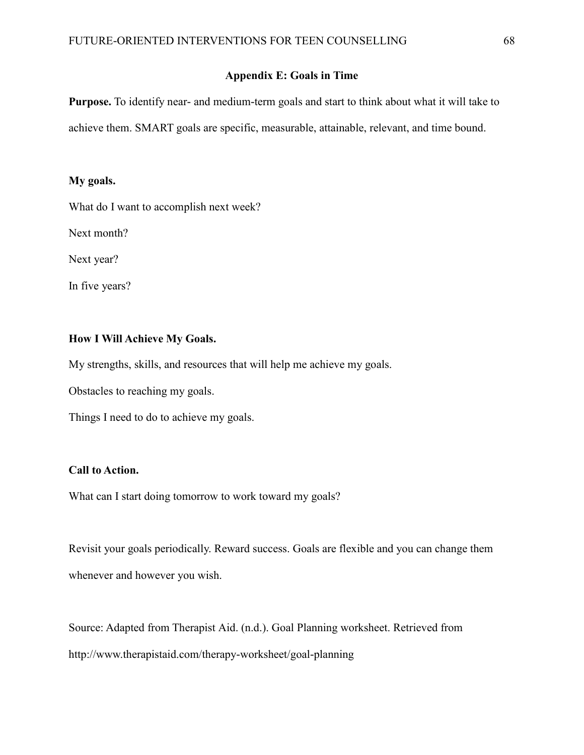## Appendix E: Goals in Time

**Purpose.** To identify near- and medium-term goals and start to think about what it will take to achieve them. SMART goals are specific, measurable, attainable, relevant, and time bound.

**My goals.**

What do I want to accomplish next week?

Next month?

Next year?

In five years?

**How I Will Achieve My Goals.**

My strengths, skills, and resources that will help me achieve my goals.

Obstacles to reaching my goals.

Things I need to do to achieve my goals.

**Call to Action.**

What can I start doing tomorrow to work toward my goals?

Revisit your goals periodically. Reward success. Goals are flexible and you can change them whenever and however you wish.

Source: Adapted from Therapist Aid. (n.d.). Goal Planning worksheet. Retrieved from http://www.therapistaid.com/therapy-worksheet/goal-planning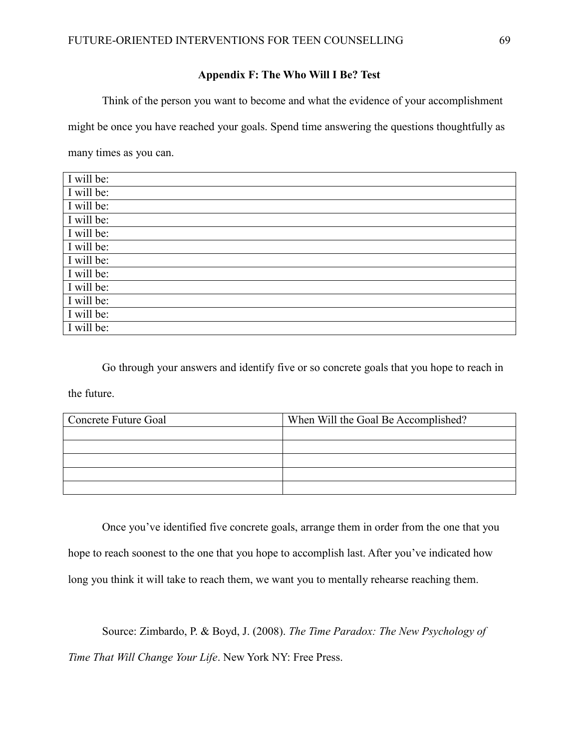## Appendix F: The Who Will I Be? Test

Think of the person you want to become and what the evidence of your accomplishment might be once you have reached your goals. Spend time answering the questions thoughtfully as many times as you can.

| I will be: |
|---|
| I will be: |
| I will be: |
| I will be: |
| I will be: |
| I will be: |
| I will be: |
| I will be: |
| I will be: |
| I will be: |
| I will be: |
| I will be: |

Go through your answers and identify five or so concrete goals that you hope to reach in the future.

| Concrete Future Goal | When Will the Goal Be Accomplished? |
|---|---|
| | |
| | |
| | |
| | |
| | |

Once you've identified five concrete goals, arrange them in order from the one that you hope to reach soonest to the one that you hope to accomplish last. After you've indicated how long you think it will take to reach them, we want you to mentally rehearse reaching them.

Source: Zimbardo, P. & Boyd, J. (2008). *The Time Paradox: The New Psychology of Time That Will Change Your Life*. New York NY: Free Press.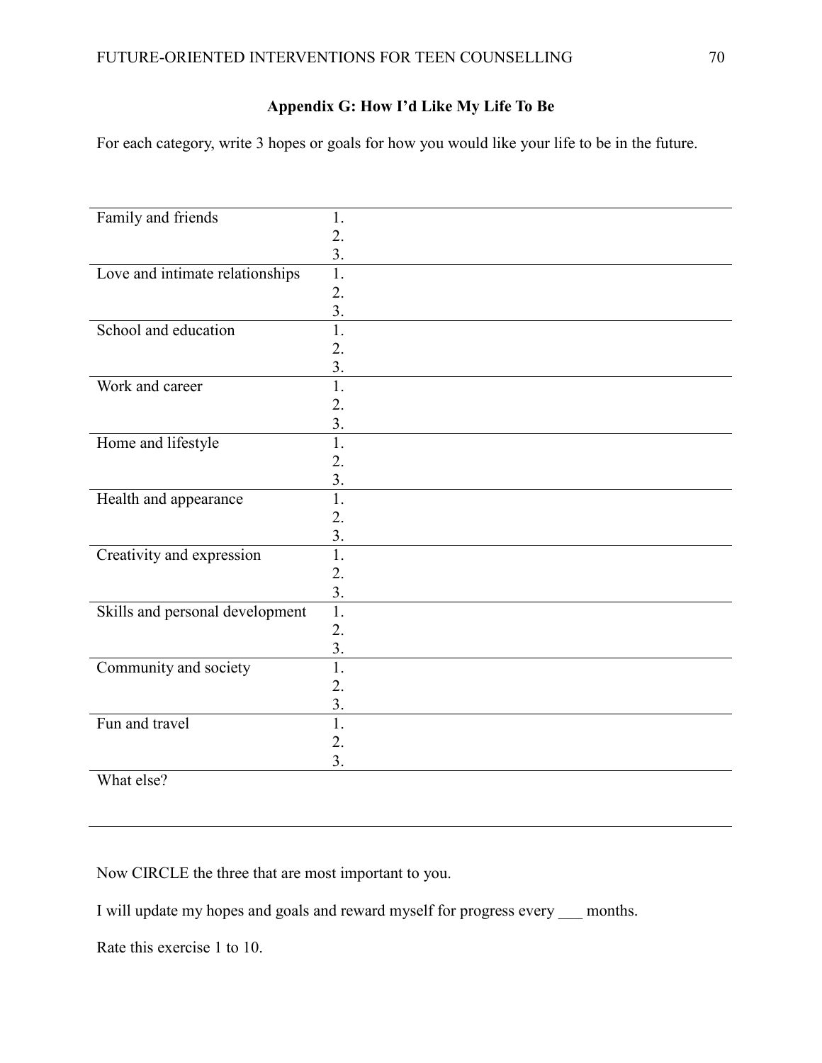## Appendix G: How I'd Like My Life To Be

For each category, write 3 hopes or goals for how you would like your life to be in the future.

| | |
|---|---|
| Family and friends | 1.<br>2.<br>3. |
| Love and intimate relationships | 1.<br>2.<br>3. |
| School and education | 1.<br>2.<br>3. |
| Work and career | 1.<br>2.<br>3. |
| Home and lifestyle | 1.<br>2.<br>3. |
| Health and appearance | 1.<br>2.<br>3. |
| Creativity and expression | 1.<br>2.<br>3. |
| Skills and personal development | 1.<br>2.<br>3. |
| Community and society | 1.<br>2.<br>3. |
| Fun and travel | 1.<br>2.<br>3. |
| What else? | |

Now CIRCLE the three that are most important to you.

I will update my hopes and goals and reward myself for progress every ___ months.

Rate this exercise 1 to 10.